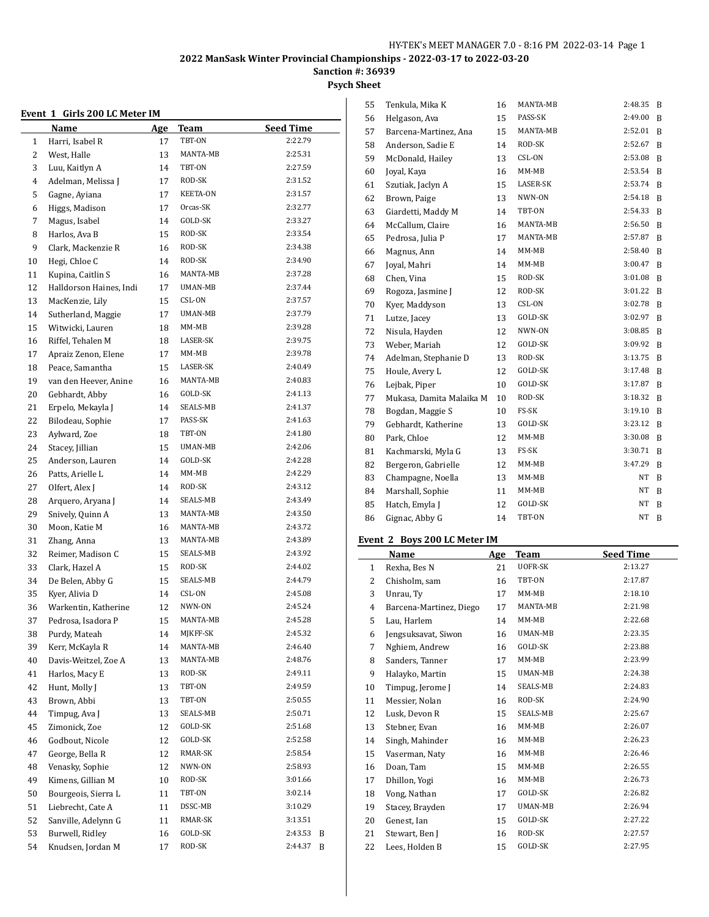HY-TEK's MEET MANAGER 7.0 - 8:16 PM 2022-03-14 Page 1

## 2022 ManSask Winter Provincial Championships - 2022-03-17 to 2022-03-20

**Sanction #: 36939**

**Psych Sheet**

### Event 1 Girls 200 LC Meter IM

| | Name | Age | Team | Seed Time | |
|---|---|---|---|---|---|
| 1 | Harri, Isabel R | 17 | TBT-ON | 2:22.79 | |
| 2 | West, Halle | 13 | MANTA-MB | 2:25.31 | |
| 3 | Luu, Kaitlyn A | 14 | TBT-ON | 2:27.59 | |
| 4 | Adelman, Melissa J | 17 | ROD-SK | 2:31.52 | |
| 5 | Gagne, Ayiana | 17 | KEETA-ON | 2:31.57 | |
| 6 | Higgs, Madison | 17 | Orcas-SK | 2:32.77 | |
| 7 | Magus, Isabel | 14 | GOLD-SK | 2:33.27 | |
| 8 | Harlos, Ava B | 15 | ROD-SK | 2:33.54 | |
| 9 | Clark, Mackenzie R | 16 | ROD-SK | 2:34.38 | |
| 10 | Hegi, Chloe C | 14 | ROD-SK | 2:34.90 | |
| 11 | Kupina, Caitlin S | 16 | MANTA-MB | 2:37.28 | |
| 12 | Halldorson Haines, Indi | 17 | UMAN-MB | 2:37.44 | |
| 13 | MacKenzie, Lily | 15 | CSL-ON | 2:37.57 | |
| 14 | Sutherland, Maggie | 17 | UMAN-MB | 2:37.79 | |
| 15 | Witwicki, Lauren | 18 | MM-MB | 2:39.28 | |
| 16 | Riffel, Tehalen M | 18 | LASER-SK | 2:39.75 | |
| 17 | Apraiz Zenon, Elene | 17 | MM-MB | 2:39.78 | |
| 18 | Peace, Samantha | 15 | LASER-SK | 2:40.49 | |
| 19 | van den Heever, Anine | 16 | MANTA-MB | 2:40.83 | |
| 20 | Gebhardt, Abby | 16 | GOLD-SK | 2:41.13 | |
| 21 | Erpelo, Mekayla J | 14 | SEALS-MB | 2:41.37 | |
| 22 | Bilodeau, Sophie | 17 | PASS-SK | 2:41.63 | |
| 23 | Aylward, Zoe | 18 | TBT-ON | 2:41.80 | |
| 24 | Stacey, Jillian | 15 | UMAN-MB | 2:42.06 | |
| 25 | Anderson, Lauren | 14 | GOLD-SK | 2:42.28 | |
| 26 | Patts, Arielle L | 14 | MM-MB | 2:42.29 | |
| 27 | Olfert, Alex J | 14 | ROD-SK | 2:43.12 | |
| 28 | Arquero, Aryana J | 14 | SEALS-MB | 2:43.49 | |
| 29 | Snively, Quinn A | 13 | MANTA-MB | 2:43.50 | |
| 30 | Moon, Katie M | 16 | MANTA-MB | 2:43.72 | |
| 31 | Zhang, Anna | 13 | MANTA-MB | 2:43.89 | |
| 32 | Reimer, Madison C | 15 | SEALS-MB | 2:43.92 | |
| 33 | Clark, Hazel A | 15 | ROD-SK | 2:44.02 | |
| 34 | De Belen, Abby G | 15 | SEALS-MB | 2:44.79 | |
| 35 | Kyer, Alivia D | 14 | CSL-ON | 2:45.08 | |
| 36 | Warkentin, Katherine | 12 | NWN-ON | 2:45.24 | |
| 37 | Pedrosa, Isadora P | 15 | MANTA-MB | 2:45.28 | |
| 38 | Purdy, Mateah | 14 | MJKFF-SK | 2:45.32 | |
| 39 | Kerr, McKayla R | 14 | MANTA-MB | 2:46.40 | |
| 40 | Davis-Weitzel, Zoe A | 13 | MANTA-MB | 2:48.76 | |
| 41 | Harlos, Macy E | 13 | ROD-SK | 2:49.11 | |
| 42 | Hunt, Molly J | 13 | TBT-ON | 2:49.59 | |
| 43 | Brown, Abbi | 13 | TBT-ON | 2:50.55 | |
| 44 | Timpug, Ava J | 13 | SEALS-MB | 2:50.71 | |
| 45 | Zimonick, Zoe | 12 | GOLD-SK | 2:51.68 | |
| 46 | Godbout, Nicole | 12 | GOLD-SK | 2:52.58 | |
| 47 | George, Bella R | 12 | RMAR-SK | 2:58.54 | |
| 48 | Venasky, Sophie | 12 | NWN-ON | 2:58.93 | |
| 49 | Kimens, Gillian M | 10 | ROD-SK | 3:01.66 | |
| 50 | Bourgeois, Sierra L | 11 | TBT-ON | 3:02.14 | |
| 51 | Liebrecht, Cate A | 11 | DSSC-MB | 3:10.29 | |
| 52 | Sanville, Adelynn G | 11 | RMAR-SK | 3:13.51 | |
| 53 | Burwell, Ridley | 16 | GOLD-SK | 2:43.53 | B |
| 54 | Knudsen, Jordan M | 17 | ROD-SK | 2:44.37 | B |
| 55 | Tenkula, Mika K | 16 | MANTA-MB | 2:48.35 | B |
| 56 | Helgason, Ava | 15 | PASS-SK | 2:49.00 | B |
| 57 | Barcena-Martinez, Ana | 15 | MANTA-MB | 2:52.01 | B |
| 58 | Anderson, Sadie E | 14 | ROD-SK | 2:52.67 | B |
| 59 | McDonald, Hailey | 13 | CSL-ON | 2:53.08 | B |
| 60 | Joyal, Kaya | 16 | MM-MB | 2:53.54 | B |
| 61 | Szutiak, Jaclyn A | 15 | LASER-SK | 2:53.74 | B |
| 62 | Brown, Paige | 13 | NWN-ON | 2:54.18 | B |
| 63 | Giardetti, Maddy M | 14 | TBT-ON | 2:54.33 | B |
| 64 | McCallum, Claire | 16 | MANTA-MB | 2:56.50 | B |
| 65 | Pedrosa, Julia P | 17 | MANTA-MB | 2:57.87 | B |
| 66 | Magnus, Ann | 14 | MM-MB | 2:58.40 | B |
| 67 | Joyal, Mahri | 14 | MM-MB | 3:00.47 | B |
| 68 | Chen, Vina | 15 | ROD-SK | 3:01.08 | B |
| 69 | Rogoza, Jasmine J | 12 | ROD-SK | 3:01.22 | B |
| 70 | Kyer, Maddyson | 13 | CSL-ON | 3:02.78 | B |
| 71 | Lutze, Jacey | 13 | GOLD-SK | 3:02.97 | B |
| 72 | Nisula, Hayden | 12 | NWN-ON | 3:08.85 | B |
| 73 | Weber, Mariah | 12 | GOLD-SK | 3:09.92 | B |
| 74 | Adelman, Stephanie D | 13 | ROD-SK | 3:13.75 | B |
| 75 | Houle, Avery L | 12 | GOLD-SK | 3:17.48 | B |
| 76 | Lejbak, Piper | 10 | GOLD-SK | 3:17.87 | B |
| 77 | Mukasa, Damita Malaika M | 10 | ROD-SK | 3:18.32 | B |
| 78 | Bogdan, Maggie S | 10 | FS-SK | 3:19.10 | B |
| 79 | Gebhardt, Katherine | 13 | GOLD-SK | 3:23.12 | B |
| 80 | Park, Chloe | 12 | MM-MB | 3:30.08 | B |
| 81 | Kachmarski, Myla G | 13 | FS-SK | 3:30.71 | B |
| 82 | Bergeron, Gabrielle | 12 | MM-MB | 3:47.29 | B |
| 83 | Champagne, Noella | 13 | MM-MB | NT | B |
| 84 | Marshall, Sophie | 11 | MM-MB | NT | B |
| 85 | Hatch, Emyla J | 12 | GOLD-SK | NT | B |
| 86 | Gignac, Abby G | 14 | TBT-ON | NT | B |

### Event 2 Boys 200 LC Meter IM

| | Name | Age | Team | Seed Time |
|---|---|---|---|---|
| 1 | Rexha, Bes N | 21 | UOFR-SK | 2:13.27 |
| 2 | Chisholm, sam | 16 | TBT-ON | 2:17.87 |
| 3 | Unrau, Ty | 17 | MM-MB | 2:18.10 |
| 4 | Barcena-Martinez, Diego | 17 | MANTA-MB | 2:21.98 |
| 5 | Lau, Harlem | 14 | MM-MB | 2:22.68 |
| 6 | Jengsuksavat, Siwon | 16 | UMAN-MB | 2:23.35 |
| 7 | Nghiem, Andrew | 16 | GOLD-SK | 2:23.88 |
| 8 | Sanders, Tanner | 17 | MM-MB | 2:23.99 |
| 9 | Halayko, Martin | 15 | UMAN-MB | 2:24.38 |
| 10 | Timpug, Jerome J | 14 | SEALS-MB | 2:24.83 |
| 11 | Messier, Nolan | 16 | ROD-SK | 2:24.90 |
| 12 | Lusk, Devon R | 15 | SEALS-MB | 2:25.67 |
| 13 | Stebner, Evan | 16 | MM-MB | 2:26.07 |
| 14 | Singh, Mahinder | 16 | MM-MB | 2:26.23 |
| 15 | Vaserman, Naty | 16 | MM-MB | 2:26.46 |
| 16 | Doan, Tam | 15 | MM-MB | 2:26.55 |
| 17 | Dhillon, Yogi | 16 | MM-MB | 2:26.73 |
| 18 | Vong, Nathan | 17 | GOLD-SK | 2:26.82 |
| 19 | Stacey, Brayden | 17 | UMAN-MB | 2:26.94 |
| 20 | Genest, Ian | 15 | GOLD-SK | 2:27.22 |
| 21 | Stewart, Ben J | 16 | ROD-SK | 2:27.57 |
| 22 | Lees, Holden B | 15 | GOLD-SK | 2:27.95 |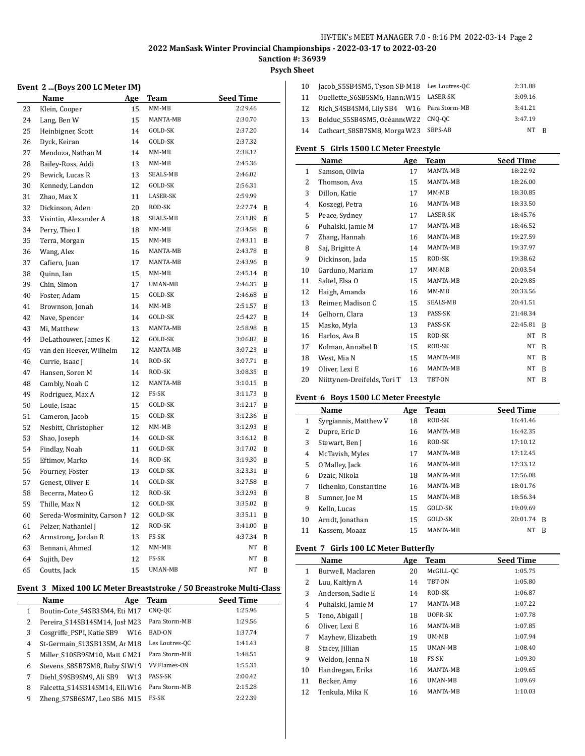2022 ManSask Winter Provincial Championships - 2022-03-17 to 2022-03-20

Sanction #: 36939

Psych Sheet

## Event 2 ...(Boys 200 LC Meter IM)

| | Name | Age | Team | Seed Time | |
|---|---|---|---|---|---|
| 23 | Klein, Cooper | 15 | MM-MB | 2:29.46 | |
| 24 | Lang, Ben W | 15 | MANTA-MB | 2:30.70 | |
| 25 | Heinbigner, Scott | 14 | GOLD-SK | 2:37.20 | |
| 26 | Dyck, Keiran | 14 | GOLD-SK | 2:37.32 | |
| 27 | Mendoza, Nathan M | 14 | MM-MB | 2:38.12 | |
| 28 | Bailey-Ross, Addi | 13 | MM-MB | 2:45.36 | |
| 29 | Bewick, Lucas R | 13 | SEALS-MB | 2:46.02 | |
| 30 | Kennedy, Landon | 12 | GOLD-SK | 2:56.31 | |
| 31 | Zhao, Max X | 11 | LASER-SK | 2:59.99 | |
| 32 | Dickinson, Aden | 20 | ROD-SK | 2:27.74 | B |
| 33 | Visintin, Alexander A | 18 | SEALS-MB | 2:31.89 | B |
| 34 | Perry, Theo I | 18 | MM-MB | 2:34.58 | B |
| 35 | Terra, Morgan | 15 | MM-MB | 2:43.11 | B |
| 36 | Wang, Alex | 16 | MANTA-MB | 2:43.78 | B |
| 37 | Cafiero, Juan | 17 | MANTA-MB | 2:43.96 | B |
| 38 | Quinn, Ian | 15 | MM-MB | 2:45.14 | B |
| 39 | Chin, Simon | 17 | UMAN-MB | 2:46.35 | B |
| 40 | Foster, Adam | 15 | GOLD-SK | 2:46.68 | B |
| 41 | Brownson, Jonah | 14 | MM-MB | 2:51.57 | B |
| 42 | Nave, Spencer | 14 | GOLD-SK | 2:54.27 | B |
| 43 | Mi, Matthew | 13 | MANTA-MB | 2:58.98 | B |
| 44 | DeLathouwer, James K | 12 | GOLD-SK | 3:06.82 | B |
| 45 | van den Heever, Wilhelm | 12 | MANTA-MB | 3:07.23 | B |
| 46 | Currie, Isaac J | 14 | ROD-SK | 3:07.71 | B |
| 47 | Hansen, Soren M | 14 | ROD-SK | 3:08.35 | B |
| 48 | Cambly, Noah C | 12 | MANTA-MB | 3:10.15 | B |
| 49 | Rodriguez, Max A | 12 | FS-SK | 3:11.73 | B |
| 50 | Louie, Isaac | 15 | GOLD-SK | 3:12.17 | B |
| 51 | Cameron, Jacob | 15 | GOLD-SK | 3:12.36 | B |
| 52 | Nesbitt, Christopher | 12 | MM-MB | 3:12.93 | B |
| 53 | Shao, Joseph | 14 | GOLD-SK | 3:16.12 | B |
| 54 | Findlay, Noah | 11 | GOLD-SK | 3:17.02 | B |
| 55 | Eftimov, Marko | 14 | ROD-SK | 3:19.30 | B |
| 56 | Fourney, Foster | 13 | GOLD-SK | 3:23.31 | B |
| 57 | Genest, Oliver E | 14 | GOLD-SK | 3:27.58 | B |
| 58 | Becerra, Mateo G | 12 | ROD-SK | 3:32.93 | B |
| 59 | Thille, Max N | 12 | GOLD-SK | 3:35.02 | B |
| 60 | Sereda-Wosminity, Carson M | 12 | GOLD-SK | 3:35.11 | B |
| 61 | Pelzer, Nathaniel J | 12 | ROD-SK | 3:41.00 | B |
| 62 | Armstrong, Jordan R | 13 | FS-SK | 4:37.34 | B |
| 63 | Bennani, Ahmed | 12 | MM-MB | NT | B |
| 64 | Sujith, Dev | 12 | FS-SK | NT | B |
| 65 | Coutts, Jack | 15 | UMAN-MB | NT | B |

## Event 3 Mixed 100 LC Meter Breaststroke / 50 Breastroke Multi-Class

| | Name | Age | Team | Seed Time | |
|---|---|---|---|---|---|
| 1 | Boutin-Cote_S4SB3SM4, Eti | M17 | CNQ-QC | 1:25.96 | |
| 2 | Pereira_S14SB14SM14, Josh | M23 | Para Storm-MB | 1:29.56 | |
| 3 | Cosgriffe_PSPI, Katie SB9 | W16 | BAD-ON | 1:37.74 | |
| 4 | St-Germain_S13SB13SM, Ar | M18 | Les Loutres-QC | 1:41.43 | |
| 5 | Miller_S10SB9SM10, Matt G | M21 | Para Storm-MB | 1:48.51 | |
| 6 | Stevens_S8SB7SM8, Ruby Sl | W19 | VV Flames-ON | 1:55.31 | |
| 7 | Diehl_S9SB9SM9, Ali SB9 | W13 | PASS-SK | 2:00.42 | |
| 8 | Falcetta_S14SB14SM14, Ell | W16 | Para Storm-MB | 2:15.28 | |
| 9 | Zheng_S7SB6SM7, Leo SB6 | M15 | FS-SK | 2:22.39 | |
| 10 | Jacob_S5SB4SM5, Tyson SB | M18 | Les Loutres-QC | 2:31.88 | |
| 11 | Ouellette_S6SB5SM6, Hann | W15 | LASER-SK | 3:09.16 | |
| 12 | Rich_S4SB4SM4, Lily SB4 | W16 | Para Storm-MB | 3:41.21 | |
| 13 | Bolduc_S5SB4SM5, Océann | W22 | CNQ-QC | 3:47.19 | |
| 14 | Cathcart_S8SB7SM8, Morga | W23 | SBPS-AB | NT | B |

## Event 5 Girls 1500 LC Meter Freestyle

| | Name | Age | Team | Seed Time | |
|---|---|---|---|---|---|
| 1 | Samson, Olivia | 17 | MANTA-MB | 18:22.92 | |
| 2 | Thomson, Ava | 15 | MANTA-MB | 18:26.00 | |
| 3 | Dillon, Katie | 17 | MM-MB | 18:30.85 | |
| 4 | Koszegi, Petra | 16 | MANTA-MB | 18:33.50 | |
| 5 | Peace, Sydney | 17 | LASER-SK | 18:45.76 | |
| 6 | Puhalski, Jamie M | 17 | MANTA-MB | 18:46.52 | |
| 7 | Zhang, Hannah | 16 | MANTA-MB | 19:27.59 | |
| 8 | Saj, Brigitte A | 14 | MANTA-MB | 19:37.97 | |
| 9 | Dickinson, Jada | 15 | ROD-SK | 19:38.62 | |
| 10 | Garduno, Mariam | 17 | MM-MB | 20:03.54 | |
| 11 | Saltel, Elsa O | 15 | MANTA-MB | 20:29.85 | |
| 12 | Haigh, Amanda | 16 | MM-MB | 20:33.56 | |
| 13 | Reimer, Madison C | 15 | SEALS-MB | 20:41.51 | |
| 14 | Gelhorn, Clara | 13 | PASS-SK | 21:48.34 | |
| 15 | Masko, Myla | 13 | PASS-SK | 22:45.81 | B |
| 16 | Harlos, Ava B | 15 | ROD-SK | NT | B |
| 17 | Kolman, Annabel R | 15 | ROD-SK | NT | B |
| 18 | West, Mia N | 15 | MANTA-MB | NT | B |
| 19 | Oliver, Lexi E | 16 | MANTA-MB | NT | B |
| 20 | Niittynen-Dreifelds, Tori T | 13 | TBT-ON | NT | B |

## Event 6 Boys 1500 LC Meter Freestyle

| | Name | Age | Team | Seed Time | |
|---|---|---|---|---|---|
| 1 | Syrgiannis, Matthew V | 18 | ROD-SK | 16:41.46 | |
| 2 | Dupre, Eric D | 16 | MANTA-MB | 16:42.35 | |
| 3 | Stewart, Ben J | 16 | ROD-SK | 17:10.12 | |
| 4 | McTavish, Myles | 17 | MANTA-MB | 17:12.45 | |
| 5 | O'Malley, Jack | 16 | MANTA-MB | 17:33.12 | |
| 6 | Dzaic, Nikola | 18 | MANTA-MB | 17:56.08 | |
| 7 | Ilchenko, Constantine | 16 | MANTA-MB | 18:01.76 | |
| 8 | Sumner, Joe M | 15 | MANTA-MB | 18:56.34 | |
| 9 | Kelln, Lucas | 15 | GOLD-SK | 19:09.69 | |
| 10 | Arndt, Jonathan | 15 | GOLD-SK | 20:01.74 | B |
| 11 | Kassem, Moaaz | 15 | MANTA-MB | NT | B |

## Event 7 Girls 100 LC Meter Butterfly

| | Name | Age | Team | Seed Time |
|---|---|---|---|---|
| 1 | Burwell, Maclaren | 20 | McGILL-QC | 1:05.75 |
| 2 | Luu, Kaitlyn A | 14 | TBT-ON | 1:05.80 |
| 3 | Anderson, Sadie E | 14 | ROD-SK | 1:06.87 |
| 4 | Puhalski, Jamie M | 17 | MANTA-MB | 1:07.22 |
| 5 | Teno, Abigail J | 18 | UOFR-SK | 1:07.78 |
| 6 | Oliver, Lexi E | 16 | MANTA-MB | 1:07.85 |
| 7 | Mayhew, Elizabeth | 19 | UM-MB | 1:07.94 |
| 8 | Stacey, Jillian | 15 | UMAN-MB | 1:08.40 |
| 9 | Weldon, Jenna N | 18 | FS-SK | 1:09.30 |
| 10 | Handregan, Erika | 16 | MANTA-MB | 1:09.65 |
| 11 | Becker, Amy | 16 | UMAN-MB | 1:09.69 |
| 12 | Tenkula, Mika K | 16 | MANTA-MB | 1:10.03 |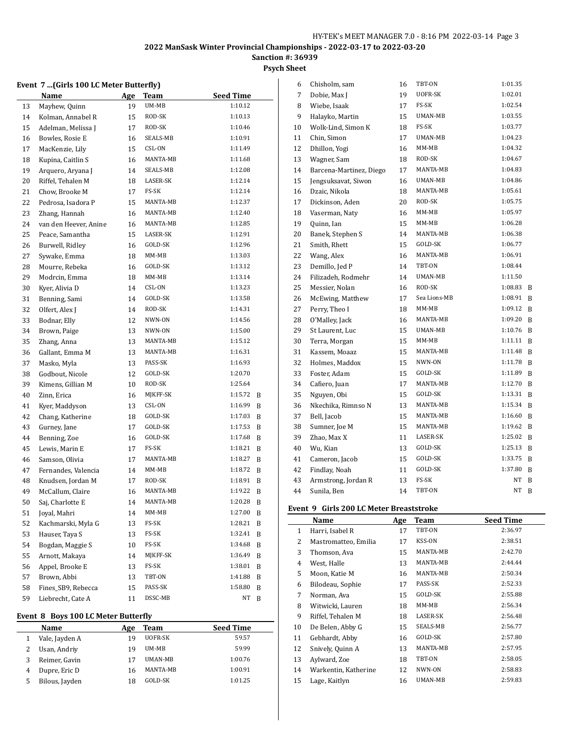## 2022 ManSask Winter Provincial Championships - 2022-03-17 to 2022-03-20

**Sanction #: 36939**

**Psych Sheet**

### Event 7 ...(Girls 100 LC Meter Butterfly)

| | Name | Age | Team | Seed Time | |
|---|---|---|---|---|---|
| 13 | Mayhew, Quinn | 19 | UM-MB | 1:10.12 | |
| 14 | Kolman, Annabel R | 15 | ROD-SK | 1:10.13 | |
| 15 | Adelman, Melissa J | 17 | ROD-SK | 1:10.46 | |
| 16 | Bowles, Rosie E | 16 | SEALS-MB | 1:10.91 | |
| 17 | MacKenzie, Lily | 15 | CSL-ON | 1:11.49 | |
| 18 | Kupina, Caitlin S | 16 | MANTA-MB | 1:11.68 | |
| 19 | Arquero, Aryana J | 14 | SEALS-MB | 1:12.08 | |
| 20 | Riffel, Tehalen M | 18 | LASER-SK | 1:12.14 | |
| 21 | Chow, Brooke M | 17 | FS-SK | 1:12.14 | |
| 22 | Pedrosa, Isadora P | 15 | MANTA-MB | 1:12.37 | |
| 23 | Zhang, Hannah | 16 | MANTA-MB | 1:12.40 | |
| 24 | van den Heever, Anine | 16 | MANTA-MB | 1:12.85 | |
| 25 | Peace, Samantha | 15 | LASER-SK | 1:12.91 | |
| 26 | Burwell, Ridley | 16 | GOLD-SK | 1:12.96 | |
| 27 | Sywake, Emma | 18 | MM-MB | 1:13.03 | |
| 28 | Mourre, Rebeka | 16 | GOLD-SK | 1:13.12 | |
| 29 | Modrcin, Emma | 18 | MM-MB | 1:13.14 | |
| 30 | Kyer, Alivia D | 14 | CSL-ON | 1:13.23 | |
| 31 | Benning, Sami | 14 | GOLD-SK | 1:13.58 | |
| 32 | Olfert, Alex J | 14 | ROD-SK | 1:14.31 | |
| 33 | Bodnar, Elly | 12 | NWN-ON | 1:14.56 | |
| 34 | Brown, Paige | 13 | NWN-ON | 1:15.00 | |
| 35 | Zhang, Anna | 13 | MANTA-MB | 1:15.12 | |
| 36 | Gallant, Emma M | 13 | MANTA-MB | 1:16.31 | |
| 37 | Masko, Myla | 13 | PASS-SK | 1:16.93 | |
| 38 | Godbout, Nicole | 12 | GOLD-SK | 1:20.70 | |
| 39 | Kimens, Gillian M | 10 | ROD-SK | 1:25.64 | |
| 40 | Zinn, Erica | 16 | MJKFF-SK | 1:15.72 | B |
| 41 | Kyer, Maddyson | 13 | CSL-ON | 1:16.99 | B |
| 42 | Chang, Katherine | 18 | GOLD-SK | 1:17.03 | B |
| 43 | Gurney, Jane | 17 | GOLD-SK | 1:17.53 | B |
| 44 | Benning, Zoe | 16 | GOLD-SK | 1:17.68 | B |
| 45 | Lewis, Marin E | 17 | FS-SK | 1:18.21 | B |
| 46 | Samson, Olivia | 17 | MANTA-MB | 1:18.27 | B |
| 47 | Fernandes, Valencia | 14 | MM-MB | 1:18.72 | B |
| 48 | Knudsen, Jordan M | 17 | ROD-SK | 1:18.91 | B |
| 49 | McCallum, Claire | 16 | MANTA-MB | 1:19.22 | B |
| 50 | Saj, Charlotte E | 14 | MANTA-MB | 1:20.28 | B |
| 51 | Joyal, Mahri | 14 | MM-MB | 1:27.00 | B |
| 52 | Kachmarski, Myla G | 13 | FS-SK | 1:28.21 | B |
| 53 | Hauser, Taya S | 13 | FS-SK | 1:32.41 | B |
| 54 | Bogdan, Maggie S | 10 | FS-SK | 1:34.68 | B |
| 55 | Arnott, Makaya | 14 | MJKFF-SK | 1:36.49 | B |
| 56 | Appel, Brooke E | 13 | FS-SK | 1:38.01 | B |
| 57 | Brown, Abbi | 13 | TBT-ON | 1:41.88 | B |
| 58 | Fines_SB9, Rebecca | 15 | PASS-SK | 1:58.80 | B |
| 59 | Liebrecht, Cate A | 11 | DSSC-MB | NT | B |

### Event 8 Boys 100 LC Meter Butterfly

| | Name | Age | Team | Seed Time | |
|---|---|---|---|---|---|
| 1 | Vale, Jayden A | 19 | UOFR-SK | 59.57 | |
| 2 | Usan, Andriy | 19 | UM-MB | 59.99 | |
| 3 | Reimer, Gavin | 17 | UMAN-MB | 1:00.76 | |
| 4 | Dupre, Eric D | 16 | MANTA-MB | 1:00.91 | |
| 5 | Bilous, Jayden | 18 | GOLD-SK | 1:01.25 | |
| 6 | Chisholm, sam | 16 | TBT-ON | 1:01.35 | |
| 7 | Dobie, Max J | 19 | UOFR-SK | 1:02.01 | |
| 8 | Wiebe, Isaak | 17 | FS-SK | 1:02.54 | |
| 9 | Halayko, Martin | 15 | UMAN-MB | 1:03.55 | |
| 10 | Wolk-Lind, Simon K | 18 | FS-SK | 1:03.77 | |
| 11 | Chin, Simon | 17 | UMAN-MB | 1:04.23 | |
| 12 | Dhillon, Yogi | 16 | MM-MB | 1:04.32 | |
| 13 | Wagner, Sam | 18 | ROD-SK | 1:04.67 | |
| 14 | Barcena-Martinez, Diego | 17 | MANTA-MB | 1:04.83 | |
| 15 | Jengsuksavat, Siwon | 16 | UMAN-MB | 1:04.86 | |
| 16 | Dzaic, Nikola | 18 | MANTA-MB | 1:05.61 | |
| 17 | Dickinson, Aden | 20 | ROD-SK | 1:05.75 | |
| 18 | Vaserman, Naty | 16 | MM-MB | 1:05.97 | |
| 19 | Quinn, Ian | 15 | MM-MB | 1:06.28 | |
| 20 | Banek, Stephen S | 14 | MANTA-MB | 1:06.38 | |
| 21 | Smith, Rhett | 15 | GOLD-SK | 1:06.77 | |
| 22 | Wang, Alex | 16 | MANTA-MB | 1:06.91 | |
| 23 | Demillo, Jed P | 14 | TBT-ON | 1:08.44 | |
| 24 | Filizadeh, Rodmehr | 14 | UMAN-MB | 1:11.50 | |
| 25 | Messier, Nolan | 16 | ROD-SK | 1:08.83 | B |
| 26 | McEwing, Matthew | 17 | Sea Lions-MB | 1:08.91 | B |
| 27 | Perry, Theo I | 18 | MM-MB | 1:09.12 | B |
| 28 | O'Malley, Jack | 16 | MANTA-MB | 1:09.20 | B |
| 29 | St Laurent, Luc | 15 | UMAN-MB | 1:10.76 | B |
| 30 | Terra, Morgan | 15 | MM-MB | 1:11.11 | B |
| 31 | Kassem, Moaaz | 15 | MANTA-MB | 1:11.48 | B |
| 32 | Holmes, Maddox | 15 | NWN-ON | 1:11.78 | B |
| 33 | Foster, Adam | 15 | GOLD-SK | 1:11.89 | B |
| 34 | Cafiero, Juan | 17 | MANTA-MB | 1:12.70 | B |
| 35 | Nguyen, Obi | 15 | GOLD-SK | 1:13.31 | B |
| 36 | Nkechika, Rimnso N | 13 | MANTA-MB | 1:15.34 | B |
| 37 | Bell, Jacob | 15 | MANTA-MB | 1:16.60 | B |
| 38 | Sumner, Joe M | 15 | MANTA-MB | 1:19.62 | B |
| 39 | Zhao, Max X | 11 | LASER-SK | 1:25.02 | B |
| 40 | Wu, Kian | 13 | GOLD-SK | 1:25.13 | B |
| 41 | Cameron, Jacob | 15 | GOLD-SK | 1:33.75 | B |
| 42 | Findlay, Noah | 11 | GOLD-SK | 1:37.80 | B |
| 43 | Armstrong, Jordan R | 13 | FS-SK | NT | B |
| 44 | Sunila, Ben | 14 | TBT-ON | NT | B |

### Event 9 Girls 200 LC Meter Breaststroke

| | Name | Age | Team | Seed Time |
|---|---|---|---|---|
| 1 | Harri, Isabel R | 17 | TBT-ON | 2:36.97 |
| 2 | Mastromatteo, Emilia | 17 | KSS-ON | 2:38.51 |
| 3 | Thomson, Ava | 15 | MANTA-MB | 2:42.70 |
| 4 | West, Halle | 13 | MANTA-MB | 2:44.44 |
| 5 | Moon, Katie M | 16 | MANTA-MB | 2:50.34 |
| 6 | Bilodeau, Sophie | 17 | PASS-SK | 2:52.33 |
| 7 | Norman, Ava | 15 | GOLD-SK | 2:55.88 |
| 8 | Witwicki, Lauren | 18 | MM-MB | 2:56.34 |
| 9 | Riffel, Tehalen M | 18 | LASER-SK | 2:56.48 |
| 10 | De Belen, Abby G | 15 | SEALS-MB | 2:56.77 |
| 11 | Gebhardt, Abby | 16 | GOLD-SK | 2:57.80 |
| 12 | Snively, Quinn A | 13 | MANTA-MB | 2:57.95 |
| 13 | Aylward, Zoe | 18 | TBT-ON | 2:58.05 |
| 14 | Warkentin, Katherine | 12 | NWN-ON | 2:58.83 |
| 15 | Lage, Kaitlyn | 16 | UMAN-MB | 2:59.83 |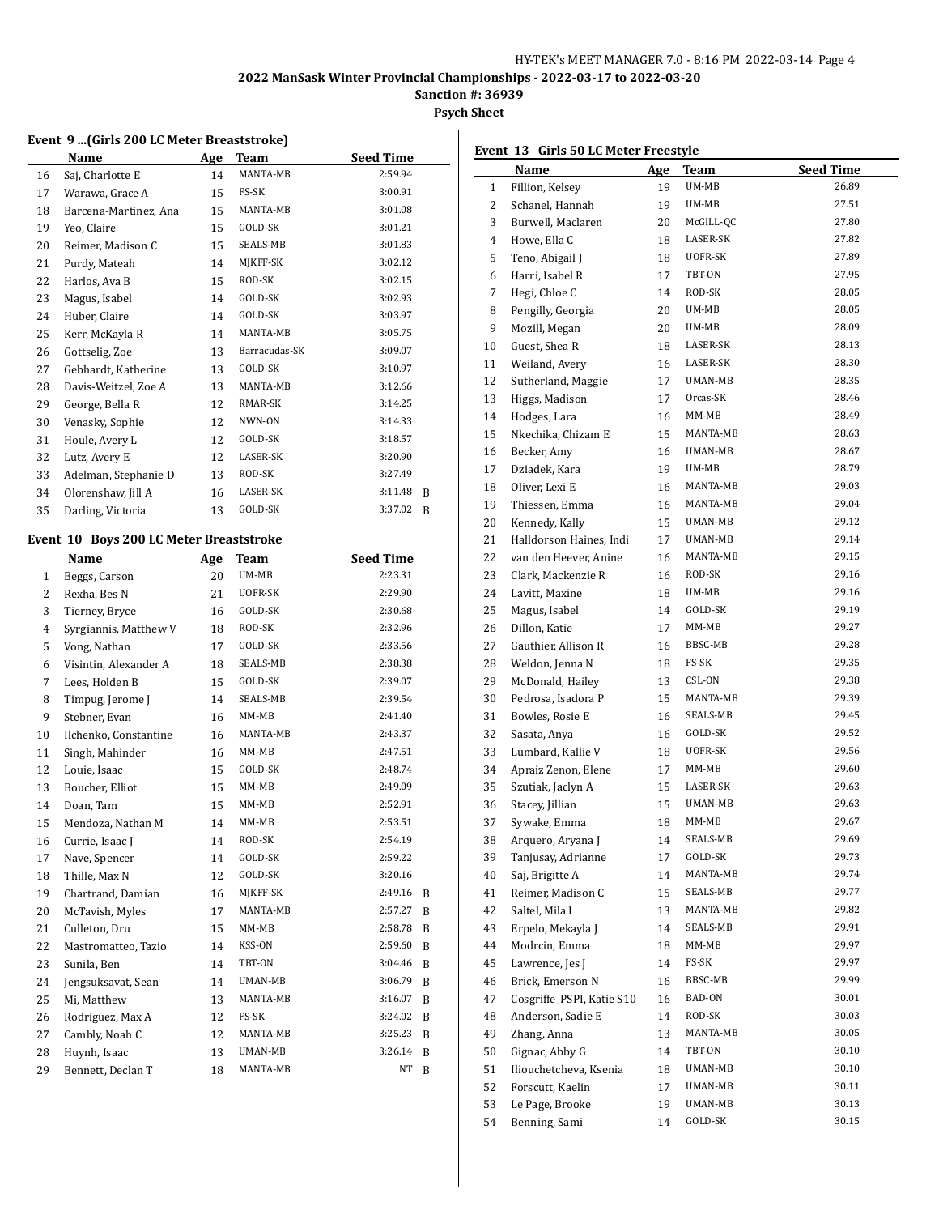## 2022 ManSask Winter Provincial Championships - 2022-03-17 to 2022-03-20

**Sanction #: 36939**

**Psych Sheet**

### Event 9 ...(Girls 200 LC Meter Breaststroke)

| | Name | Age | Team | Seed Time | |
|---|---|---|---|---|---|
| 16 | Saj, Charlotte E | 14 | MANTA-MB | 2:59.94 | |
| 17 | Warawa, Grace A | 15 | FS-SK | 3:00.91 | |
| 18 | Barcena-Martinez, Ana | 15 | MANTA-MB | 3:01.08 | |
| 19 | Yeo, Claire | 15 | GOLD-SK | 3:01.21 | |
| 20 | Reimer, Madison C | 15 | SEALS-MB | 3:01.83 | |
| 21 | Purdy, Mateah | 14 | MJKFF-SK | 3:02.12 | |
| 22 | Harlos, Ava B | 15 | ROD-SK | 3:02.15 | |
| 23 | Magus, Isabel | 14 | GOLD-SK | 3:02.93 | |
| 24 | Huber, Claire | 14 | GOLD-SK | 3:03.97 | |
| 25 | Kerr, McKayla R | 14 | MANTA-MB | 3:05.75 | |
| 26 | Gottselig, Zoe | 13 | Barracudas-SK | 3:09.07 | |
| 27 | Gebhardt, Katherine | 13 | GOLD-SK | 3:10.97 | |
| 28 | Davis-Weitzel, Zoe A | 13 | MANTA-MB | 3:12.66 | |
| 29 | George, Bella R | 12 | RMAR-SK | 3:14.25 | |
| 30 | Venasky, Sophie | 12 | NWN-ON | 3:14.33 | |
| 31 | Houle, Avery L | 12 | GOLD-SK | 3:18.57 | |
| 32 | Lutz, Avery E | 12 | LASER-SK | 3:20.90 | |
| 33 | Adelman, Stephanie D | 13 | ROD-SK | 3:27.49 | |
| 34 | Olorenshaw, Jill A | 16 | LASER-SK | 3:11.48 | B |
| 35 | Darling, Victoria | 13 | GOLD-SK | 3:37.02 | B |

### Event 10 Boys 200 LC Meter Breaststroke

| | Name | Age | Team | Seed Time | |
|---|---|---|---|---|---|
| 1 | Beggs, Carson | 20 | UM-MB | 2:23.31 | |
| 2 | Rexha, Bes N | 21 | UOFR-SK | 2:29.90 | |
| 3 | Tierney, Bryce | 16 | GOLD-SK | 2:30.68 | |
| 4 | Syrgiannis, Matthew V | 18 | ROD-SK | 2:32.96 | |
| 5 | Vong, Nathan | 17 | GOLD-SK | 2:33.56 | |
| 6 | Visintin, Alexander A | 18 | SEALS-MB | 2:38.38 | |
| 7 | Lees, Holden B | 15 | GOLD-SK | 2:39.07 | |
| 8 | Timpug, Jerome J | 14 | SEALS-MB | 2:39.54 | |
| 9 | Stebner, Evan | 16 | MM-MB | 2:41.40 | |
| 10 | Ilchenko, Constantine | 16 | MANTA-MB | 2:43.37 | |
| 11 | Singh, Mahinder | 16 | MM-MB | 2:47.51 | |
| 12 | Louie, Isaac | 15 | GOLD-SK | 2:48.74 | |
| 13 | Boucher, Elliot | 15 | MM-MB | 2:49.09 | |
| 14 | Doan, Tam | 15 | MM-MB | 2:52.91 | |
| 15 | Mendoza, Nathan M | 14 | MM-MB | 2:53.51 | |
| 16 | Currie, Isaac J | 14 | ROD-SK | 2:54.19 | |
| 17 | Nave, Spencer | 14 | GOLD-SK | 2:59.22 | |
| 18 | Thille, Max N | 12 | GOLD-SK | 3:20.16 | |
| 19 | Chartrand, Damian | 16 | MJKFF-SK | 2:49.16 | B |
| 20 | McTavish, Myles | 17 | MANTA-MB | 2:57.27 | B |
| 21 | Culleton, Dru | 15 | MM-MB | 2:58.78 | B |
| 22 | Mastromatteo, Tazio | 14 | KSS-ON | 2:59.60 | B |
| 23 | Sunila, Ben | 14 | TBT-ON | 3:04.46 | B |
| 24 | Jengsuksavat, Sean | 14 | UMAN-MB | 3:06.79 | B |
| 25 | Mi, Matthew | 13 | MANTA-MB | 3:16.07 | B |
| 26 | Rodriguez, Max A | 12 | FS-SK | 3:24.02 | B |
| 27 | Cambly, Noah C | 12 | MANTA-MB | 3:25.23 | B |
| 28 | Huynh, Isaac | 13 | UMAN-MB | 3:26.14 | B |
| 29 | Bennett, Declan T | 18 | MANTA-MB | NT | B |

### Event 13 Girls 50 LC Meter Freestyle

| | Name | Age | Team | Seed Time |
|---|---|---|---|---|
| 1 | Fillion, Kelsey | 19 | UM-MB | 26.89 |
| 2 | Schanel, Hannah | 19 | UM-MB | 27.51 |
| 3 | Burwell, Maclaren | 20 | McGILL-QC | 27.80 |
| 4 | Howe, Ella C | 18 | LASER-SK | 27.82 |
| 5 | Teno, Abigail J | 18 | UOFR-SK | 27.89 |
| 6 | Harri, Isabel R | 17 | TBT-ON | 27.95 |
| 7 | Hegi, Chloe C | 14 | ROD-SK | 28.05 |
| 8 | Pengilly, Georgia | 20 | UM-MB | 28.05 |
| 9 | Mozill, Megan | 20 | UM-MB | 28.09 |
| 10 | Guest, Shea R | 18 | LASER-SK | 28.13 |
| 11 | Weiland, Avery | 16 | LASER-SK | 28.30 |
| 12 | Sutherland, Maggie | 17 | UMAN-MB | 28.35 |
| 13 | Higgs, Madison | 17 | Orcas-SK | 28.46 |
| 14 | Hodges, Lara | 16 | MM-MB | 28.49 |
| 15 | Nkechika, Chizam E | 15 | MANTA-MB | 28.63 |
| 16 | Becker, Amy | 16 | UMAN-MB | 28.67 |
| 17 | Dziadek, Kara | 19 | UM-MB | 28.79 |
| 18 | Oliver, Lexi E | 16 | MANTA-MB | 29.03 |
| 19 | Thiessen, Emma | 16 | MANTA-MB | 29.04 |
| 20 | Kennedy, Kally | 15 | UMAN-MB | 29.12 |
| 21 | Halldorson Haines, Indi | 17 | UMAN-MB | 29.14 |
| 22 | van den Heever, Anine | 16 | MANTA-MB | 29.15 |
| 23 | Clark, Mackenzie R | 16 | ROD-SK | 29.16 |
| 24 | Lavitt, Maxine | 18 | UM-MB | 29.16 |
| 25 | Magus, Isabel | 14 | GOLD-SK | 29.19 |
| 26 | Dillon, Katie | 17 | MM-MB | 29.27 |
| 27 | Gauthier, Allison R | 16 | BBSC-MB | 29.28 |
| 28 | Weldon, Jenna N | 18 | FS-SK | 29.35 |
| 29 | McDonald, Hailey | 13 | CSL-ON | 29.38 |
| 30 | Pedrosa, Isadora P | 15 | MANTA-MB | 29.39 |
| 31 | Bowles, Rosie E | 16 | SEALS-MB | 29.45 |
| 32 | Sasata, Anya | 16 | GOLD-SK | 29.52 |
| 33 | Lumbard, Kallie V | 18 | UOFR-SK | 29.56 |
| 34 | Apraiz Zenon, Elene | 17 | MM-MB | 29.60 |
| 35 | Szutiak, Jaclyn A | 15 | LASER-SK | 29.63 |
| 36 | Stacey, Jillian | 15 | UMAN-MB | 29.63 |
| 37 | Sywake, Emma | 18 | MM-MB | 29.67 |
| 38 | Arquero, Aryana J | 14 | SEALS-MB | 29.69 |
| 39 | Tanjusay, Adrianne | 17 | GOLD-SK | 29.73 |
| 40 | Saj, Brigitte A | 14 | MANTA-MB | 29.74 |
| 41 | Reimer, Madison C | 15 | SEALS-MB | 29.77 |
| 42 | Saltel, Mila I | 13 | MANTA-MB | 29.82 |
| 43 | Erpelo, Mekayla J | 14 | SEALS-MB | 29.91 |
| 44 | Modrcin, Emma | 18 | MM-MB | 29.97 |
| 45 | Lawrence, Jes J | 14 | FS-SK | 29.97 |
| 46 | Brick, Emerson N | 16 | BBSC-MB | 29.99 |
| 47 | Cosgriffe_PSPI, Katie S10 | 16 | BAD-ON | 30.01 |
| 48 | Anderson, Sadie E | 14 | ROD-SK | 30.03 |
| 49 | Zhang, Anna | 13 | MANTA-MB | 30.05 |
| 50 | Gignac, Abby G | 14 | TBT-ON | 30.10 |
| 51 | Iliouchetcheva, Ksenia | 18 | UMAN-MB | 30.10 |
| 52 | Forscutt, Kaelin | 17 | UMAN-MB | 30.11 |
| 53 | Le Page, Brooke | 19 | UMAN-MB | 30.13 |
| 54 | Benning, Sami | 14 | GOLD-SK | 30.15 |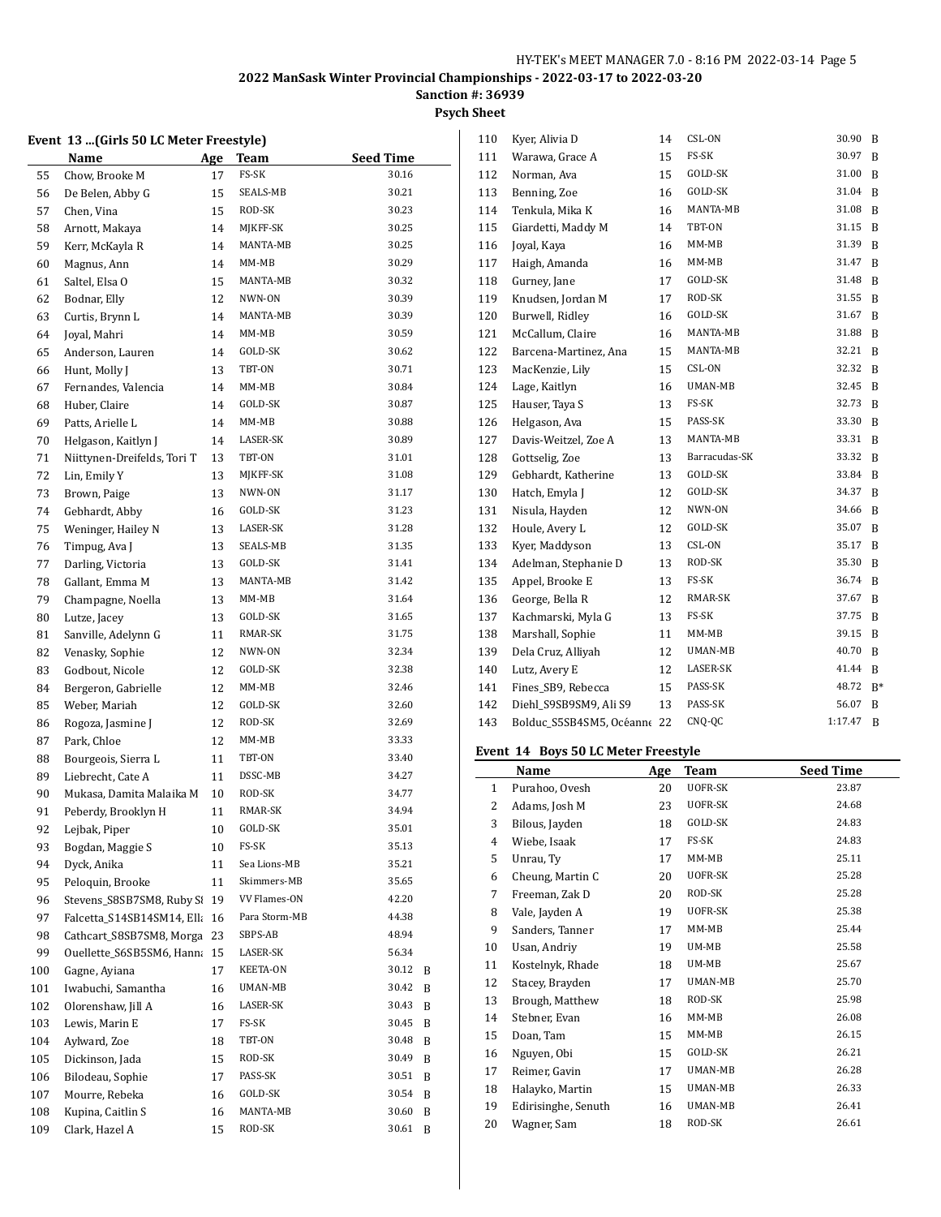## 2022 ManSask Winter Provincial Championships - 2022-03-17 to 2022-03-20

**Sanction #: 36939**

**Psych Sheet**

### Event 13 ...(Girls 50 LC Meter Freestyle)

| | Name | Age | Team | Seed Time | |
|---|---|---|---|---|---|
| 55 | Chow, Brooke M | 17 | FS-SK | 30.16 | |
| 56 | De Belen, Abby G | 15 | SEALS-MB | 30.21 | |
| 57 | Chen, Vina | 15 | ROD-SK | 30.23 | |
| 58 | Arnott, Makaya | 14 | MJKFF-SK | 30.25 | |
| 59 | Kerr, McKayla R | 14 | MANTA-MB | 30.25 | |
| 60 | Magnus, Ann | 14 | MM-MB | 30.29 | |
| 61 | Saltel, Elsa O | 15 | MANTA-MB | 30.32 | |
| 62 | Bodnar, Elly | 12 | NWN-ON | 30.39 | |
| 63 | Curtis, Brynn L | 14 | MANTA-MB | 30.39 | |
| 64 | Joyal, Mahri | 14 | MM-MB | 30.59 | |
| 65 | Anderson, Lauren | 14 | GOLD-SK | 30.62 | |
| 66 | Hunt, Molly J | 13 | TBT-ON | 30.71 | |
| 67 | Fernandes, Valencia | 14 | MM-MB | 30.84 | |
| 68 | Huber, Claire | 14 | GOLD-SK | 30.87 | |
| 69 | Patts, Arielle L | 14 | MM-MB | 30.88 | |
| 70 | Helgason, Kaitlyn J | 14 | LASER-SK | 30.89 | |
| 71 | Niittynen-Dreifelds, Tori T | 13 | TBT-ON | 31.01 | |
| 72 | Lin, Emily Y | 13 | MJKFF-SK | 31.08 | |
| 73 | Brown, Paige | 13 | NWN-ON | 31.17 | |
| 74 | Gebhardt, Abby | 16 | GOLD-SK | 31.23 | |
| 75 | Weninger, Hailey N | 13 | LASER-SK | 31.28 | |
| 76 | Timpug, Ava J | 13 | SEALS-MB | 31.35 | |
| 77 | Darling, Victoria | 13 | GOLD-SK | 31.41 | |
| 78 | Gallant, Emma M | 13 | MANTA-MB | 31.42 | |
| 79 | Champagne, Noella | 13 | MM-MB | 31.64 | |
| 80 | Lutze, Jacey | 13 | GOLD-SK | 31.65 | |
| 81 | Sanville, Adelynn G | 11 | RMAR-SK | 31.75 | |
| 82 | Venasky, Sophie | 12 | NWN-ON | 32.34 | |
| 83 | Godbout, Nicole | 12 | GOLD-SK | 32.38 | |
| 84 | Bergeron, Gabrielle | 12 | MM-MB | 32.46 | |
| 85 | Weber, Mariah | 12 | GOLD-SK | 32.60 | |
| 86 | Rogoza, Jasmine J | 12 | ROD-SK | 32.69 | |
| 87 | Park, Chloe | 12 | MM-MB | 33.33 | |
| 88 | Bourgeois, Sierra L | 11 | TBT-ON | 33.40 | |
| 89 | Liebrecht, Cate A | 11 | DSSC-MB | 34.27 | |
| 90 | Mukasa, Damita Malaika M | 10 | ROD-SK | 34.77 | |
| 91 | Peberdy, Brooklyn H | 11 | RMAR-SK | 34.94 | |
| 92 | Lejbak, Piper | 10 | GOLD-SK | 35.01 | |
| 93 | Bogdan, Maggie S | 10 | FS-SK | 35.13 | |
| 94 | Dyck, Anika | 11 | Sea Lions-MB | 35.21 | |
| 95 | Peloquin, Brooke | 11 | Skimmers-MB | 35.65 | |
| 96 | Stevens_S8SB7SM8, Ruby S( | 19 | VV Flames-ON | 42.20 | |
| 97 | Falcetta_S14SB14SM14, Ella | 16 | Para Storm-MB | 44.38 | |
| 98 | Cathcart_S8SB7SM8, Morga | 23 | SBPS-AB | 48.94 | |
| 99 | Ouellette_S6SB5SM6, Hanna | 15 | LASER-SK | 56.34 | |
| 100 | Gagne, Ayiana | 17 | KEETA-ON | 30.12 | B |
| 101 | Iwabuchi, Samantha | 16 | UMAN-MB | 30.42 | B |
| 102 | Olorenshaw, Jill A | 16 | LASER-SK | 30.43 | B |
| 103 | Lewis, Marin E | 17 | FS-SK | 30.45 | B |
| 104 | Aylward, Zoe | 18 | TBT-ON | 30.48 | B |
| 105 | Dickinson, Jada | 15 | ROD-SK | 30.49 | B |
| 106 | Bilodeau, Sophie | 17 | PASS-SK | 30.51 | B |
| 107 | Mourre, Rebeka | 16 | GOLD-SK | 30.54 | B |
| 108 | Kupina, Caitlin S | 16 | MANTA-MB | 30.60 | B |
| 109 | Clark, Hazel A | 15 | ROD-SK | 30.61 | B |
| 110 | Kyer, Alivia D | 14 | CSL-ON | 30.90 | B |
| 111 | Warawa, Grace A | 15 | FS-SK | 30.97 | B |
| 112 | Norman, Ava | 15 | GOLD-SK | 31.00 | B |
| 113 | Benning, Zoe | 16 | GOLD-SK | 31.04 | B |
| 114 | Tenkula, Mika K | 16 | MANTA-MB | 31.08 | B |
| 115 | Giardetti, Maddy M | 14 | TBT-ON | 31.15 | B |
| 116 | Joyal, Kaya | 16 | MM-MB | 31.39 | B |
| 117 | Haigh, Amanda | 16 | MM-MB | 31.47 | B |
| 118 | Gurney, Jane | 17 | GOLD-SK | 31.48 | B |
| 119 | Knudsen, Jordan M | 17 | ROD-SK | 31.55 | B |
| 120 | Burwell, Ridley | 16 | GOLD-SK | 31.67 | B |
| 121 | McCallum, Claire | 16 | MANTA-MB | 31.88 | B |
| 122 | Barcena-Martinez, Ana | 15 | MANTA-MB | 32.21 | B |
| 123 | MacKenzie, Lily | 15 | CSL-ON | 32.32 | B |
| 124 | Lage, Kaitlyn | 16 | UMAN-MB | 32.45 | B |
| 125 | Hauser, Taya S | 13 | FS-SK | 32.73 | B |
| 126 | Helgason, Ava | 15 | PASS-SK | 33.30 | B |
| 127 | Davis-Weitzel, Zoe A | 13 | MANTA-MB | 33.31 | B |
| 128 | Gottselig, Zoe | 13 | Barracudas-SK | 33.32 | B |
| 129 | Gebhardt, Katherine | 13 | GOLD-SK | 33.84 | B |
| 130 | Hatch, Emyla J | 12 | GOLD-SK | 34.37 | B |
| 131 | Nisula, Hayden | 12 | NWN-ON | 34.66 | B |
| 132 | Houle, Avery L | 12 | GOLD-SK | 35.07 | B |
| 133 | Kyer, Maddyson | 13 | CSL-ON | 35.17 | B |
| 134 | Adelman, Stephanie D | 13 | ROD-SK | 35.30 | B |
| 135 | Appel, Brooke E | 13 | FS-SK | 36.74 | B |
| 136 | George, Bella R | 12 | RMAR-SK | 37.67 | B |
| 137 | Kachmarski, Myla G | 13 | FS-SK | 37.75 | B |
| 138 | Marshall, Sophie | 11 | MM-MB | 39.15 | B |
| 139 | Dela Cruz, Alliyah | 12 | UMAN-MB | 40.70 | B |
| 140 | Lutz, Avery E | 12 | LASER-SK | 41.44 | B |
| 141 | Fines_SB9, Rebecca | 15 | PASS-SK | 48.72 | B* |
| 142 | Diehl_S9SB9SM9, Ali S9 | 13 | PASS-SK | 56.07 | B |
| 143 | Bolduc_S5SB4SM5, Océanne | 22 | CNQ-QC | 1:17.47 | B |

### Event 14 Boys 50 LC Meter Freestyle

| | Name | Age | Team | Seed Time |
|---|---|---|---|---|
| 1 | Purahoo, Ovesh | 20 | UOFR-SK | 23.87 |
| 2 | Adams, Josh M | 23 | UOFR-SK | 24.68 |
| 3 | Bilous, Jayden | 18 | GOLD-SK | 24.83 |
| 4 | Wiebe, Isaak | 17 | FS-SK | 24.83 |
| 5 | Unrau, Ty | 17 | MM-MB | 25.11 |
| 6 | Cheung, Martin C | 20 | UOFR-SK | 25.28 |
| 7 | Freeman, Zak D | 20 | ROD-SK | 25.28 |
| 8 | Vale, Jayden A | 19 | UOFR-SK | 25.38 |
| 9 | Sanders, Tanner | 17 | MM-MB | 25.44 |
| 10 | Usan, Andriy | 19 | UM-MB | 25.58 |
| 11 | Kostelnyk, Rhade | 18 | UM-MB | 25.67 |
| 12 | Stacey, Brayden | 17 | UMAN-MB | 25.70 |
| 13 | Brough, Matthew | 18 | ROD-SK | 25.98 |
| 14 | Stebner, Evan | 16 | MM-MB | 26.08 |
| 15 | Doan, Tam | 15 | MM-MB | 26.15 |
| 16 | Nguyen, Obi | 15 | GOLD-SK | 26.21 |
| 17 | Reimer, Gavin | 17 | UMAN-MB | 26.28 |
| 18 | Halayko, Martin | 15 | UMAN-MB | 26.33 |
| 19 | Edirisinghe, Senuth | 16 | UMAN-MB | 26.41 |
| 20 | Wagner, Sam | 18 | ROD-SK | 26.61 |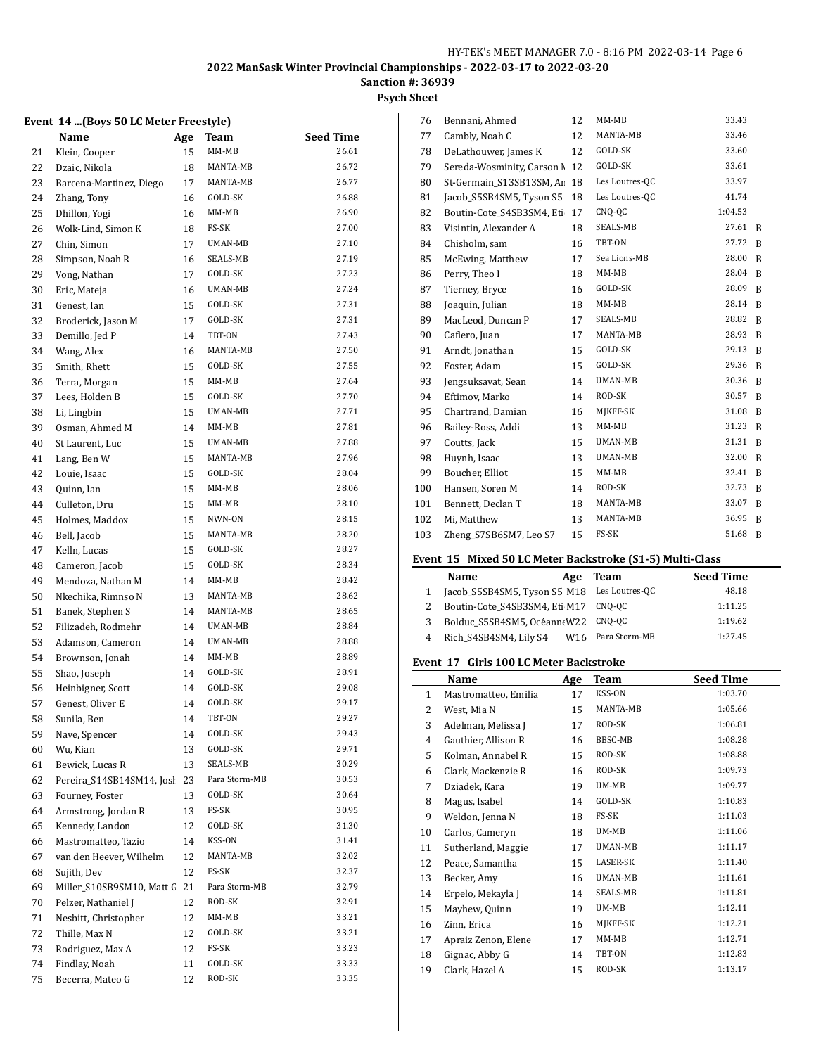## 2022 ManSask Winter Provincial Championships - 2022-03-17 to 2022-03-20

**Sanction #: 36939**

**Psych Sheet**

### Event 14 ...(Boys 50 LC Meter Freestyle)

| | Name | Age | Team | Seed Time | |
|---|---|---|---|---|---|
| 21 | Klein, Cooper | 15 | MM-MB | 26.61 | |
| 22 | Dzaic, Nikola | 18 | MANTA-MB | 26.72 | |
| 23 | Barcena-Martinez, Diego | 17 | MANTA-MB | 26.77 | |
| 24 | Zhang, Tony | 16 | GOLD-SK | 26.88 | |
| 25 | Dhillon, Yogi | 16 | MM-MB | 26.90 | |
| 26 | Wolk-Lind, Simon K | 18 | FS-SK | 27.00 | |
| 27 | Chin, Simon | 17 | UMAN-MB | 27.10 | |
| 28 | Simpson, Noah R | 16 | SEALS-MB | 27.19 | |
| 29 | Vong, Nathan | 17 | GOLD-SK | 27.23 | |
| 30 | Eric, Mateja | 16 | UMAN-MB | 27.24 | |
| 31 | Genest, Ian | 15 | GOLD-SK | 27.31 | |
| 32 | Broderick, Jason M | 17 | GOLD-SK | 27.31 | |
| 33 | Demillo, Jed P | 14 | TBT-ON | 27.43 | |
| 34 | Wang, Alex | 16 | MANTA-MB | 27.50 | |
| 35 | Smith, Rhett | 15 | GOLD-SK | 27.55 | |
| 36 | Terra, Morgan | 15 | MM-MB | 27.64 | |
| 37 | Lees, Holden B | 15 | GOLD-SK | 27.70 | |
| 38 | Li, Lingbin | 15 | UMAN-MB | 27.71 | |
| 39 | Osman, Ahmed M | 14 | MM-MB | 27.81 | |
| 40 | St Laurent, Luc | 15 | UMAN-MB | 27.88 | |
| 41 | Lang, Ben W | 15 | MANTA-MB | 27.96 | |
| 42 | Louie, Isaac | 15 | GOLD-SK | 28.04 | |
| 43 | Quinn, Ian | 15 | MM-MB | 28.06 | |
| 44 | Culleton, Dru | 15 | MM-MB | 28.10 | |
| 45 | Holmes, Maddox | 15 | NWN-ON | 28.15 | |
| 46 | Bell, Jacob | 15 | MANTA-MB | 28.20 | |
| 47 | Kelln, Lucas | 15 | GOLD-SK | 28.27 | |
| 48 | Cameron, Jacob | 15 | GOLD-SK | 28.34 | |
| 49 | Mendoza, Nathan M | 14 | MM-MB | 28.42 | |
| 50 | Nkechika, Rimnso N | 13 | MANTA-MB | 28.62 | |
| 51 | Banek, Stephen S | 14 | MANTA-MB | 28.65 | |
| 52 | Filizadeh, Rodmehr | 14 | UMAN-MB | 28.84 | |
| 53 | Adamson, Cameron | 14 | UMAN-MB | 28.88 | |
| 54 | Brownson, Jonah | 14 | MM-MB | 28.89 | |
| 55 | Shao, Joseph | 14 | GOLD-SK | 28.91 | |
| 56 | Heinbigner, Scott | 14 | GOLD-SK | 29.08 | |
| 57 | Genest, Oliver E | 14 | GOLD-SK | 29.17 | |
| 58 | Sunila, Ben | 14 | TBT-ON | 29.27 | |
| 59 | Nave, Spencer | 14 | GOLD-SK | 29.43 | |
| 60 | Wu, Kian | 13 | GOLD-SK | 29.71 | |
| 61 | Bewick, Lucas R | 13 | SEALS-MB | 30.29 | |
| 62 | Pereira_S14SB14SM14, Josh | 23 | Para Storm-MB | 30.53 | |
| 63 | Fourney, Foster | 13 | GOLD-SK | 30.64 | |
| 64 | Armstrong, Jordan R | 13 | FS-SK | 30.95 | |
| 65 | Kennedy, Landon | 12 | GOLD-SK | 31.30 | |
| 66 | Mastromatteo, Tazio | 14 | KSS-ON | 31.41 | |
| 67 | van den Heever, Wilhelm | 12 | MANTA-MB | 32.02 | |
| 68 | Sujith, Dev | 12 | FS-SK | 32.37 | |
| 69 | Miller_S10SB9SM10, Matt G | 21 | Para Storm-MB | 32.79 | |
| 70 | Pelzer, Nathaniel J | 12 | ROD-SK | 32.91 | |
| 71 | Nesbitt, Christopher | 12 | MM-MB | 33.21 | |
| 72 | Thille, Max N | 12 | GOLD-SK | 33.21 | |
| 73 | Rodriguez, Max A | 12 | FS-SK | 33.23 | |
| 74 | Findlay, Noah | 11 | GOLD-SK | 33.33 | |
| 75 | Becerra, Mateo G | 12 | ROD-SK | 33.35 | |
| 76 | Bennani, Ahmed | 12 | MM-MB | 33.43 | |
| 77 | Cambly, Noah C | 12 | MANTA-MB | 33.46 | |
| 78 | DeLathouwer, James K | 12 | GOLD-SK | 33.60 | |
| 79 | Sereda-Wosminity, Carson M | 12 | GOLD-SK | 33.61 | |
| 80 | St-Germain_S13SB13SM, An | 18 | Les Loutres-QC | 33.97 | |
| 81 | Jacob_S5SB4SM5, Tyson S5 | 18 | Les Loutres-QC | 41.74 | |
| 82 | Boutin-Cote_S4SB3SM4, Eti | 17 | CNQ-QC | 1:04.53 | |
| 83 | Visintin, Alexander A | 18 | SEALS-MB | 27.61 | B |
| 84 | Chisholm, sam | 16 | TBT-ON | 27.72 | B |
| 85 | McEwing, Matthew | 17 | Sea Lions-MB | 28.00 | B |
| 86 | Perry, Theo I | 18 | MM-MB | 28.04 | B |
| 87 | Tierney, Bryce | 16 | GOLD-SK | 28.09 | B |
| 88 | Joaquin, Julian | 18 | MM-MB | 28.14 | B |
| 89 | MacLeod, Duncan P | 17 | SEALS-MB | 28.82 | B |
| 90 | Cafiero, Juan | 17 | MANTA-MB | 28.93 | B |
| 91 | Arndt, Jonathan | 15 | GOLD-SK | 29.13 | B |
| 92 | Foster, Adam | 15 | GOLD-SK | 29.36 | B |
| 93 | Jengsuksavat, Sean | 14 | UMAN-MB | 30.36 | B |
| 94 | Eftimov, Marko | 14 | ROD-SK | 30.57 | B |
| 95 | Chartrand, Damian | 16 | MJKFF-SK | 31.08 | B |
| 96 | Bailey-Ross, Addi | 13 | MM-MB | 31.23 | B |
| 97 | Coutts, Jack | 15 | UMAN-MB | 31.31 | B |
| 98 | Huynh, Isaac | 13 | UMAN-MB | 32.00 | B |
| 99 | Boucher, Elliot | 15 | MM-MB | 32.41 | B |
| 100 | Hansen, Soren M | 14 | ROD-SK | 32.73 | B |
| 101 | Bennett, Declan T | 18 | MANTA-MB | 33.07 | B |
| 102 | Mi, Matthew | 13 | MANTA-MB | 36.95 | B |
| 103 | Zheng_S7SB6SM7, Leo S7 | 15 | FS-SK | 51.68 | B |

### Event 15 Mixed 50 LC Meter Backstroke (S1-5) Multi-Class

| | Name | Age | Team | Seed Time |
|---|---|---|---|---|
| 1 | Jacob_S5SB4SM5, Tyson S5 | M18 | Les Loutres-QC | 48.18 |
| 2 | Boutin-Cote_S4SB3SM4, Eti | M17 | CNQ-QC | 1:11.25 |
| 3 | Bolduc_S5SB4SM5, Océann | W22 | CNQ-QC | 1:19.62 |
| 4 | Rich_S4SB4SM4, Lily S4 | W16 | Para Storm-MB | 1:27.45 |

### Event 17 Girls 100 LC Meter Backstroke

| | Name | Age | Team | Seed Time |
|---|---|---|---|---|
| 1 | Mastromatteo, Emilia | 17 | KSS-ON | 1:03.70 |
| 2 | West, Mia N | 15 | MANTA-MB | 1:05.66 |
| 3 | Adelman, Melissa J | 17 | ROD-SK | 1:06.81 |
| 4 | Gauthier, Allison R | 16 | BBSC-MB | 1:08.28 |
| 5 | Kolman, Annabel R | 15 | ROD-SK | 1:08.88 |
| 6 | Clark, Mackenzie R | 16 | ROD-SK | 1:09.73 |
| 7 | Dziadek, Kara | 19 | UM-MB | 1:09.77 |
| 8 | Magus, Isabel | 14 | GOLD-SK | 1:10.83 |
| 9 | Weldon, Jenna N | 18 | FS-SK | 1:11.03 |
| 10 | Carlos, Cameryn | 18 | UM-MB | 1:11.06 |
| 11 | Sutherland, Maggie | 17 | UMAN-MB | 1:11.17 |
| 12 | Peace, Samantha | 15 | LASER-SK | 1:11.40 |
| 13 | Becker, Amy | 16 | UMAN-MB | 1:11.61 |
| 14 | Erpelo, Mekayla J | 14 | SEALS-MB | 1:11.81 |
| 15 | Mayhew, Quinn | 19 | UM-MB | 1:12.11 |
| 16 | Zinn, Erica | 16 | MJKFF-SK | 1:12.21 |
| 17 | Apraiz Zenon, Elene | 17 | MM-MB | 1:12.71 |
| 18 | Gignac, Abby G | 14 | TBT-ON | 1:12.83 |
| 19 | Clark, Hazel A | 15 | ROD-SK | 1:13.17 |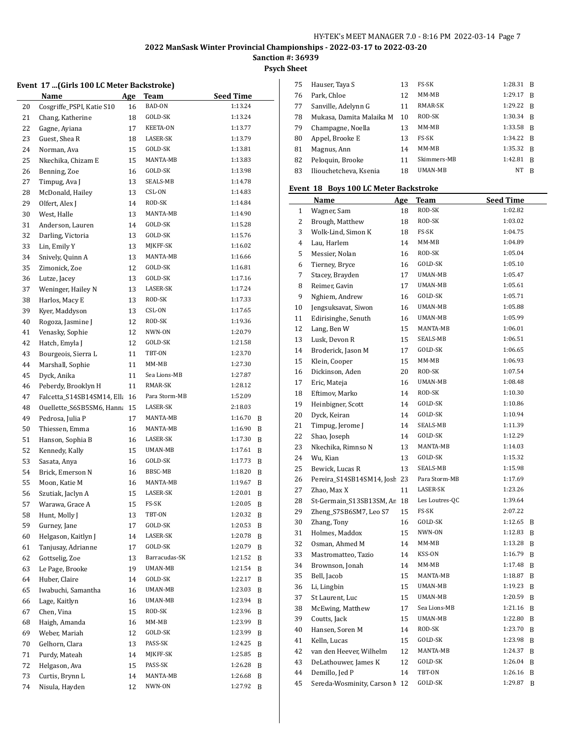## 2022 ManSask Winter Provincial Championships - 2022-03-17 to 2022-03-20

**Sanction #: 36939**

**Psych Sheet**

### Event 17 ...(Girls 100 LC Meter Backstroke)

| | Name | Age | Team | Seed Time | |
|---|---|---|---|---|---|
| 20 | Cosgriffe_PSPI, Katie S10 | 16 | BAD-ON | 1:13.24 | |
| 21 | Chang, Katherine | 18 | GOLD-SK | 1:13.24 | |
| 22 | Gagne, Ayiana | 17 | KEETA-ON | 1:13.77 | |
| 23 | Guest, Shea R | 18 | LASER-SK | 1:13.79 | |
| 24 | Norman, Ava | 15 | GOLD-SK | 1:13.81 | |
| 25 | Nkechika, Chizam E | 15 | MANTA-MB | 1:13.83 | |
| 26 | Benning, Zoe | 16 | GOLD-SK | 1:13.98 | |
| 27 | Timpug, Ava J | 13 | SEALS-MB | 1:14.78 | |
| 28 | McDonald, Hailey | 13 | CSL-ON | 1:14.83 | |
| 29 | Olfert, Alex J | 14 | ROD-SK | 1:14.84 | |
| 30 | West, Halle | 13 | MANTA-MB | 1:14.90 | |
| 31 | Anderson, Lauren | 14 | GOLD-SK | 1:15.28 | |
| 32 | Darling, Victoria | 13 | GOLD-SK | 1:15.76 | |
| 33 | Lin, Emily Y | 13 | MJKFF-SK | 1:16.02 | |
| 34 | Snively, Quinn A | 13 | MANTA-MB | 1:16.66 | |
| 35 | Zimonick, Zoe | 12 | GOLD-SK | 1:16.81 | |
| 36 | Lutze, Jacey | 13 | GOLD-SK | 1:17.16 | |
| 37 | Weninger, Hailey N | 13 | LASER-SK | 1:17.24 | |
| 38 | Harlos, Macy E | 13 | ROD-SK | 1:17.33 | |
| 39 | Kyer, Maddyson | 13 | CSL-ON | 1:17.65 | |
| 40 | Rogoza, Jasmine J | 12 | ROD-SK | 1:19.36 | |
| 41 | Venasky, Sophie | 12 | NWN-ON | 1:20.79 | |
| 42 | Hatch, Emyla J | 12 | GOLD-SK | 1:21.58 | |
| 43 | Bourgeois, Sierra L | 11 | TBT-ON | 1:23.70 | |
| 44 | Marshall, Sophie | 11 | MM-MB | 1:27.30 | |
| 45 | Dyck, Anika | 11 | Sea Lions-MB | 1:27.87 | |
| 46 | Peberdy, Brooklyn H | 11 | RMAR-SK | 1:28.12 | |
| 47 | Falcetta_S14SB14SM14, Ella | 16 | Para Storm-MB | 1:52.09 | |
| 48 | Ouellette_S6SB5SM6, Hanna | 15 | LASER-SK | 2:18.03 | |
| 49 | Pedrosa, Julia P | 17 | MANTA-MB | 1:16.70 | B |
| 50 | Thiessen, Emma | 16 | MANTA-MB | 1:16.90 | B |
| 51 | Hanson, Sophia B | 16 | LASER-SK | 1:17.30 | B |
| 52 | Kennedy, Kally | 15 | UMAN-MB | 1:17.61 | B |
| 53 | Sasata, Anya | 16 | GOLD-SK | 1:17.73 | B |
| 54 | Brick, Emerson N | 16 | BBSC-MB | 1:18.20 | B |
| 55 | Moon, Katie M | 16 | MANTA-MB | 1:19.67 | B |
| 56 | Szutiak, Jaclyn A | 15 | LASER-SK | 1:20.01 | B |
| 57 | Warawa, Grace A | 15 | FS-SK | 1:20.05 | B |
| 58 | Hunt, Molly J | 13 | TBT-ON | 1:20.32 | B |
| 59 | Gurney, Jane | 17 | GOLD-SK | 1:20.53 | B |
| 60 | Helgason, Kaitlyn J | 14 | LASER-SK | 1:20.78 | B |
| 61 | Tanjusay, Adrianne | 17 | GOLD-SK | 1:20.79 | B |
| 62 | Gottselig, Zoe | 13 | Barracudas-SK | 1:21.52 | B |
| 63 | Le Page, Brooke | 19 | UMAN-MB | 1:21.54 | B |
| 64 | Huber, Claire | 14 | GOLD-SK | 1:22.17 | B |
| 65 | Iwabuchi, Samantha | 16 | UMAN-MB | 1:23.03 | B |
| 66 | Lage, Kaitlyn | 16 | UMAN-MB | 1:23.94 | B |
| 67 | Chen, Vina | 15 | ROD-SK | 1:23.96 | B |
| 68 | Haigh, Amanda | 16 | MM-MB | 1:23.99 | B |
| 69 | Weber, Mariah | 12 | GOLD-SK | 1:23.99 | B |
| 70 | Gelhorn, Clara | 13 | PASS-SK | 1:24.25 | B |
| 71 | Purdy, Mateah | 14 | MJKFF-SK | 1:25.85 | B |
| 72 | Helgason, Ava | 15 | PASS-SK | 1:26.28 | B |
| 73 | Curtis, Brynn L | 14 | MANTA-MB | 1:26.68 | B |
| 74 | Nisula, Hayden | 12 | NWN-ON | 1:27.92 | B |
| 75 | Hauser, Taya S | 13 | FS-SK | 1:28.31 | B |
| 76 | Park, Chloe | 12 | MM-MB | 1:29.17 | B |
| 77 | Sanville, Adelynn G | 11 | RMAR-SK | 1:29.22 | B |
| 78 | Mukasa, Damita Malaika M | 10 | ROD-SK | 1:30.34 | B |
| 79 | Champagne, Noella | 13 | MM-MB | 1:33.58 | B |
| 80 | Appel, Brooke E | 13 | FS-SK | 1:34.22 | B |
| 81 | Magnus, Ann | 14 | MM-MB | 1:35.32 | B |
| 82 | Peloquin, Brooke | 11 | Skimmers-MB | 1:42.81 | B |
| 83 | Iliouchetcheva, Ksenia | 18 | UMAN-MB | NT | B |

### Event 18 Boys 100 LC Meter Backstroke

| | Name | Age | Team | Seed Time | |
|---|---|---|---|---|---|
| 1 | Wagner, Sam | 18 | ROD-SK | 1:02.82 | |
| 2 | Brough, Matthew | 18 | ROD-SK | 1:03.02 | |
| 3 | Wolk-Lind, Simon K | 18 | FS-SK | 1:04.75 | |
| 4 | Lau, Harlem | 14 | MM-MB | 1:04.89 | |
| 5 | Messier, Nolan | 16 | ROD-SK | 1:05.04 | |
| 6 | Tierney, Bryce | 16 | GOLD-SK | 1:05.10 | |
| 7 | Stacey, Brayden | 17 | UMAN-MB | 1:05.47 | |
| 8 | Reimer, Gavin | 17 | UMAN-MB | 1:05.61 | |
| 9 | Nghiem, Andrew | 16 | GOLD-SK | 1:05.71 | |
| 10 | Jengsuksavat, Siwon | 16 | UMAN-MB | 1:05.88 | |
| 11 | Edirisinghe, Senuth | 16 | UMAN-MB | 1:05.99 | |
| 12 | Lang, Ben W | 15 | MANTA-MB | 1:06.01 | |
| 13 | Lusk, Devon R | 15 | SEALS-MB | 1:06.51 | |
| 14 | Broderick, Jason M | 17 | GOLD-SK | 1:06.65 | |
| 15 | Klein, Cooper | 15 | MM-MB | 1:06.93 | |
| 16 | Dickinson, Aden | 20 | ROD-SK | 1:07.54 | |
| 17 | Eric, Mateja | 16 | UMAN-MB | 1:08.48 | |
| 18 | Eftimov, Marko | 14 | ROD-SK | 1:10.30 | |
| 19 | Heinbigner, Scott | 14 | GOLD-SK | 1:10.86 | |
| 20 | Dyck, Keiran | 14 | GOLD-SK | 1:10.94 | |
| 21 | Timpug, Jerome J | 14 | SEALS-MB | 1:11.39 | |
| 22 | Shao, Joseph | 14 | GOLD-SK | 1:12.29 | |
| 23 | Nkechika, Rimnso N | 13 | MANTA-MB | 1:14.03 | |
| 24 | Wu, Kian | 13 | GOLD-SK | 1:15.32 | |
| 25 | Bewick, Lucas R | 13 | SEALS-MB | 1:15.98 | |
| 26 | Pereira_S14SB14SM14, Josh | 23 | Para Storm-MB | 1:17.69 | |
| 27 | Zhao, Max X | 11 | LASER-SK | 1:23.26 | |
| 28 | St-Germain_S13SB13SM, An | 18 | Les Loutres-QC | 1:39.64 | |
| 29 | Zheng_S7SB6SM7, Leo S7 | 15 | FS-SK | 2:07.22 | |
| 30 | Zhang, Tony | 16 | GOLD-SK | 1:12.65 | B |
| 31 | Holmes, Maddox | 15 | NWN-ON | 1:12.83 | B |
| 32 | Osman, Ahmed M | 14 | MM-MB | 1:13.28 | B |
| 33 | Mastromatteo, Tazio | 14 | KSS-ON | 1:16.79 | B |
| 34 | Brownson, Jonah | 14 | MM-MB | 1:17.48 | B |
| 35 | Bell, Jacob | 15 | MANTA-MB | 1:18.87 | B |
| 36 | Li, Lingbin | 15 | UMAN-MB | 1:19.23 | B |
| 37 | St Laurent, Luc | 15 | UMAN-MB | 1:20.59 | B |
| 38 | McEwing, Matthew | 17 | Sea Lions-MB | 1:21.16 | B |
| 39 | Coutts, Jack | 15 | UMAN-MB | 1:22.80 | B |
| 40 | Hansen, Soren M | 14 | ROD-SK | 1:23.70 | B |
| 41 | Kelln, Lucas | 15 | GOLD-SK | 1:23.98 | B |
| 42 | van den Heever, Wilhelm | 12 | MANTA-MB | 1:24.37 | B |
| 43 | DeLathouwer, James K | 12 | GOLD-SK | 1:26.04 | B |
| 44 | Demillo, Jed P | 14 | TBT-ON | 1:26.16 | B |
| 45 | Sereda-Wosminity, Carson M | 12 | GOLD-SK | 1:29.87 | B |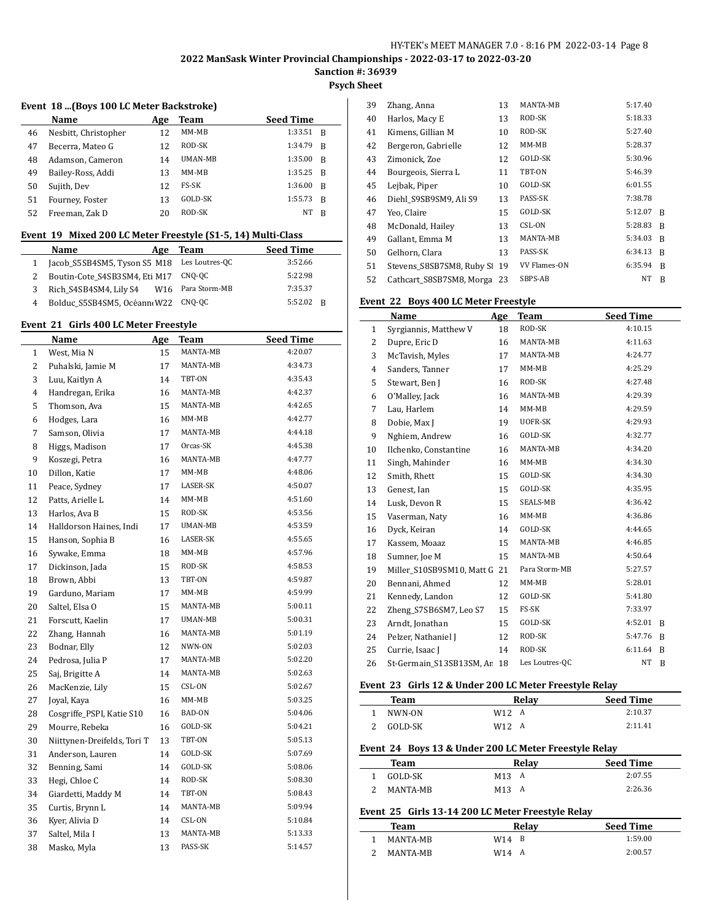# 2022 ManSask Winter Provincial Championships - 2022-03-17 to 2022-03-20

**Sanction #: 36939**

**Psych Sheet**

### Event 18 ...(Boys 100 LC Meter Backstroke)

| | Name | Age | Team | Seed Time | |
|---|---|---|---|---|---|
| 46 | Nesbitt, Christopher | 12 | MM-MB | 1:33.51 | B |
| 47 | Becerra, Mateo G | 12 | ROD-SK | 1:34.79 | B |
| 48 | Adamson, Cameron | 14 | UMAN-MB | 1:35.00 | B |
| 49 | Bailey-Ross, Addi | 13 | MM-MB | 1:35.25 | B |
| 50 | Sujith, Dev | 12 | FS-SK | 1:36.00 | B |
| 51 | Fourney, Foster | 13 | GOLD-SK | 1:55.73 | B |
| 52 | Freeman, Zak D | 20 | ROD-SK | NT | B |

### Event 19 Mixed 200 LC Meter Freestyle (S1-5, 14) Multi-Class

| | Name | Age | Team | Seed Time | |
|---|---|---|---|---|---|
| 1 | Jacob_S5SB4SM5, Tyson S5 | M18 | Les Loutres-QC | 3:52.66 | |
| 2 | Boutin-Cote_S4SB3SM4, Eti | M17 | CNQ-QC | 5:22.98 | |
| 3 | Rich_S4SB4SM4, Lily S4 | W16 | Para Storm-MB | 7:35.37 | |
| 4 | Bolduc_S5SB4SM5, Océann | W22 | CNQ-QC | 5:52.02 | B |

### Event 21 Girls 400 LC Meter Freestyle

| | Name | Age | Team | Seed Time | |
|---|---|---|---|---|---|
| 1 | West, Mia N | 15 | MANTA-MB | 4:20.07 | |
| 2 | Puhalski, Jamie M | 17 | MANTA-MB | 4:34.73 | |
| 3 | Luu, Kaitlyn A | 14 | TBT-ON | 4:35.43 | |
| 4 | Handregan, Erika | 16 | MANTA-MB | 4:42.37 | |
| 5 | Thomson, Ava | 15 | MANTA-MB | 4:42.65 | |
| 6 | Hodges, Lara | 16 | MM-MB | 4:42.77 | |
| 7 | Samson, Olivia | 17 | MANTA-MB | 4:44.18 | |
| 8 | Higgs, Madison | 17 | Orcas-SK | 4:45.38 | |
| 9 | Koszegi, Petra | 16 | MANTA-MB | 4:47.77 | |
| 10 | Dillon, Katie | 17 | MM-MB | 4:48.06 | |
| 11 | Peace, Sydney | 17 | LASER-SK | 4:50.07 | |
| 12 | Patts, Arielle L | 14 | MM-MB | 4:51.60 | |
| 13 | Harlos, Ava B | 15 | ROD-SK | 4:53.56 | |
| 14 | Halldorson Haines, Indi | 17 | UMAN-MB | 4:53.59 | |
| 15 | Hanson, Sophia B | 16 | LASER-SK | 4:55.65 | |
| 16 | Sywake, Emma | 18 | MM-MB | 4:57.96 | |
| 17 | Dickinson, Jada | 15 | ROD-SK | 4:58.53 | |
| 18 | Brown, Abbi | 13 | TBT-ON | 4:59.87 | |
| 19 | Garduno, Mariam | 17 | MM-MB | 4:59.99 | |
| 20 | Saltel, Elsa O | 15 | MANTA-MB | 5:00.11 | |
| 21 | Forscutt, Kaelin | 17 | UMAN-MB | 5:00.31 | |
| 22 | Zhang, Hannah | 16 | MANTA-MB | 5:01.19 | |
| 23 | Bodnar, Elly | 12 | NWN-ON | 5:02.03 | |
| 24 | Pedrosa, Julia P | 17 | MANTA-MB | 5:02.20 | |
| 25 | Saj, Brigitte A | 14 | MANTA-MB | 5:02.63 | |
| 26 | MacKenzie, Lily | 15 | CSL-ON | 5:02.67 | |
| 27 | Joyal, Kaya | 16 | MM-MB | 5:03.25 | |
| 28 | Cosgriffe_PSPI, Katie S10 | 16 | BAD-ON | 5:04.06 | |
| 29 | Mourre, Rebeka | 16 | GOLD-SK | 5:04.21 | |
| 30 | Niittynen-Dreifelds, Tori T | 13 | TBT-ON | 5:05.13 | |
| 31 | Anderson, Lauren | 14 | GOLD-SK | 5:07.69 | |
| 32 | Benning, Sami | 14 | GOLD-SK | 5:08.06 | |
| 33 | Hegi, Chloe C | 14 | ROD-SK | 5:08.30 | |
| 34 | Giardetti, Maddy M | 14 | TBT-ON | 5:08.43 | |
| 35 | Curtis, Brynn L | 14 | MANTA-MB | 5:09.94 | |
| 36 | Kyer, Alivia D | 14 | CSL-ON | 5:10.84 | |
| 37 | Saltel, Mila I | 13 | MANTA-MB | 5:13.33 | |
| 38 | Masko, Myla | 13 | PASS-SK | 5:14.57 | |
| 39 | Zhang, Anna | 13 | MANTA-MB | 5:17.40 | |
| 40 | Harlos, Macy E | 13 | ROD-SK | 5:18.33 | |
| 41 | Kimens, Gillian M | 10 | ROD-SK | 5:27.40 | |
| 42 | Bergeron, Gabrielle | 12 | MM-MB | 5:28.37 | |
| 43 | Zimonick, Zoe | 12 | GOLD-SK | 5:30.96 | |
| 44 | Bourgeois, Sierra L | 11 | TBT-ON | 5:46.39 | |
| 45 | Lejbak, Piper | 10 | GOLD-SK | 6:01.55 | |
| 46 | Diehl_S9SB9SM9, Ali S9 | 13 | PASS-SK | 7:38.78 | |
| 47 | Yeo, Claire | 15 | GOLD-SK | 5:12.07 | B |
| 48 | McDonald, Hailey | 13 | CSL-ON | 5:28.83 | B |
| 49 | Gallant, Emma M | 13 | MANTA-MB | 5:34.03 | B |
| 50 | Gelhorn, Clara | 13 | PASS-SK | 6:34.13 | B |
| 51 | Stevens_S8SB7SM8, Ruby S | 19 | VV Flames-ON | 6:35.94 | B |
| 52 | Cathcart_S8SB7SM8, Morga | 23 | SBPS-AB | NT | B |

### Event 22 Boys 400 LC Meter Freestyle

| | Name | Age | Team | Seed Time | |
|---|---|---|---|---|---|
| 1 | Syrgiannis, Matthew V | 18 | ROD-SK | 4:10.15 | |
| 2 | Dupre, Eric D | 16 | MANTA-MB | 4:11.63 | |
| 3 | McTavish, Myles | 17 | MANTA-MB | 4:24.77 | |
| 4 | Sanders, Tanner | 17 | MM-MB | 4:25.29 | |
| 5 | Stewart, Ben J | 16 | ROD-SK | 4:27.48 | |
| 6 | O'Malley, Jack | 16 | MANTA-MB | 4:29.39 | |
| 7 | Lau, Harlem | 14 | MM-MB | 4:29.59 | |
| 8 | Dobie, Max J | 19 | UOFR-SK | 4:29.93 | |
| 9 | Nghiem, Andrew | 16 | GOLD-SK | 4:32.77 | |
| 10 | Ilchenko, Constantine | 16 | MANTA-MB | 4:34.20 | |
| 11 | Singh, Mahinder | 16 | MM-MB | 4:34.30 | |
| 12 | Smith, Rhett | 15 | GOLD-SK | 4:34.30 | |
| 13 | Genest, Ian | 15 | GOLD-SK | 4:35.95 | |
| 14 | Lusk, Devon R | 15 | SEALS-MB | 4:36.42 | |
| 15 | Vaserman, Naty | 16 | MM-MB | 4:36.86 | |
| 16 | Dyck, Keiran | 14 | GOLD-SK | 4:44.65 | |
| 17 | Kassem, Moaaz | 15 | MANTA-MB | 4:46.85 | |
| 18 | Sumner, Joe M | 15 | MANTA-MB | 4:50.64 | |
| 19 | Miller_S10SB9SM10, Matt G | 21 | Para Storm-MB | 5:27.57 | |
| 20 | Bennani, Ahmed | 12 | MM-MB | 5:28.01 | |
| 21 | Kennedy, Landon | 12 | GOLD-SK | 5:41.80 | |
| 22 | Zheng_S7SB6SM7, Leo S7 | 15 | FS-SK | 7:33.97 | |
| 23 | Arndt, Jonathan | 15 | GOLD-SK | 4:52.01 | B |
| 24 | Pelzer, Nathaniel J | 12 | ROD-SK | 5:47.76 | B |
| 25 | Currie, Isaac J | 14 | ROD-SK | 6:11.64 | B |
| 26 | St-Germain_S13SB13SM, An | 18 | Les Loutres-QC | NT | B |

### Event 23 Girls 12 & Under 200 LC Meter Freestyle Relay

| | Team | Relay | | Seed Time |
|---|---|---|---|---|
| 1 | NWN-ON | W12 | A | 2:10.37 |
| 2 | GOLD-SK | W12 | A | 2:11.41 |

### Event 24 Boys 13 & Under 200 LC Meter Freestyle Relay

| | Team | Relay | | Seed Time |
|---|---|---|---|---|
| 1 | GOLD-SK | M13 | A | 2:07.55 |
| 2 | MANTA-MB | M13 | A | 2:26.36 |

### Event 25 Girls 13-14 200 LC Meter Freestyle Relay

| | Team | Relay | | Seed Time |
|---|---|---|---|---|
| 1 | MANTA-MB | W14 | B | 1:59.00 |
| 2 | MANTA-MB | W14 | A | 2:00.57 |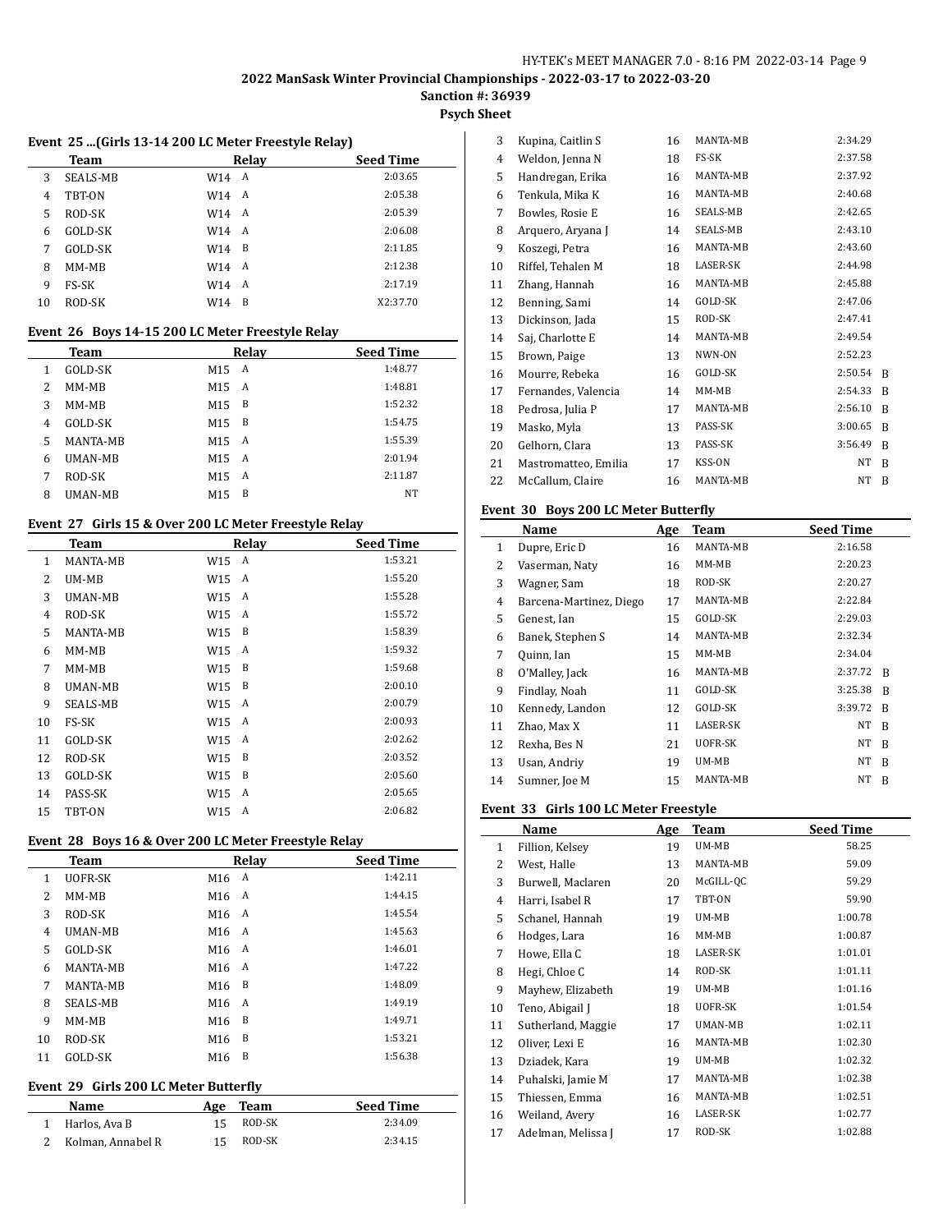2022 ManSask Winter Provincial Championships - 2022-03-17 to 2022-03-20

Sanction #: 36939

Psych Sheet

### Event 25 ...(Girls 13-14 200 LC Meter Freestyle Relay)

| | Team | Relay | | Seed Time |
|---|---|---|---|---|
| 3 | SEALS-MB | W14 | A | 2:03.65 |
| 4 | TBT-ON | W14 | A | 2:05.38 |
| 5 | ROD-SK | W14 | A | 2:05.39 |
| 6 | GOLD-SK | W14 | A | 2:06.08 |
| 7 | GOLD-SK | W14 | B | 2:11.85 |
| 8 | MM-MB | W14 | A | 2:12.38 |
| 9 | FS-SK | W14 | A | 2:17.19 |
| 10 | ROD-SK | W14 | B | X2:37.70 |

### Event 26 Boys 14-15 200 LC Meter Freestyle Relay

| | Team | Relay | | Seed Time |
|---|---|---|---|---|
| 1 | GOLD-SK | M15 | A | 1:48.77 |
| 2 | MM-MB | M15 | A | 1:48.81 |
| 3 | MM-MB | M15 | B | 1:52.32 |
| 4 | GOLD-SK | M15 | B | 1:54.75 |
| 5 | MANTA-MB | M15 | A | 1:55.39 |
| 6 | UMAN-MB | M15 | A | 2:01.94 |
| 7 | ROD-SK | M15 | A | 2:11.87 |
| 8 | UMAN-MB | M15 | B | NT |

### Event 27 Girls 15 & Over 200 LC Meter Freestyle Relay

| | Team | Relay | | Seed Time |
|---|---|---|---|---|
| 1 | MANTA-MB | W15 | A | 1:53.21 |
| 2 | UM-MB | W15 | A | 1:55.20 |
| 3 | UMAN-MB | W15 | A | 1:55.28 |
| 4 | ROD-SK | W15 | A | 1:55.72 |
| 5 | MANTA-MB | W15 | B | 1:58.39 |
| 6 | MM-MB | W15 | A | 1:59.32 |
| 7 | MM-MB | W15 | B | 1:59.68 |
| 8 | UMAN-MB | W15 | B | 2:00.10 |
| 9 | SEALS-MB | W15 | A | 2:00.79 |
| 10 | FS-SK | W15 | A | 2:00.93 |
| 11 | GOLD-SK | W15 | A | 2:02.62 |
| 12 | ROD-SK | W15 | B | 2:03.52 |
| 13 | GOLD-SK | W15 | B | 2:05.60 |
| 14 | PASS-SK | W15 | A | 2:05.65 |
| 15 | TBT-ON | W15 | A | 2:06.82 |

### Event 28 Boys 16 & Over 200 LC Meter Freestyle Relay

| | Team | Relay | | Seed Time |
|---|---|---|---|---|
| 1 | UOFR-SK | M16 | A | 1:42.11 |
| 2 | MM-MB | M16 | A | 1:44.15 |
| 3 | ROD-SK | M16 | A | 1:45.54 |
| 4 | UMAN-MB | M16 | A | 1:45.63 |
| 5 | GOLD-SK | M16 | A | 1:46.01 |
| 6 | MANTA-MB | M16 | A | 1:47.22 |
| 7 | MANTA-MB | M16 | B | 1:48.09 |
| 8 | SEALS-MB | M16 | A | 1:49.19 |
| 9 | MM-MB | M16 | B | 1:49.71 |
| 10 | ROD-SK | M16 | B | 1:53.21 |
| 11 | GOLD-SK | M16 | B | 1:56.38 |

### Event 29 Girls 200 LC Meter Butterfly

| | Name | Age | Team | Seed Time | |
|---|---|---|---|---|---|
| 1 | Harlos, Ava B | 15 | ROD-SK | 2:34.09 | |
| 2 | Kolman, Annabel R | 15 | ROD-SK | 2:34.15 | |
| 3 | Kupina, Caitlin S | 16 | MANTA-MB | 2:34.29 | |
| 4 | Weldon, Jenna N | 18 | FS-SK | 2:37.58 | |
| 5 | Handregan, Erika | 16 | MANTA-MB | 2:37.92 | |
| 6 | Tenkula, Mika K | 16 | MANTA-MB | 2:40.68 | |
| 7 | Bowles, Rosie E | 16 | SEALS-MB | 2:42.65 | |
| 8 | Arquero, Aryana J | 14 | SEALS-MB | 2:43.10 | |
| 9 | Koszegi, Petra | 16 | MANTA-MB | 2:43.60 | |
| 10 | Riffel, Tehalen M | 18 | LASER-SK | 2:44.98 | |
| 11 | Zhang, Hannah | 16 | MANTA-MB | 2:45.88 | |
| 12 | Benning, Sami | 14 | GOLD-SK | 2:47.06 | |
| 13 | Dickinson, Jada | 15 | ROD-SK | 2:47.41 | |
| 14 | Saj, Charlotte E | 14 | MANTA-MB | 2:49.54 | |
| 15 | Brown, Paige | 13 | NWN-ON | 2:52.23 | |
| 16 | Mourre, Rebeka | 16 | GOLD-SK | 2:50.54 | B |
| 17 | Fernandes, Valencia | 14 | MM-MB | 2:54.33 | B |
| 18 | Pedrosa, Julia P | 17 | MANTA-MB | 2:56.10 | B |
| 19 | Masko, Myla | 13 | PASS-SK | 3:00.65 | B |
| 20 | Gelhorn, Clara | 13 | PASS-SK | 3:56.49 | B |
| 21 | Mastromatteo, Emilia | 17 | KSS-ON | NT | B |
| 22 | McCallum, Claire | 16 | MANTA-MB | NT | B |

### Event 30 Boys 200 LC Meter Butterfly

| | Name | Age | Team | Seed Time | |
|---|---|---|---|---|---|
| 1 | Dupre, Eric D | 16 | MANTA-MB | 2:16.58 | |
| 2 | Vaserman, Naty | 16 | MM-MB | 2:20.23 | |
| 3 | Wagner, Sam | 18 | ROD-SK | 2:20.27 | |
| 4 | Barcena-Martinez, Diego | 17 | MANTA-MB | 2:22.84 | |
| 5 | Genest, Ian | 15 | GOLD-SK | 2:29.03 | |
| 6 | Banek, Stephen S | 14 | MANTA-MB | 2:32.34 | |
| 7 | Quinn, Ian | 15 | MM-MB | 2:34.04 | |
| 8 | O'Malley, Jack | 16 | MANTA-MB | 2:37.72 | B |
| 9 | Findlay, Noah | 11 | GOLD-SK | 3:25.38 | B |
| 10 | Kennedy, Landon | 12 | GOLD-SK | 3:39.72 | B |
| 11 | Zhao, Max X | 11 | LASER-SK | NT | B |
| 12 | Rexha, Bes N | 21 | UOFR-SK | NT | B |
| 13 | Usan, Andriy | 19 | UM-MB | NT | B |
| 14 | Sumner, Joe M | 15 | MANTA-MB | NT | B |

### Event 33 Girls 100 LC Meter Freestyle

| | Name | Age | Team | Seed Time |
|---|---|---|---|---|
| 1 | Fillion, Kelsey | 19 | UM-MB | 58.25 |
| 2 | West, Halle | 13 | MANTA-MB | 59.09 |
| 3 | Burwell, Maclaren | 20 | McGILL-QC | 59.29 |
| 4 | Harri, Isabel R | 17 | TBT-ON | 59.90 |
| 5 | Schanel, Hannah | 19 | UM-MB | 1:00.78 |
| 6 | Hodges, Lara | 16 | MM-MB | 1:00.87 |
| 7 | Howe, Ella C | 18 | LASER-SK | 1:01.01 |
| 8 | Hegi, Chloe C | 14 | ROD-SK | 1:01.11 |
| 9 | Mayhew, Elizabeth | 19 | UM-MB | 1:01.16 |
| 10 | Teno, Abigail J | 18 | UOFR-SK | 1:01.54 |
| 11 | Sutherland, Maggie | 17 | UMAN-MB | 1:02.11 |
| 12 | Oliver, Lexi E | 16 | MANTA-MB | 1:02.30 |
| 13 | Dziadek, Kara | 19 | UM-MB | 1:02.32 |
| 14 | Puhalski, Jamie M | 17 | MANTA-MB | 1:02.38 |
| 15 | Thiessen, Emma | 16 | MANTA-MB | 1:02.51 |
| 16 | Weiland, Avery | 16 | LASER-SK | 1:02.77 |
| 17 | Adelman, Melissa J | 17 | ROD-SK | 1:02.88 |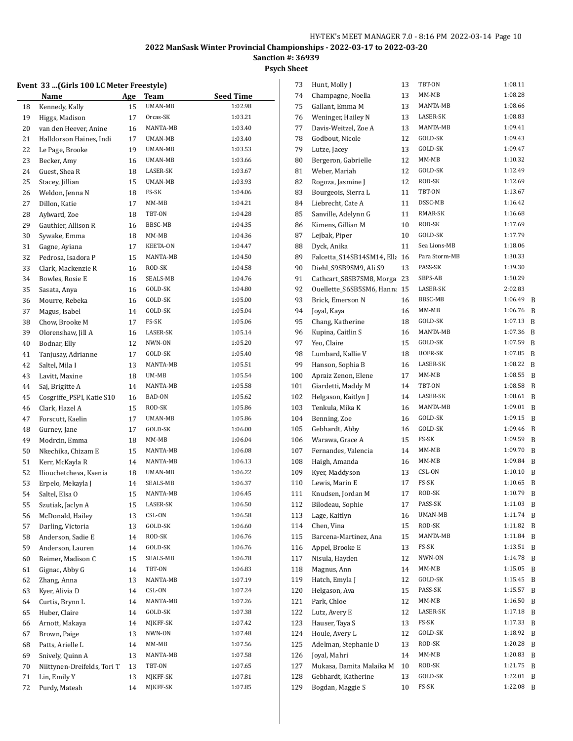# 2022 ManSask Winter Provincial Championships - 2022-03-17 to 2022-03-20

**Sanction #: 36939**

**Psych Sheet**

## Event 33 ...(Girls 100 LC Meter Freestyle)

| | Name | Age | Team | Seed Time | |
|---|---|---|---|---|---|
| 18 | Kennedy, Kally | 15 | UMAN-MB | 1:02.98 | |
| 19 | Higgs, Madison | 17 | Orcas-SK | 1:03.21 | |
| 20 | van den Heever, Anine | 16 | MANTA-MB | 1:03.40 | |
| 21 | Halldorson Haines, Indi | 17 | UMAN-MB | 1:03.40 | |
| 22 | Le Page, Brooke | 19 | UMAN-MB | 1:03.53 | |
| 23 | Becker, Amy | 16 | UMAN-MB | 1:03.66 | |
| 24 | Guest, Shea R | 18 | LASER-SK | 1:03.67 | |
| 25 | Stacey, Jillian | 15 | UMAN-MB | 1:03.93 | |
| 26 | Weldon, Jenna N | 18 | FS-SK | 1:04.06 | |
| 27 | Dillon, Katie | 17 | MM-MB | 1:04.21 | |
| 28 | Aylward, Zoe | 18 | TBT-ON | 1:04.28 | |
| 29 | Gauthier, Allison R | 16 | BBSC-MB | 1:04.35 | |
| 30 | Sywake, Emma | 18 | MM-MB | 1:04.36 | |
| 31 | Gagne, Ayiana | 17 | KEETA-ON | 1:04.47 | |
| 32 | Pedrosa, Isadora P | 15 | MANTA-MB | 1:04.50 | |
| 33 | Clark, Mackenzie R | 16 | ROD-SK | 1:04.58 | |
| 34 | Bowles, Rosie E | 16 | SEALS-MB | 1:04.76 | |
| 35 | Sasata, Anya | 16 | GOLD-SK | 1:04.80 | |
| 36 | Mourre, Rebeka | 16 | GOLD-SK | 1:05.00 | |
| 37 | Magus, Isabel | 14 | GOLD-SK | 1:05.04 | |
| 38 | Chow, Brooke M | 17 | FS-SK | 1:05.06 | |
| 39 | Olorenshaw, Jill A | 16 | LASER-SK | 1:05.14 | |
| 40 | Bodnar, Elly | 12 | NWN-ON | 1:05.20 | |
| 41 | Tanjusay, Adrianne | 17 | GOLD-SK | 1:05.40 | |
| 42 | Saltel, Mila I | 13 | MANTA-MB | 1:05.51 | |
| 43 | Lavitt, Maxine | 18 | UM-MB | 1:05.54 | |
| 44 | Saj, Brigitte A | 14 | MANTA-MB | 1:05.58 | |
| 45 | Cosgriffe_PSPI, Katie S10 | 16 | BAD-ON | 1:05.62 | |
| 46 | Clark, Hazel A | 15 | ROD-SK | 1:05.86 | |
| 47 | Forscutt, Kaelin | 17 | UMAN-MB | 1:05.86 | |
| 48 | Gurney, Jane | 17 | GOLD-SK | 1:06.00 | |
| 49 | Modrcin, Emma | 18 | MM-MB | 1:06.04 | |
| 50 | Nkechika, Chizam E | 15 | MANTA-MB | 1:06.08 | |
| 51 | Kerr, McKayla R | 14 | MANTA-MB | 1:06.13 | |
| 52 | Iliouchetcheva, Ksenia | 18 | UMAN-MB | 1:06.22 | |
| 53 | Erpelo, Mekayla J | 14 | SEALS-MB | 1:06.37 | |
| 54 | Saltel, Elsa O | 15 | MANTA-MB | 1:06.45 | |
| 55 | Szutiak, Jaclyn A | 15 | LASER-SK | 1:06.50 | |
| 56 | McDonald, Hailey | 13 | CSL-ON | 1:06.58 | |
| 57 | Darling, Victoria | 13 | GOLD-SK | 1:06.60 | |
| 58 | Anderson, Sadie E | 14 | ROD-SK | 1:06.76 | |
| 59 | Anderson, Lauren | 14 | GOLD-SK | 1:06.76 | |
| 60 | Reimer, Madison C | 15 | SEALS-MB | 1:06.78 | |
| 61 | Gignac, Abby G | 14 | TBT-ON | 1:06.83 | |
| 62 | Zhang, Anna | 13 | MANTA-MB | 1:07.19 | |
| 63 | Kyer, Alivia D | 14 | CSL-ON | 1:07.24 | |
| 64 | Curtis, Brynn L | 14 | MANTA-MB | 1:07.26 | |
| 65 | Huber, Claire | 14 | GOLD-SK | 1:07.38 | |
| 66 | Arnott, Makaya | 14 | MJKFF-SK | 1:07.42 | |
| 67 | Brown, Paige | 13 | NWN-ON | 1:07.48 | |
| 68 | Patts, Arielle L | 14 | MM-MB | 1:07.56 | |
| 69 | Snively, Quinn A | 13 | MANTA-MB | 1:07.58 | |
| 70 | Niittynen-Dreifelds, Tori T | 13 | TBT-ON | 1:07.65 | |
| 71 | Lin, Emily Y | 13 | MJKFF-SK | 1:07.81 | |
| 72 | Purdy, Mateah | 14 | MJKFF-SK | 1:07.85 | |
| 73 | Hunt, Molly J | 13 | TBT-ON | 1:08.11 | |
| 74 | Champagne, Noella | 13 | MM-MB | 1:08.28 | |
| 75 | Gallant, Emma M | 13 | MANTA-MB | 1:08.66 | |
| 76 | Weninger, Hailey N | 13 | LASER-SK | 1:08.83 | |
| 77 | Davis-Weitzel, Zoe A | 13 | MANTA-MB | 1:09.41 | |
| 78 | Godbout, Nicole | 12 | GOLD-SK | 1:09.43 | |
| 79 | Lutze, Jacey | 13 | GOLD-SK | 1:09.47 | |
| 80 | Bergeron, Gabrielle | 12 | MM-MB | 1:10.32 | |
| 81 | Weber, Mariah | 12 | GOLD-SK | 1:12.49 | |
| 82 | Rogoza, Jasmine J | 12 | ROD-SK | 1:12.69 | |
| 83 | Bourgeois, Sierra L | 11 | TBT-ON | 1:13.67 | |
| 84 | Liebrecht, Cate A | 11 | DSSC-MB | 1:16.42 | |
| 85 | Sanville, Adelynn G | 11 | RMAR-SK | 1:16.68 | |
| 86 | Kimens, Gillian M | 10 | ROD-SK | 1:17.69 | |
| 87 | Lejbak, Piper | 10 | GOLD-SK | 1:17.79 | |
| 88 | Dyck, Anika | 11 | Sea Lions-MB | 1:18.06 | |
| 89 | Falcetta_S14SB14SM14, Ella | 16 | Para Storm-MB | 1:30.33 | |
| 90 | Diehl_S9SB9SM9, Ali S9 | 13 | PASS-SK | 1:39.30 | |
| 91 | Cathcart_S8SB7SM8, Morga | 23 | SBPS-AB | 1:50.29 | |
| 92 | Ouellette_S6SB5SM6, Hanna | 15 | LASER-SK | 2:02.83 | |
| 93 | Brick, Emerson N | 16 | BBSC-MB | 1:06.49 | B |
| 94 | Joyal, Kaya | 16 | MM-MB | 1:06.76 | B |
| 95 | Chang, Katherine | 18 | GOLD-SK | 1:07.13 | B |
| 96 | Kupina, Caitlin S | 16 | MANTA-MB | 1:07.36 | B |
| 97 | Yeo, Claire | 15 | GOLD-SK | 1:07.59 | B |
| 98 | Lumbard, Kallie V | 18 | UOFR-SK | 1:07.85 | B |
| 99 | Hanson, Sophia B | 16 | LASER-SK | 1:08.22 | B |
| 100 | Apraiz Zenon, Elene | 17 | MM-MB | 1:08.55 | B |
| 101 | Giardetti, Maddy M | 14 | TBT-ON | 1:08.58 | B |
| 102 | Helgason, Kaitlyn J | 14 | LASER-SK | 1:08.61 | B |
| 103 | Tenkula, Mika K | 16 | MANTA-MB | 1:09.01 | B |
| 104 | Benning, Zoe | 16 | GOLD-SK | 1:09.15 | B |
| 105 | Gebhardt, Abby | 16 | GOLD-SK | 1:09.46 | B |
| 106 | Warawa, Grace A | 15 | FS-SK | 1:09.59 | B |
| 107 | Fernandes, Valencia | 14 | MM-MB | 1:09.70 | B |
| 108 | Haigh, Amanda | 16 | MM-MB | 1:09.84 | B |
| 109 | Kyer, Maddyson | 13 | CSL-ON | 1:10.10 | B |
| 110 | Lewis, Marin E | 17 | FS-SK | 1:10.65 | B |
| 111 | Knudsen, Jordan M | 17 | ROD-SK | 1:10.79 | B |
| 112 | Bilodeau, Sophie | 17 | PASS-SK | 1:11.03 | B |
| 113 | Lage, Kaitlyn | 16 | UMAN-MB | 1:11.74 | B |
| 114 | Chen, Vina | 15 | ROD-SK | 1:11.82 | B |
| 115 | Barcena-Martinez, Ana | 15 | MANTA-MB | 1:11.84 | B |
| 116 | Appel, Brooke E | 13 | FS-SK | 1:13.51 | B |
| 117 | Nisula, Hayden | 12 | NWN-ON | 1:14.78 | B |
| 118 | Magnus, Ann | 14 | MM-MB | 1:15.05 | B |
| 119 | Hatch, Emyla J | 12 | GOLD-SK | 1:15.45 | B |
| 120 | Helgason, Ava | 15 | PASS-SK | 1:15.57 | B |
| 121 | Park, Chloe | 12 | MM-MB | 1:16.50 | B |
| 122 | Lutz, Avery E | 12 | LASER-SK | 1:17.18 | B |
| 123 | Hauser, Taya S | 13 | FS-SK | 1:17.33 | B |
| 124 | Houle, Avery L | 12 | GOLD-SK | 1:18.92 | B |
| 125 | Adelman, Stephanie D | 13 | ROD-SK | 1:20.28 | B |
| 126 | Joyal, Mahri | 14 | MM-MB | 1:20.83 | B |
| 127 | Mukasa, Damita Malaika M | 10 | ROD-SK | 1:21.75 | B |
| 128 | Gebhardt, Katherine | 13 | GOLD-SK | 1:22.01 | B |
| 129 | Bogdan, Maggie S | 10 | FS-SK | 1:22.08 | B |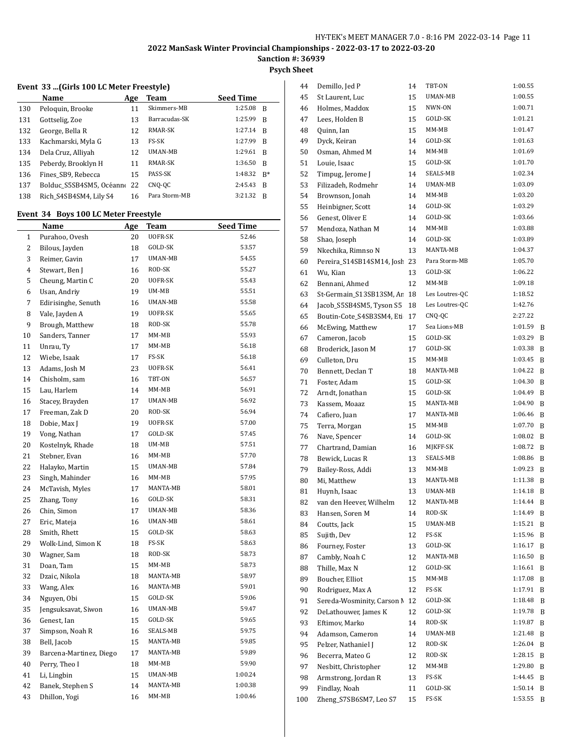**2022 ManSask Winter Provincial Championships - 2022-03-17 to 2022-03-20**

**Sanction #: 36939**

**Psych Sheet**

### Event 33 ...(Girls 100 LC Meter Freestyle)

| | Name | Age | Team | Seed Time | |
|---|---|---|---|---|---|
| 130 | Peloquin, Brooke | 11 | Skimmers-MB | 1:25.08 | B |
| 131 | Gottselig, Zoe | 13 | Barracudas-SK | 1:25.99 | B |
| 132 | George, Bella R | 12 | RMAR-SK | 1:27.14 | B |
| 133 | Kachmarski, Myla G | 13 | FS-SK | 1:27.99 | B |
| 134 | Dela Cruz, Alliyah | 12 | UMAN-MB | 1:29.61 | B |
| 135 | Peberdy, Brooklyn H | 11 | RMAR-SK | 1:36.50 | B |
| 136 | Fines_SB9, Rebecca | 15 | PASS-SK | 1:48.32 | B* |
| 137 | Bolduc_S5SB4SM5, Océanne | 22 | CNQ-QC | 2:45.43 | B |
| 138 | Rich_S4SB4SM4, Lily S4 | 16 | Para Storm-MB | 3:21.32 | B |

### Event 34 Boys 100 LC Meter Freestyle

| | Name | Age | Team | Seed Time | |
|---|---|---|---|---|---|
| 1 | Purahoo, Ovesh | 20 | UOFR-SK | 52.46 | |
| 2 | Bilous, Jayden | 18 | GOLD-SK | 53.57 | |
| 3 | Reimer, Gavin | 17 | UMAN-MB | 54.55 | |
| 4 | Stewart, Ben J | 16 | ROD-SK | 55.27 | |
| 5 | Cheung, Martin C | 20 | UOFR-SK | 55.43 | |
| 6 | Usan, Andriy | 19 | UM-MB | 55.51 | |
| 7 | Edirisinghe, Senuth | 16 | UMAN-MB | 55.58 | |
| 8 | Vale, Jayden A | 19 | UOFR-SK | 55.65 | |
| 9 | Brough, Matthew | 18 | ROD-SK | 55.78 | |
| 10 | Sanders, Tanner | 17 | MM-MB | 55.93 | |
| 11 | Unrau, Ty | 17 | MM-MB | 56.18 | |
| 12 | Wiebe, Isaak | 17 | FS-SK | 56.18 | |
| 13 | Adams, Josh M | 23 | UOFR-SK | 56.41 | |
| 14 | Chisholm, sam | 16 | TBT-ON | 56.57 | |
| 15 | Lau, Harlem | 14 | MM-MB | 56.91 | |
| 16 | Stacey, Brayden | 17 | UMAN-MB | 56.92 | |
| 17 | Freeman, Zak D | 20 | ROD-SK | 56.94 | |
| 18 | Dobie, Max J | 19 | UOFR-SK | 57.00 | |
| 19 | Vong, Nathan | 17 | GOLD-SK | 57.45 | |
| 20 | Kostelnyk, Rhade | 18 | UM-MB | 57.51 | |
| 21 | Stebner, Evan | 16 | MM-MB | 57.70 | |
| 22 | Halayko, Martin | 15 | UMAN-MB | 57.84 | |
| 23 | Singh, Mahinder | 16 | MM-MB | 57.95 | |
| 24 | McTavish, Myles | 17 | MANTA-MB | 58.01 | |
| 25 | Zhang, Tony | 16 | GOLD-SK | 58.31 | |
| 26 | Chin, Simon | 17 | UMAN-MB | 58.36 | |
| 27 | Eric, Mateja | 16 | UMAN-MB | 58.61 | |
| 28 | Smith, Rhett | 15 | GOLD-SK | 58.63 | |
| 29 | Wolk-Lind, Simon K | 18 | FS-SK | 58.63 | |
| 30 | Wagner, Sam | 18 | ROD-SK | 58.73 | |
| 31 | Doan, Tam | 15 | MM-MB | 58.73 | |
| 32 | Dzaic, Nikola | 18 | MANTA-MB | 58.97 | |
| 33 | Wang, Alex | 16 | MANTA-MB | 59.01 | |
| 34 | Nguyen, Obi | 15 | GOLD-SK | 59.06 | |
| 35 | Jengsuksavat, Siwon | 16 | UMAN-MB | 59.47 | |
| 36 | Genest, Ian | 15 | GOLD-SK | 59.65 | |
| 37 | Simpson, Noah R | 16 | SEALS-MB | 59.75 | |
| 38 | Bell, Jacob | 15 | MANTA-MB | 59.85 | |
| 39 | Barcena-Martinez, Diego | 17 | MANTA-MB | 59.89 | |
| 40 | Perry, Theo I | 18 | MM-MB | 59.90 | |
| 41 | Li, Lingbin | 15 | UMAN-MB | 1:00.24 | |
| 42 | Banek, Stephen S | 14 | MANTA-MB | 1:00.38 | |
| 43 | Dhillon, Yogi | 16 | MM-MB | 1:00.46 | |
| 44 | Demillo, Jed P | 14 | TBT-ON | 1:00.55 | |
| 45 | St Laurent, Luc | 15 | UMAN-MB | 1:00.55 | |
| 46 | Holmes, Maddox | 15 | NWN-ON | 1:00.71 | |
| 47 | Lees, Holden B | 15 | GOLD-SK | 1:01.21 | |
| 48 | Quinn, Ian | 15 | MM-MB | 1:01.47 | |
| 49 | Dyck, Keiran | 14 | GOLD-SK | 1:01.63 | |
| 50 | Osman, Ahmed M | 14 | MM-MB | 1:01.69 | |
| 51 | Louie, Isaac | 15 | GOLD-SK | 1:01.70 | |
| 52 | Timpug, Jerome J | 14 | SEALS-MB | 1:02.34 | |
| 53 | Filizadeh, Rodmehr | 14 | UMAN-MB | 1:03.09 | |
| 54 | Brownson, Jonah | 14 | MM-MB | 1:03.20 | |
| 55 | Heinbigner, Scott | 14 | GOLD-SK | 1:03.29 | |
| 56 | Genest, Oliver E | 14 | GOLD-SK | 1:03.66 | |
| 57 | Mendoza, Nathan M | 14 | MM-MB | 1:03.88 | |
| 58 | Shao, Joseph | 14 | GOLD-SK | 1:03.89 | |
| 59 | Nkechika, Rimnso N | 13 | MANTA-MB | 1:04.37 | |
| 60 | Pereira_S14SB14SM14, Josh | 23 | Para Storm-MB | 1:05.70 | |
| 61 | Wu, Kian | 13 | GOLD-SK | 1:06.22 | |
| 62 | Bennani, Ahmed | 12 | MM-MB | 1:09.18 | |
| 63 | St-Germain_S13SB13SM, An | 18 | Les Loutres-QC | 1:18.52 | |
| 64 | Jacob_S5SB4SM5, Tyson S5 | 18 | Les Loutres-QC | 1:42.76 | |
| 65 | Boutin-Cote_S4SB3SM4, Eti | 17 | CNQ-QC | 2:27.22 | |
| 66 | McEwing, Matthew | 17 | Sea Lions-MB | 1:01.59 | B |
| 67 | Cameron, Jacob | 15 | GOLD-SK | 1:03.29 | B |
| 68 | Broderick, Jason M | 17 | GOLD-SK | 1:03.38 | B |
| 69 | Culleton, Dru | 15 | MM-MB | 1:03.45 | B |
| 70 | Bennett, Declan T | 18 | MANTA-MB | 1:04.22 | B |
| 71 | Foster, Adam | 15 | GOLD-SK | 1:04.30 | B |
| 72 | Arndt, Jonathan | 15 | GOLD-SK | 1:04.49 | B |
| 73 | Kassem, Moaaz | 15 | MANTA-MB | 1:04.90 | B |
| 74 | Cafiero, Juan | 17 | MANTA-MB | 1:06.46 | B |
| 75 | Terra, Morgan | 15 | MM-MB | 1:07.70 | B |
| 76 | Nave, Spencer | 14 | GOLD-SK | 1:08.02 | B |
| 77 | Chartrand, Damian | 16 | MJKFF-SK | 1:08.72 | B |
| 78 | Bewick, Lucas R | 13 | SEALS-MB | 1:08.86 | B |
| 79 | Bailey-Ross, Addi | 13 | MM-MB | 1:09.23 | B |
| 80 | Mi, Matthew | 13 | MANTA-MB | 1:11.38 | B |
| 81 | Huynh, Isaac | 13 | UMAN-MB | 1:14.18 | B |
| 82 | van den Heever, Wilhelm | 12 | MANTA-MB | 1:14.44 | B |
| 83 | Hansen, Soren M | 14 | ROD-SK | 1:14.49 | B |
| 84 | Coutts, Jack | 15 | UMAN-MB | 1:15.21 | B |
| 85 | Sujith, Dev | 12 | FS-SK | 1:15.96 | B |
| 86 | Fourney, Foster | 13 | GOLD-SK | 1:16.17 | B |
| 87 | Cambly, Noah C | 12 | MANTA-MB | 1:16.50 | B |
| 88 | Thille, Max N | 12 | GOLD-SK | 1:16.61 | B |
| 89 | Boucher, Elliot | 15 | MM-MB | 1:17.08 | B |
| 90 | Rodriguez, Max A | 12 | FS-SK | 1:17.91 | B |
| 91 | Sereda-Wosminity, Carson M | 12 | GOLD-SK | 1:18.48 | B |
| 92 | DeLathouwer, James K | 12 | GOLD-SK | 1:19.78 | B |
| 93 | Eftimov, Marko | 14 | ROD-SK | 1:19.87 | B |
| 94 | Adamson, Cameron | 14 | UMAN-MB | 1:21.48 | B |
| 95 | Pelzer, Nathaniel J | 12 | ROD-SK | 1:26.04 | B |
| 96 | Becerra, Mateo G | 12 | ROD-SK | 1:28.15 | B |
| 97 | Nesbitt, Christopher | 12 | MM-MB | 1:29.80 | B |
| 98 | Armstrong, Jordan R | 13 | FS-SK | 1:44.45 | B |
| 99 | Findlay, Noah | 11 | GOLD-SK | 1:50.14 | B |
| 100 | Zheng_S7SB6SM7, Leo S7 | 15 | FS-SK | 1:53.55 | B |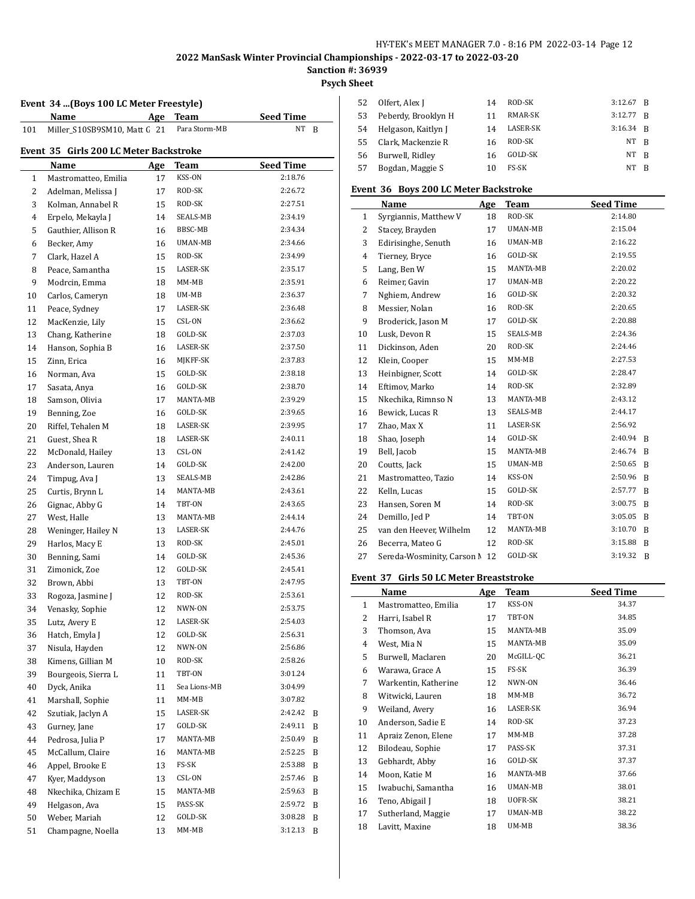# 2022 ManSask Winter Provincial Championships - 2022-03-17 to 2022-03-20

**Sanction #: 36939**

**Psych Sheet**

### Event 34 ...(Boys 100 LC Meter Freestyle)

| | Name | Age | Team | Seed Time | |
|---|---|---|---|---|---|
| 101 | Miller_S10SB9SM10, Matt G | 21 | Para Storm-MB | NT | B |

### Event 35 Girls 200 LC Meter Backstroke

| | Name | Age | Team | Seed Time | |
|---|---|---|---|---|---|
| 1 | Mastromatteo, Emilia | 17 | KSS-ON | 2:18.76 | |
| 2 | Adelman, Melissa J | 17 | ROD-SK | 2:26.72 | |
| 3 | Kolman, Annabel R | 15 | ROD-SK | 2:27.51 | |
| 4 | Erpelo, Mekayla J | 14 | SEALS-MB | 2:34.19 | |
| 5 | Gauthier, Allison R | 16 | BBSC-MB | 2:34.34 | |
| 6 | Becker, Amy | 16 | UMAN-MB | 2:34.66 | |
| 7 | Clark, Hazel A | 15 | ROD-SK | 2:34.99 | |
| 8 | Peace, Samantha | 15 | LASER-SK | 2:35.17 | |
| 9 | Modrcin, Emma | 18 | MM-MB | 2:35.91 | |
| 10 | Carlos, Cameryn | 18 | UM-MB | 2:36.37 | |
| 11 | Peace, Sydney | 17 | LASER-SK | 2:36.48 | |
| 12 | MacKenzie, Lily | 15 | CSL-ON | 2:36.62 | |
| 13 | Chang, Katherine | 18 | GOLD-SK | 2:37.03 | |
| 14 | Hanson, Sophia B | 16 | LASER-SK | 2:37.50 | |
| 15 | Zinn, Erica | 16 | MJKFF-SK | 2:37.83 | |
| 16 | Norman, Ava | 15 | GOLD-SK | 2:38.18 | |
| 17 | Sasata, Anya | 16 | GOLD-SK | 2:38.70 | |
| 18 | Samson, Olivia | 17 | MANTA-MB | 2:39.29 | |
| 19 | Benning, Zoe | 16 | GOLD-SK | 2:39.65 | |
| 20 | Riffel, Tehalen M | 18 | LASER-SK | 2:39.95 | |
| 21 | Guest, Shea R | 18 | LASER-SK | 2:40.11 | |
| 22 | McDonald, Hailey | 13 | CSL-ON | 2:41.42 | |
| 23 | Anderson, Lauren | 14 | GOLD-SK | 2:42.00 | |
| 24 | Timpug, Ava J | 13 | SEALS-MB | 2:42.86 | |
| 25 | Curtis, Brynn L | 14 | MANTA-MB | 2:43.61 | |
| 26 | Gignac, Abby G | 14 | TBT-ON | 2:43.65 | |
| 27 | West, Halle | 13 | MANTA-MB | 2:44.14 | |
| 28 | Weninger, Hailey N | 13 | LASER-SK | 2:44.76 | |
| 29 | Harlos, Macy E | 13 | ROD-SK | 2:45.01 | |
| 30 | Benning, Sami | 14 | GOLD-SK | 2:45.36 | |
| 31 | Zimonick, Zoe | 12 | GOLD-SK | 2:45.41 | |
| 32 | Brown, Abbi | 13 | TBT-ON | 2:47.95 | |
| 33 | Rogoza, Jasmine J | 12 | ROD-SK | 2:53.61 | |
| 34 | Venasky, Sophie | 12 | NWN-ON | 2:53.75 | |
| 35 | Lutz, Avery E | 12 | LASER-SK | 2:54.03 | |
| 36 | Hatch, Emyla J | 12 | GOLD-SK | 2:56.31 | |
| 37 | Nisula, Hayden | 12 | NWN-ON | 2:56.86 | |
| 38 | Kimens, Gillian M | 10 | ROD-SK | 2:58.26 | |
| 39 | Bourgeois, Sierra L | 11 | TBT-ON | 3:01.24 | |
| 40 | Dyck, Anika | 11 | Sea Lions-MB | 3:04.99 | |
| 41 | Marshall, Sophie | 11 | MM-MB | 3:07.82 | |
| 42 | Szutiak, Jaclyn A | 15 | LASER-SK | 2:42.42 | B |
| 43 | Gurney, Jane | 17 | GOLD-SK | 2:49.11 | B |
| 44 | Pedrosa, Julia P | 17 | MANTA-MB | 2:50.49 | B |
| 45 | McCallum, Claire | 16 | MANTA-MB | 2:52.25 | B |
| 46 | Appel, Brooke E | 13 | FS-SK | 2:53.88 | B |
| 47 | Kyer, Maddyson | 13 | CSL-ON | 2:57.46 | B |
| 48 | Nkechika, Chizam E | 15 | MANTA-MB | 2:59.63 | B |
| 49 | Helgason, Ava | 15 | PASS-SK | 2:59.72 | B |
| 50 | Weber, Mariah | 12 | GOLD-SK | 3:08.28 | B |
| 51 | Champagne, Noella | 13 | MM-MB | 3:12.13 | B |
| 52 | Olfert, Alex J | 14 | ROD-SK | 3:12.67 | B |
| 53 | Peberdy, Brooklyn H | 11 | RMAR-SK | 3:12.77 | B |
| 54 | Helgason, Kaitlyn J | 14 | LASER-SK | 3:16.34 | B |
| 55 | Clark, Mackenzie R | 16 | ROD-SK | NT | B |
| 56 | Burwell, Ridley | 16 | GOLD-SK | NT | B |
| 57 | Bogdan, Maggie S | 10 | FS-SK | NT | B |

### Event 36 Boys 200 LC Meter Backstroke

| | Name | Age | Team | Seed Time | |
|---|---|---|---|---|---|
| 1 | Syrgiannis, Matthew V | 18 | ROD-SK | 2:14.80 | |
| 2 | Stacey, Brayden | 17 | UMAN-MB | 2:15.04 | |
| 3 | Edirisinghe, Senuth | 16 | UMAN-MB | 2:16.22 | |
| 4 | Tierney, Bryce | 16 | GOLD-SK | 2:19.55 | |
| 5 | Lang, Ben W | 15 | MANTA-MB | 2:20.02 | |
| 6 | Reimer, Gavin | 17 | UMAN-MB | 2:20.22 | |
| 7 | Nghiem, Andrew | 16 | GOLD-SK | 2:20.32 | |
| 8 | Messier, Nolan | 16 | ROD-SK | 2:20.65 | |
| 9 | Broderick, Jason M | 17 | GOLD-SK | 2:20.88 | |
| 10 | Lusk, Devon R | 15 | SEALS-MB | 2:24.36 | |
| 11 | Dickinson, Aden | 20 | ROD-SK | 2:24.46 | |
| 12 | Klein, Cooper | 15 | MM-MB | 2:27.53 | |
| 13 | Heinbigner, Scott | 14 | GOLD-SK | 2:28.47 | |
| 14 | Eftimov, Marko | 14 | ROD-SK | 2:32.89 | |
| 15 | Nkechika, Rimnso N | 13 | MANTA-MB | 2:43.12 | |
| 16 | Bewick, Lucas R | 13 | SEALS-MB | 2:44.17 | |
| 17 | Zhao, Max X | 11 | LASER-SK | 2:56.92 | |
| 18 | Shao, Joseph | 14 | GOLD-SK | 2:40.94 | B |
| 19 | Bell, Jacob | 15 | MANTA-MB | 2:46.74 | B |
| 20 | Coutts, Jack | 15 | UMAN-MB | 2:50.65 | B |
| 21 | Mastromatteo, Tazio | 14 | KSS-ON | 2:50.96 | B |
| 22 | Kelln, Lucas | 15 | GOLD-SK | 2:57.77 | B |
| 23 | Hansen, Soren M | 14 | ROD-SK | 3:00.75 | B |
| 24 | Demillo, Jed P | 14 | TBT-ON | 3:05.05 | B |
| 25 | van den Heever, Wilhelm | 12 | MANTA-MB | 3:10.70 | B |
| 26 | Becerra, Mateo G | 12 | ROD-SK | 3:15.88 | B |
| 27 | Sereda-Wosminity, Carson M | 12 | GOLD-SK | 3:19.32 | B |

### Event 37 Girls 50 LC Meter Breaststroke

| | Name | Age | Team | Seed Time |
|---|---|---|---|---|
| 1 | Mastromatteo, Emilia | 17 | KSS-ON | 34.37 |
| 2 | Harri, Isabel R | 17 | TBT-ON | 34.85 |
| 3 | Thomson, Ava | 15 | MANTA-MB | 35.09 |
| 4 | West, Mia N | 15 | MANTA-MB | 35.09 |
| 5 | Burwell, Maclaren | 20 | McGILL-QC | 36.21 |
| 6 | Warawa, Grace A | 15 | FS-SK | 36.39 |
| 7 | Warkentin, Katherine | 12 | NWN-ON | 36.46 |
| 8 | Witwicki, Lauren | 18 | MM-MB | 36.72 |
| 9 | Weiland, Avery | 16 | LASER-SK | 36.94 |
| 10 | Anderson, Sadie E | 14 | ROD-SK | 37.23 |
| 11 | Apraiz Zenon, Elene | 17 | MM-MB | 37.28 |
| 12 | Bilodeau, Sophie | 17 | PASS-SK | 37.31 |
| 13 | Gebhardt, Abby | 16 | GOLD-SK | 37.37 |
| 14 | Moon, Katie M | 16 | MANTA-MB | 37.66 |
| 15 | Iwabuchi, Samantha | 16 | UMAN-MB | 38.01 |
| 16 | Teno, Abigail J | 18 | UOFR-SK | 38.21 |
| 17 | Sutherland, Maggie | 17 | UMAN-MB | 38.22 |
| 18 | Lavitt, Maxine | 18 | UM-MB | 38.36 |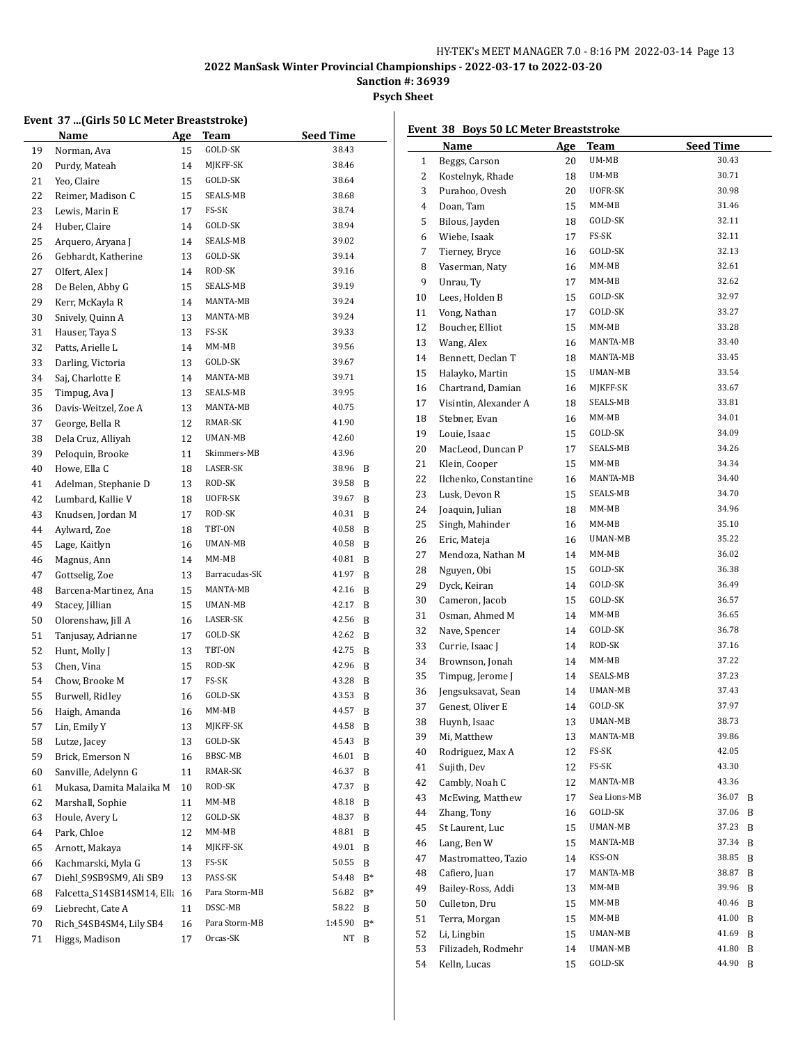**2022 ManSask Winter Provincial Championships - 2022-03-17 to 2022-03-20**

**Sanction #: 36939**

**Psych Sheet**

### Event 37 ...(Girls 50 LC Meter Breaststroke)

| | Name | Age | Team | Seed Time | |
|---|---|---|---|---|---|
| 19 | Norman, Ava | 15 | GOLD-SK | 38.43 | |
| 20 | Purdy, Mateah | 14 | MJKFF-SK | 38.46 | |
| 21 | Yeo, Claire | 15 | GOLD-SK | 38.64 | |
| 22 | Reimer, Madison C | 15 | SEALS-MB | 38.68 | |
| 23 | Lewis, Marin E | 17 | FS-SK | 38.74 | |
| 24 | Huber, Claire | 14 | GOLD-SK | 38.94 | |
| 25 | Arquero, Aryana J | 14 | SEALS-MB | 39.02 | |
| 26 | Gebhardt, Katherine | 13 | GOLD-SK | 39.14 | |
| 27 | Olfert, Alex J | 14 | ROD-SK | 39.16 | |
| 28 | De Belen, Abby G | 15 | SEALS-MB | 39.19 | |
| 29 | Kerr, McKayla R | 14 | MANTA-MB | 39.24 | |
| 30 | Snively, Quinn A | 13 | MANTA-MB | 39.24 | |
| 31 | Hauser, Taya S | 13 | FS-SK | 39.33 | |
| 32 | Patts, Arielle L | 14 | MM-MB | 39.56 | |
| 33 | Darling, Victoria | 13 | GOLD-SK | 39.67 | |
| 34 | Saj, Charlotte E | 14 | MANTA-MB | 39.71 | |
| 35 | Timpug, Ava J | 13 | SEALS-MB | 39.95 | |
| 36 | Davis-Weitzel, Zoe A | 13 | MANTA-MB | 40.75 | |
| 37 | George, Bella R | 12 | RMAR-SK | 41.90 | |
| 38 | Dela Cruz, Alliyah | 12 | UMAN-MB | 42.60 | |
| 39 | Peloquin, Brooke | 11 | Skimmers-MB | 43.96 | |
| 40 | Howe, Ella C | 18 | LASER-SK | 38.96 | B |
| 41 | Adelman, Stephanie D | 13 | ROD-SK | 39.58 | B |
| 42 | Lumbard, Kallie V | 18 | UOFR-SK | 39.67 | B |
| 43 | Knudsen, Jordan M | 17 | ROD-SK | 40.31 | B |
| 44 | Aylward, Zoe | 18 | TBT-ON | 40.58 | B |
| 45 | Lage, Kaitlyn | 16 | UMAN-MB | 40.58 | B |
| 46 | Magnus, Ann | 14 | MM-MB | 40.81 | B |
| 47 | Gottselig, Zoe | 13 | Barracudas-SK | 41.97 | B |
| 48 | Barcena-Martinez, Ana | 15 | MANTA-MB | 42.16 | B |
| 49 | Stacey, Jillian | 15 | UMAN-MB | 42.17 | B |
| 50 | Olorenshaw, Jill A | 16 | LASER-SK | 42.56 | B |
| 51 | Tanjusay, Adrianne | 17 | GOLD-SK | 42.62 | B |
| 52 | Hunt, Molly J | 13 | TBT-ON | 42.75 | B |
| 53 | Chen, Vina | 15 | ROD-SK | 42.96 | B |
| 54 | Chow, Brooke M | 17 | FS-SK | 43.28 | B |
| 55 | Burwell, Ridley | 16 | GOLD-SK | 43.53 | B |
| 56 | Haigh, Amanda | 16 | MM-MB | 44.57 | B |
| 57 | Lin, Emily Y | 13 | MJKFF-SK | 44.58 | B |
| 58 | Lutze, Jacey | 13 | GOLD-SK | 45.43 | B |
| 59 | Brick, Emerson N | 16 | BBSC-MB | 46.01 | B |
| 60 | Sanville, Adelynn G | 11 | RMAR-SK | 46.37 | B |
| 61 | Mukasa, Damita Malaika M | 10 | ROD-SK | 47.37 | B |
| 62 | Marshall, Sophie | 11 | MM-MB | 48.18 | B |
| 63 | Houle, Avery L | 12 | GOLD-SK | 48.37 | B |
| 64 | Park, Chloe | 12 | MM-MB | 48.81 | B |
| 65 | Arnott, Makaya | 14 | MJKFF-SK | 49.01 | B |
| 66 | Kachmarski, Myla G | 13 | FS-SK | 50.55 | B |
| 67 | Diehl_S9SB9SM9, Ali SB9 | 13 | PASS-SK | 54.48 | B* |
| 68 | Falcetta_S14SB14SM14, Ell | 16 | Para Storm-MB | 56.82 | B* |
| 69 | Liebrecht, Cate A | 11 | DSSC-MB | 58.22 | B |
| 70 | Rich_S4SB4SM4, Lily SB4 | 16 | Para Storm-MB | 1:45.90 | B* |
| 71 | Higgs, Madison | 17 | Orcas-SK | NT | B |

### Event 38 Boys 50 LC Meter Breaststroke

| | Name | Age | Team | Seed Time | |
|---|---|---|---|---|---|
| 1 | Beggs, Carson | 20 | UM-MB | 30.43 | |
| 2 | Kostelnyk, Rhade | 18 | UM-MB | 30.71 | |
| 3 | Purahoo, Ovesh | 20 | UOFR-SK | 30.98 | |
| 4 | Doan, Tam | 15 | MM-MB | 31.46 | |
| 5 | Bilous, Jayden | 18 | GOLD-SK | 32.11 | |
| 6 | Wiebe, Isaak | 17 | FS-SK | 32.11 | |
| 7 | Tierney, Bryce | 16 | GOLD-SK | 32.13 | |
| 8 | Vaserman, Naty | 16 | MM-MB | 32.61 | |
| 9 | Unrau, Ty | 17 | MM-MB | 32.62 | |
| 10 | Lees, Holden B | 15 | GOLD-SK | 32.97 | |
| 11 | Vong, Nathan | 17 | GOLD-SK | 33.27 | |
| 12 | Boucher, Elliot | 15 | MM-MB | 33.28 | |
| 13 | Wang, Alex | 16 | MANTA-MB | 33.40 | |
| 14 | Bennett, Declan T | 18 | MANTA-MB | 33.45 | |
| 15 | Halayko, Martin | 15 | UMAN-MB | 33.54 | |
| 16 | Chartrand, Damian | 16 | MJKFF-SK | 33.67 | |
| 17 | Visintin, Alexander A | 18 | SEALS-MB | 33.81 | |
| 18 | Stebner, Evan | 16 | MM-MB | 34.01 | |
| 19 | Louie, Isaac | 15 | GOLD-SK | 34.09 | |
| 20 | MacLeod, Duncan P | 17 | SEALS-MB | 34.26 | |
| 21 | Klein, Cooper | 15 | MM-MB | 34.34 | |
| 22 | Ilchenko, Constantine | 16 | MANTA-MB | 34.40 | |
| 23 | Lusk, Devon R | 15 | SEALS-MB | 34.70 | |
| 24 | Joaquin, Julian | 18 | MM-MB | 34.96 | |
| 25 | Singh, Mahinder | 16 | MM-MB | 35.10 | |
| 26 | Eric, Mateja | 16 | UMAN-MB | 35.22 | |
| 27 | Mendoza, Nathan M | 14 | MM-MB | 36.02 | |
| 28 | Nguyen, Obi | 15 | GOLD-SK | 36.38 | |
| 29 | Dyck, Keiran | 14 | GOLD-SK | 36.49 | |
| 30 | Cameron, Jacob | 15 | GOLD-SK | 36.57 | |
| 31 | Osman, Ahmed M | 14 | MM-MB | 36.65 | |
| 32 | Nave, Spencer | 14 | GOLD-SK | 36.78 | |
| 33 | Currie, Isaac J | 14 | ROD-SK | 37.16 | |
| 34 | Brownson, Jonah | 14 | MM-MB | 37.22 | |
| 35 | Timpug, Jerome J | 14 | SEALS-MB | 37.23 | |
| 36 | Jengsuksavat, Sean | 14 | UMAN-MB | 37.43 | |
| 37 | Genest, Oliver E | 14 | GOLD-SK | 37.97 | |
| 38 | Huynh, Isaac | 13 | UMAN-MB | 38.73 | |
| 39 | Mi, Matthew | 13 | MANTA-MB | 39.86 | |
| 40 | Rodriguez, Max A | 12 | FS-SK | 42.05 | |
| 41 | Sujith, Dev | 12 | FS-SK | 43.30 | |
| 42 | Cambly, Noah C | 12 | MANTA-MB | 43.36 | |
| 43 | McEwing, Matthew | 17 | Sea Lions-MB | 36.07 | B |
| 44 | Zhang, Tony | 16 | GOLD-SK | 37.06 | B |
| 45 | St Laurent, Luc | 15 | UMAN-MB | 37.23 | B |
| 46 | Lang, Ben W | 15 | MANTA-MB | 37.34 | B |
| 47 | Mastromatteo, Tazio | 14 | KSS-ON | 38.85 | B |
| 48 | Cafiero, Juan | 17 | MANTA-MB | 38.87 | B |
| 49 | Bailey-Ross, Addi | 13 | MM-MB | 39.96 | B |
| 50 | Culleton, Dru | 15 | MM-MB | 40.46 | B |
| 51 | Terra, Morgan | 15 | MM-MB | 41.00 | B |
| 52 | Li, Lingbin | 15 | UMAN-MB | 41.69 | B |
| 53 | Filizadeh, Rodmehr | 14 | UMAN-MB | 41.80 | B |
| 54 | Kelln, Lucas | 15 | GOLD-SK | 44.90 | B |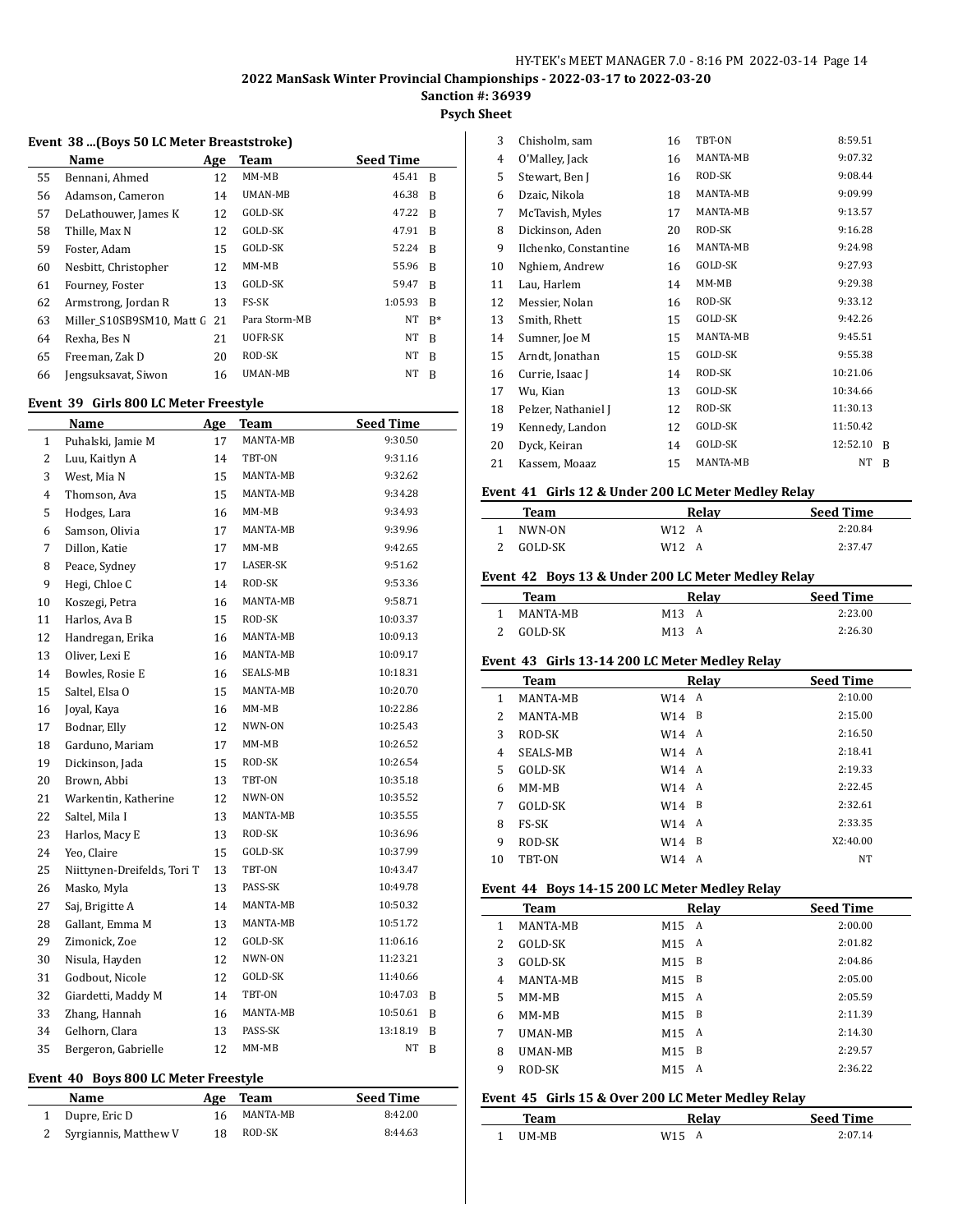## 2022 ManSask Winter Provincial Championships - 2022-03-17 to 2022-03-20

**Sanction #: 36939**

**Psych Sheet**

### Event 38 ...(Boys 50 LC Meter Breaststroke)

| | Name | Age | Team | Seed Time | |
|---|---|---|---|---|---|
| 55 | Bennani, Ahmed | 12 | MM-MB | 45.41 | B |
| 56 | Adamson, Cameron | 14 | UMAN-MB | 46.38 | B |
| 57 | DeLathouwer, James K | 12 | GOLD-SK | 47.22 | B |
| 58 | Thille, Max N | 12 | GOLD-SK | 47.91 | B |
| 59 | Foster, Adam | 15 | GOLD-SK | 52.24 | B |
| 60 | Nesbitt, Christopher | 12 | MM-MB | 55.96 | B |
| 61 | Fourney, Foster | 13 | GOLD-SK | 59.47 | B |
| 62 | Armstrong, Jordan R | 13 | FS-SK | 1:05.93 | B |
| 63 | Miller_S10SB9SM10, Matt G | 21 | Para Storm-MB | NT | B* |
| 64 | Rexha, Bes N | 21 | UOFR-SK | NT | B |
| 65 | Freeman, Zak D | 20 | ROD-SK | NT | B |
| 66 | Jengsuksavat, Siwon | 16 | UMAN-MB | NT | B |

### Event 39 Girls 800 LC Meter Freestyle

| | Name | Age | Team | Seed Time | |
|---|---|---|---|---|---|
| 1 | Puhalski, Jamie M | 17 | MANTA-MB | 9:30.50 | |
| 2 | Luu, Kaitlyn A | 14 | TBT-ON | 9:31.16 | |
| 3 | West, Mia N | 15 | MANTA-MB | 9:32.62 | |
| 4 | Thomson, Ava | 15 | MANTA-MB | 9:34.28 | |
| 5 | Hodges, Lara | 16 | MM-MB | 9:34.93 | |
| 6 | Samson, Olivia | 17 | MANTA-MB | 9:39.96 | |
| 7 | Dillon, Katie | 17 | MM-MB | 9:42.65 | |
| 8 | Peace, Sydney | 17 | LASER-SK | 9:51.62 | |
| 9 | Hegi, Chloe C | 14 | ROD-SK | 9:53.36 | |
| 10 | Koszegi, Petra | 16 | MANTA-MB | 9:58.71 | |
| 11 | Harlos, Ava B | 15 | ROD-SK | 10:03.37 | |
| 12 | Handregan, Erika | 16 | MANTA-MB | 10:09.13 | |
| 13 | Oliver, Lexi E | 16 | MANTA-MB | 10:09.17 | |
| 14 | Bowles, Rosie E | 16 | SEALS-MB | 10:18.31 | |
| 15 | Saltel, Elsa O | 15 | MANTA-MB | 10:20.70 | |
| 16 | Joyal, Kaya | 16 | MM-MB | 10:22.86 | |
| 17 | Bodnar, Elly | 12 | NWN-ON | 10:25.43 | |
| 18 | Garduno, Mariam | 17 | MM-MB | 10:26.52 | |
| 19 | Dickinson, Jada | 15 | ROD-SK | 10:26.54 | |
| 20 | Brown, Abbi | 13 | TBT-ON | 10:35.18 | |
| 21 | Warkentin, Katherine | 12 | NWN-ON | 10:35.52 | |
| 22 | Saltel, Mila I | 13 | MANTA-MB | 10:35.55 | |
| 23 | Harlos, Macy E | 13 | ROD-SK | 10:36.96 | |
| 24 | Yeo, Claire | 15 | GOLD-SK | 10:37.99 | |
| 25 | Niittynen-Dreifelds, Tori T | 13 | TBT-ON | 10:43.47 | |
| 26 | Masko, Myla | 13 | PASS-SK | 10:49.78 | |
| 27 | Saj, Brigitte A | 14 | MANTA-MB | 10:50.32 | |
| 28 | Gallant, Emma M | 13 | MANTA-MB | 10:51.72 | |
| 29 | Zimonick, Zoe | 12 | GOLD-SK | 11:06.16 | |
| 30 | Nisula, Hayden | 12 | NWN-ON | 11:23.21 | |
| 31 | Godbout, Nicole | 12 | GOLD-SK | 11:40.66 | |
| 32 | Giardetti, Maddy M | 14 | TBT-ON | 10:47.03 | B |
| 33 | Zhang, Hannah | 16 | MANTA-MB | 10:50.61 | B |
| 34 | Gelhorn, Clara | 13 | PASS-SK | 13:18.19 | B |
| 35 | Bergeron, Gabrielle | 12 | MM-MB | NT | B |

### Event 40 Boys 800 LC Meter Freestyle

| | Name | Age | Team | Seed Time | |
|---|---|---|---|---|---|
| 1 | Dupre, Eric D | 16 | MANTA-MB | 8:42.00 | |
| 2 | Syrgiannis, Matthew V | 18 | ROD-SK | 8:44.63 | |
| 3 | Chisholm, sam | 16 | TBT-ON | 8:59.51 | |
| 4 | O'Malley, Jack | 16 | MANTA-MB | 9:07.32 | |
| 5 | Stewart, Ben J | 16 | ROD-SK | 9:08.44 | |
| 6 | Dzaic, Nikola | 18 | MANTA-MB | 9:09.99 | |
| 7 | McTavish, Myles | 17 | MANTA-MB | 9:13.57 | |
| 8 | Dickinson, Aden | 20 | ROD-SK | 9:16.28 | |
| 9 | Ilchenko, Constantine | 16 | MANTA-MB | 9:24.98 | |
| 10 | Nghiem, Andrew | 16 | GOLD-SK | 9:27.93 | |
| 11 | Lau, Harlem | 14 | MM-MB | 9:29.38 | |
| 12 | Messier, Nolan | 16 | ROD-SK | 9:33.12 | |
| 13 | Smith, Rhett | 15 | GOLD-SK | 9:42.26 | |
| 14 | Sumner, Joe M | 15 | MANTA-MB | 9:45.51 | |
| 15 | Arndt, Jonathan | 15 | GOLD-SK | 9:55.38 | |
| 16 | Currie, Isaac J | 14 | ROD-SK | 10:21.06 | |
| 17 | Wu, Kian | 13 | GOLD-SK | 10:34.66 | |
| 18 | Pelzer, Nathaniel J | 12 | ROD-SK | 11:30.13 | |
| 19 | Kennedy, Landon | 12 | GOLD-SK | 11:50.42 | |
| 20 | Dyck, Keiran | 14 | GOLD-SK | 12:52.10 | B |
| 21 | Kassem, Moaaz | 15 | MANTA-MB | NT | B |

### Event 41 Girls 12 & Under 200 LC Meter Medley Relay

| | Team | Relay | | Seed Time |
|---|---|---|---|---|
| 1 | NWN-ON | W12 | A | 2:20.84 |
| 2 | GOLD-SK | W12 | A | 2:37.47 |

### Event 42 Boys 13 & Under 200 LC Meter Medley Relay

| | Team | Relay | | Seed Time |
|---|---|---|---|---|
| 1 | MANTA-MB | M13 | A | 2:23.00 |
| 2 | GOLD-SK | M13 | A | 2:26.30 |

### Event 43 Girls 13-14 200 LC Meter Medley Relay

| | Team | Relay | | Seed Time |
|---|---|---|---|---|
| 1 | MANTA-MB | W14 | A | 2:10.00 |
| 2 | MANTA-MB | W14 | B | 2:15.00 |
| 3 | ROD-SK | W14 | A | 2:16.50 |
| 4 | SEALS-MB | W14 | A | 2:18.41 |
| 5 | GOLD-SK | W14 | A | 2:19.33 |
| 6 | MM-MB | W14 | A | 2:22.45 |
| 7 | GOLD-SK | W14 | B | 2:32.61 |
| 8 | FS-SK | W14 | A | 2:33.35 |
| 9 | ROD-SK | W14 | B | X2:40.00 |
| 10 | TBT-ON | W14 | A | NT |

### Event 44 Boys 14-15 200 LC Meter Medley Relay

| | Team | Relay | | Seed Time |
|---|---|---|---|---|
| 1 | MANTA-MB | M15 | A | 2:00.00 |
| 2 | GOLD-SK | M15 | A | 2:01.82 |
| 3 | GOLD-SK | M15 | B | 2:04.86 |
| 4 | MANTA-MB | M15 | B | 2:05.00 |
| 5 | MM-MB | M15 | A | 2:05.59 |
| 6 | MM-MB | M15 | B | 2:11.39 |
| 7 | UMAN-MB | M15 | A | 2:14.30 |
| 8 | UMAN-MB | M15 | B | 2:29.57 |
| 9 | ROD-SK | M15 | A | 2:36.22 |

### Event 45 Girls 15 & Over 200 LC Meter Medley Relay

| | Team | Relay | | Seed Time |
|---|---|---|---|---|
| 1 | UM-MB | W15 | A | 2:07.14 |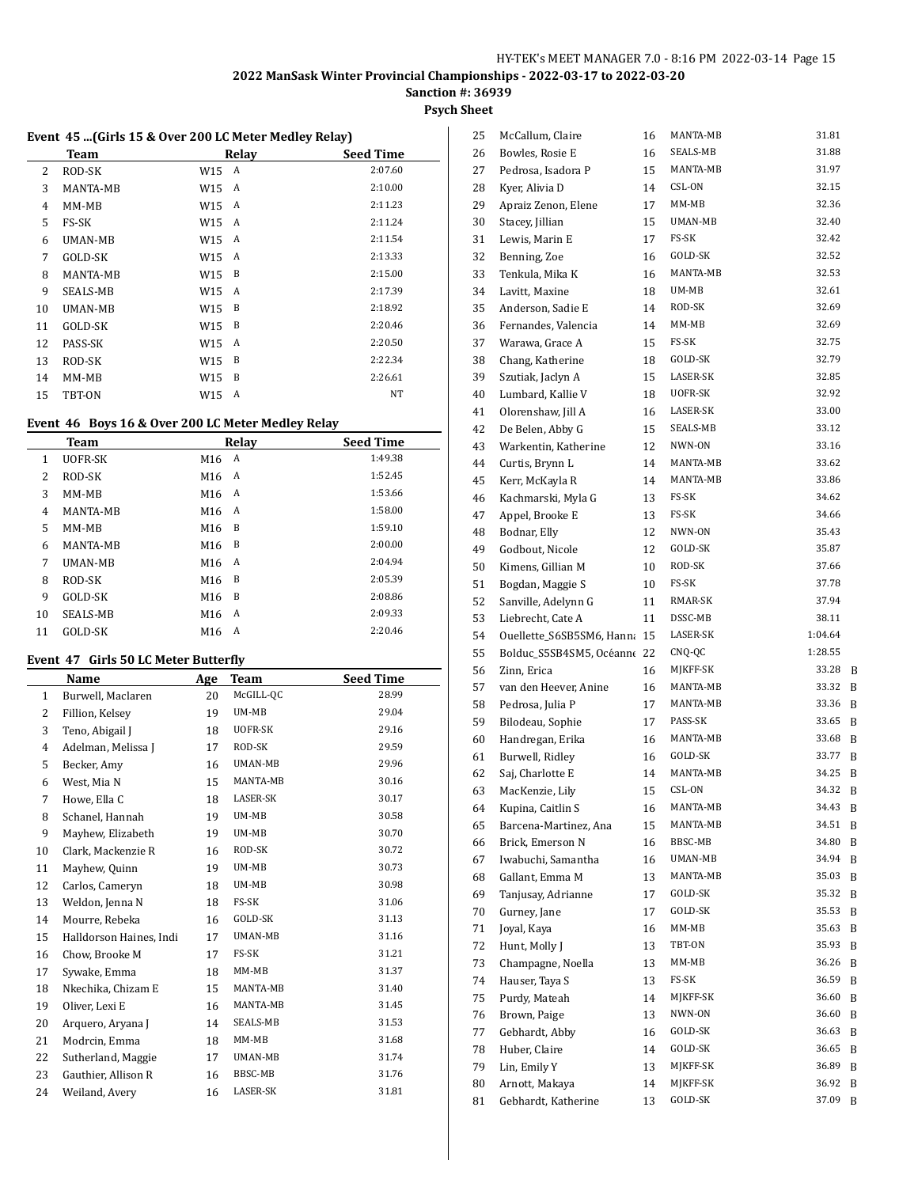# 2022 ManSask Winter Provincial Championships - 2022-03-17 to 2022-03-20

**Sanction #: 36939**

**Psych Sheet**

### Event 45 ...(Girls 15 & Over 200 LC Meter Medley Relay)

| | Team | Relay | | Seed Time |
|---|---|---|---|---|
| 2 | ROD-SK | W15 | A | 2:07.60 |
| 3 | MANTA-MB | W15 | A | 2:10.00 |
| 4 | MM-MB | W15 | A | 2:11.23 |
| 5 | FS-SK | W15 | A | 2:11.24 |
| 6 | UMAN-MB | W15 | A | 2:11.54 |
| 7 | GOLD-SK | W15 | A | 2:13.33 |
| 8 | MANTA-MB | W15 | B | 2:15.00 |
| 9 | SEALS-MB | W15 | A | 2:17.39 |
| 10 | UMAN-MB | W15 | B | 2:18.92 |
| 11 | GOLD-SK | W15 | B | 2:20.46 |
| 12 | PASS-SK | W15 | A | 2:20.50 |
| 13 | ROD-SK | W15 | B | 2:22.34 |
| 14 | MM-MB | W15 | B | 2:26.61 |
| 15 | TBT-ON | W15 | A | NT |

### Event 46 Boys 16 & Over 200 LC Meter Medley Relay

| | Team | Relay | | Seed Time |
|---|---|---|---|---|
| 1 | UOFR-SK | M16 | A | 1:49.38 |
| 2 | ROD-SK | M16 | A | 1:52.45 |
| 3 | MM-MB | M16 | A | 1:53.66 |
| 4 | MANTA-MB | M16 | A | 1:58.00 |
| 5 | MM-MB | M16 | B | 1:59.10 |
| 6 | MANTA-MB | M16 | B | 2:00.00 |
| 7 | UMAN-MB | M16 | A | 2:04.94 |
| 8 | ROD-SK | M16 | B | 2:05.39 |
| 9 | GOLD-SK | M16 | B | 2:08.86 |
| 10 | SEALS-MB | M16 | A | 2:09.33 |
| 11 | GOLD-SK | M16 | A | 2:20.46 |

### Event 47 Girls 50 LC Meter Butterfly

| | Name | Age | Team | Seed Time | |
|---|---|---|---|---|---|
| 1 | Burwell, Maclaren | 20 | McGILL-QC | 28.99 | |
| 2 | Fillion, Kelsey | 19 | UM-MB | 29.04 | |
| 3 | Teno, Abigail J | 18 | UOFR-SK | 29.16 | |
| 4 | Adelman, Melissa J | 17 | ROD-SK | 29.59 | |
| 5 | Becker, Amy | 16 | UMAN-MB | 29.96 | |
| 6 | West, Mia N | 15 | MANTA-MB | 30.16 | |
| 7 | Howe, Ella C | 18 | LASER-SK | 30.17 | |
| 8 | Schanel, Hannah | 19 | UM-MB | 30.58 | |
| 9 | Mayhew, Elizabeth | 19 | UM-MB | 30.70 | |
| 10 | Clark, Mackenzie R | 16 | ROD-SK | 30.72 | |
| 11 | Mayhew, Quinn | 19 | UM-MB | 30.73 | |
| 12 | Carlos, Cameryn | 18 | UM-MB | 30.98 | |
| 13 | Weldon, Jenna N | 18 | FS-SK | 31.06 | |
| 14 | Mourre, Rebeka | 16 | GOLD-SK | 31.13 | |
| 15 | Halldorson Haines, Indi | 17 | UMAN-MB | 31.16 | |
| 16 | Chow, Brooke M | 17 | FS-SK | 31.21 | |
| 17 | Sywake, Emma | 18 | MM-MB | 31.37 | |
| 18 | Nkechika, Chizam E | 15 | MANTA-MB | 31.40 | |
| 19 | Oliver, Lexi E | 16 | MANTA-MB | 31.45 | |
| 20 | Arquero, Aryana J | 14 | SEALS-MB | 31.53 | |
| 21 | Modrcin, Emma | 18 | MM-MB | 31.68 | |
| 22 | Sutherland, Maggie | 17 | UMAN-MB | 31.74 | |
| 23 | Gauthier, Allison R | 16 | BBSC-MB | 31.76 | |
| 24 | Weiland, Avery | 16 | LASER-SK | 31.81 | |
| 25 | McCallum, Claire | 16 | MANTA-MB | 31.81 | |
| 26 | Bowles, Rosie E | 16 | SEALS-MB | 31.88 | |
| 27 | Pedrosa, Isadora P | 15 | MANTA-MB | 31.97 | |
| 28 | Kyer, Alivia D | 14 | CSL-ON | 32.15 | |
| 29 | Apraiz Zenon, Elene | 17 | MM-MB | 32.36 | |
| 30 | Stacey, Jillian | 15 | UMAN-MB | 32.40 | |
| 31 | Lewis, Marin E | 17 | FS-SK | 32.42 | |
| 32 | Benning, Zoe | 16 | GOLD-SK | 32.52 | |
| 33 | Tenkula, Mika K | 16 | MANTA-MB | 32.53 | |
| 34 | Lavitt, Maxine | 18 | UM-MB | 32.61 | |
| 35 | Anderson, Sadie E | 14 | ROD-SK | 32.69 | |
| 36 | Fernandes, Valencia | 14 | MM-MB | 32.69 | |
| 37 | Warawa, Grace A | 15 | FS-SK | 32.75 | |
| 38 | Chang, Katherine | 18 | GOLD-SK | 32.79 | |
| 39 | Szutiak, Jaclyn A | 15 | LASER-SK | 32.85 | |
| 40 | Lumbard, Kallie V | 18 | UOFR-SK | 32.92 | |
| 41 | Olorenshaw, Jill A | 16 | LASER-SK | 33.00 | |
| 42 | De Belen, Abby G | 15 | SEALS-MB | 33.12 | |
| 43 | Warkentin, Katherine | 12 | NWN-ON | 33.16 | |
| 44 | Curtis, Brynn L | 14 | MANTA-MB | 33.62 | |
| 45 | Kerr, McKayla R | 14 | MANTA-MB | 33.86 | |
| 46 | Kachmarski, Myla G | 13 | FS-SK | 34.62 | |
| 47 | Appel, Brooke E | 13 | FS-SK | 34.66 | |
| 48 | Bodnar, Elly | 12 | NWN-ON | 35.43 | |
| 49 | Godbout, Nicole | 12 | GOLD-SK | 35.87 | |
| 50 | Kimens, Gillian M | 10 | ROD-SK | 37.66 | |
| 51 | Bogdan, Maggie S | 10 | FS-SK | 37.78 | |
| 52 | Sanville, Adelynn G | 11 | RMAR-SK | 37.94 | |
| 53 | Liebrecht, Cate A | 11 | DSSC-MB | 38.11 | |
| 54 | Ouellette_S6SB5SM6, Hanna | 15 | LASER-SK | 1:04.64 | |
| 55 | Bolduc_S5SB4SM5, Océanne | 22 | CNQ-QC | 1:28.55 | |
| 56 | Zinn, Erica | 16 | MJKFF-SK | 33.28 | B |
| 57 | van den Heever, Anine | 16 | MANTA-MB | 33.32 | B |
| 58 | Pedrosa, Julia P | 17 | MANTA-MB | 33.36 | B |
| 59 | Bilodeau, Sophie | 17 | PASS-SK | 33.65 | B |
| 60 | Handregan, Erika | 16 | MANTA-MB | 33.68 | B |
| 61 | Burwell, Ridley | 16 | GOLD-SK | 33.77 | B |
| 62 | Saj, Charlotte E | 14 | MANTA-MB | 34.25 | B |
| 63 | MacKenzie, Lily | 15 | CSL-ON | 34.32 | B |
| 64 | Kupina, Caitlin S | 16 | MANTA-MB | 34.43 | B |
| 65 | Barcena-Martinez, Ana | 15 | MANTA-MB | 34.51 | B |
| 66 | Brick, Emerson N | 16 | BBSC-MB | 34.80 | B |
| 67 | Iwabuchi, Samantha | 16 | UMAN-MB | 34.94 | B |
| 68 | Gallant, Emma M | 13 | MANTA-MB | 35.03 | B |
| 69 | Tanjusay, Adrianne | 17 | GOLD-SK | 35.32 | B |
| 70 | Gurney, Jane | 17 | GOLD-SK | 35.53 | B |
| 71 | Joyal, Kaya | 16 | MM-MB | 35.63 | B |
| 72 | Hunt, Molly J | 13 | TBT-ON | 35.93 | B |
| 73 | Champagne, Noella | 13 | MM-MB | 36.26 | B |
| 74 | Hauser, Taya S | 13 | FS-SK | 36.59 | B |
| 75 | Purdy, Mateah | 14 | MJKFF-SK | 36.60 | B |
| 76 | Brown, Paige | 13 | NWN-ON | 36.60 | B |
| 77 | Gebhardt, Abby | 16 | GOLD-SK | 36.63 | B |
| 78 | Huber, Claire | 14 | GOLD-SK | 36.65 | B |
| 79 | Lin, Emily Y | 13 | MJKFF-SK | 36.89 | B |
| 80 | Arnott, Makaya | 14 | MJKFF-SK | 36.92 | B |
| 81 | Gebhardt, Katherine | 13 | GOLD-SK | 37.09 | B |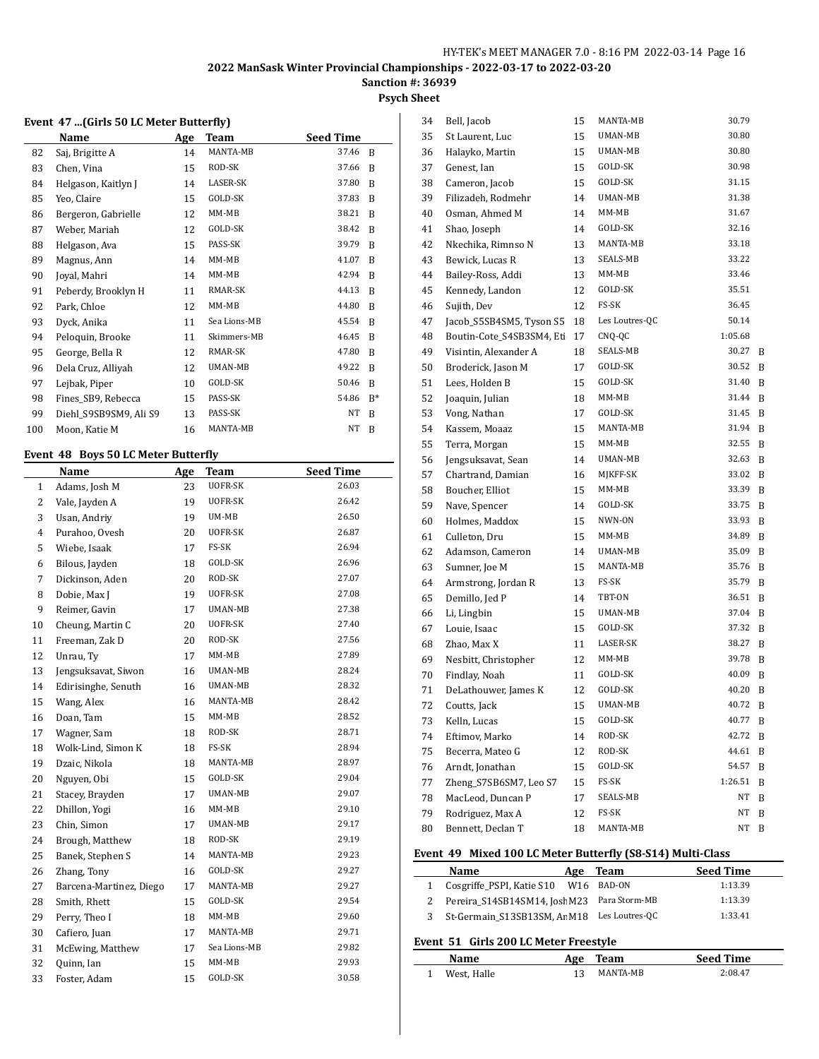## 2022 ManSask Winter Provincial Championships - 2022-03-17 to 2022-03-20

**Sanction #: 36939**

**Psych Sheet**

### Event 47 ...(Girls 50 LC Meter Butterfly)

| | Name | Age | Team | Seed Time | |
|---|---|---|---|---|---|
| 82 | Saj, Brigitte A | 14 | MANTA-MB | 37.46 | B |
| 83 | Chen, Vina | 15 | ROD-SK | 37.66 | B |
| 84 | Helgason, Kaitlyn J | 14 | LASER-SK | 37.80 | B |
| 85 | Yeo, Claire | 15 | GOLD-SK | 37.83 | B |
| 86 | Bergeron, Gabrielle | 12 | MM-MB | 38.21 | B |
| 87 | Weber, Mariah | 12 | GOLD-SK | 38.42 | B |
| 88 | Helgason, Ava | 15 | PASS-SK | 39.79 | B |
| 89 | Magnus, Ann | 14 | MM-MB | 41.07 | B |
| 90 | Joyal, Mahri | 14 | MM-MB | 42.94 | B |
| 91 | Peberdy, Brooklyn H | 11 | RMAR-SK | 44.13 | B |
| 92 | Park, Chloe | 12 | MM-MB | 44.80 | B |
| 93 | Dyck, Anika | 11 | Sea Lions-MB | 45.54 | B |
| 94 | Peloquin, Brooke | 11 | Skimmers-MB | 46.45 | B |
| 95 | George, Bella R | 12 | RMAR-SK | 47.80 | B |
| 96 | Dela Cruz, Alliyah | 12 | UMAN-MB | 49.22 | B |
| 97 | Lejbak, Piper | 10 | GOLD-SK | 50.46 | B |
| 98 | Fines_SB9, Rebecca | 15 | PASS-SK | 54.86 | B* |
| 99 | Diehl_S9SB9SM9, Ali S9 | 13 | PASS-SK | NT | B |
| 100 | Moon, Katie M | 16 | MANTA-MB | NT | B |

### Event 48 Boys 50 LC Meter Butterfly

| | Name | Age | Team | Seed Time | |
|---|---|---|---|---|---|
| 1 | Adams, Josh M | 23 | UOFR-SK | 26.03 | |
| 2 | Vale, Jayden A | 19 | UOFR-SK | 26.42 | |
| 3 | Usan, Andriy | 19 | UM-MB | 26.50 | |
| 4 | Purahoo, Ovesh | 20 | UOFR-SK | 26.87 | |
| 5 | Wiebe, Isaak | 17 | FS-SK | 26.94 | |
| 6 | Bilous, Jayden | 18 | GOLD-SK | 26.96 | |
| 7 | Dickinson, Aden | 20 | ROD-SK | 27.07 | |
| 8 | Dobie, Max J | 19 | UOFR-SK | 27.08 | |
| 9 | Reimer, Gavin | 17 | UMAN-MB | 27.38 | |
| 10 | Cheung, Martin C | 20 | UOFR-SK | 27.40 | |
| 11 | Freeman, Zak D | 20 | ROD-SK | 27.56 | |
| 12 | Unrau, Ty | 17 | MM-MB | 27.89 | |
| 13 | Jengsuksavat, Siwon | 16 | UMAN-MB | 28.24 | |
| 14 | Edirisinghe, Senuth | 16 | UMAN-MB | 28.32 | |
| 15 | Wang, Alex | 16 | MANTA-MB | 28.42 | |
| 16 | Doan, Tam | 15 | MM-MB | 28.52 | |
| 17 | Wagner, Sam | 18 | ROD-SK | 28.71 | |
| 18 | Wolk-Lind, Simon K | 18 | FS-SK | 28.94 | |
| 19 | Dzaic, Nikola | 18 | MANTA-MB | 28.97 | |
| 20 | Nguyen, Obi | 15 | GOLD-SK | 29.04 | |
| 21 | Stacey, Brayden | 17 | UMAN-MB | 29.07 | |
| 22 | Dhillon, Yogi | 16 | MM-MB | 29.10 | |
| 23 | Chin, Simon | 17 | UMAN-MB | 29.17 | |
| 24 | Brough, Matthew | 18 | ROD-SK | 29.19 | |
| 25 | Banek, Stephen S | 14 | MANTA-MB | 29.23 | |
| 26 | Zhang, Tony | 16 | GOLD-SK | 29.27 | |
| 27 | Barcena-Martinez, Diego | 17 | MANTA-MB | 29.27 | |
| 28 | Smith, Rhett | 15 | GOLD-SK | 29.54 | |
| 29 | Perry, Theo I | 18 | MM-MB | 29.60 | |
| 30 | Cafiero, Juan | 17 | MANTA-MB | 29.71 | |
| 31 | McEwing, Matthew | 17 | Sea Lions-MB | 29.82 | |
| 32 | Quinn, Ian | 15 | MM-MB | 29.93 | |
| 33 | Foster, Adam | 15 | GOLD-SK | 30.58 | |
| 34 | Bell, Jacob | 15 | MANTA-MB | 30.79 | |
| 35 | St Laurent, Luc | 15 | UMAN-MB | 30.80 | |
| 36 | Halayko, Martin | 15 | UMAN-MB | 30.80 | |
| 37 | Genest, Ian | 15 | GOLD-SK | 30.98 | |
| 38 | Cameron, Jacob | 15 | GOLD-SK | 31.15 | |
| 39 | Filizadeh, Rodmehr | 14 | UMAN-MB | 31.38 | |
| 40 | Osman, Ahmed M | 14 | MM-MB | 31.67 | |
| 41 | Shao, Joseph | 14 | GOLD-SK | 32.16 | |
| 42 | Nkechika, Rimnso N | 13 | MANTA-MB | 33.18 | |
| 43 | Bewick, Lucas R | 13 | SEALS-MB | 33.22 | |
| 44 | Bailey-Ross, Addi | 13 | MM-MB | 33.46 | |
| 45 | Kennedy, Landon | 12 | GOLD-SK | 35.51 | |
| 46 | Sujith, Dev | 12 | FS-SK | 36.45 | |
| 47 | Jacob_S5SB4SM5, Tyson S5 | 18 | Les Loutres-QC | 50.14 | |
| 48 | Boutin-Cote_S4SB3SM4, Eti | 17 | CNQ-QC | 1:05.68 | |
| 49 | Visintin, Alexander A | 18 | SEALS-MB | 30.27 | B |
| 50 | Broderick, Jason M | 17 | GOLD-SK | 30.52 | B |
| 51 | Lees, Holden B | 15 | GOLD-SK | 31.40 | B |
| 52 | Joaquin, Julian | 18 | MM-MB | 31.44 | B |
| 53 | Vong, Nathan | 17 | GOLD-SK | 31.45 | B |
| 54 | Kassem, Moaaz | 15 | MANTA-MB | 31.94 | B |
| 55 | Terra, Morgan | 15 | MM-MB | 32.55 | B |
| 56 | Jengsuksavat, Sean | 14 | UMAN-MB | 32.63 | B |
| 57 | Chartrand, Damian | 16 | MJKFF-SK | 33.02 | B |
| 58 | Boucher, Elliot | 15 | MM-MB | 33.39 | B |
| 59 | Nave, Spencer | 14 | GOLD-SK | 33.75 | B |
| 60 | Holmes, Maddox | 15 | NWN-ON | 33.93 | B |
| 61 | Culleton, Dru | 15 | MM-MB | 34.89 | B |
| 62 | Adamson, Cameron | 14 | UMAN-MB | 35.09 | B |
| 63 | Sumner, Joe M | 15 | MANTA-MB | 35.76 | B |
| 64 | Armstrong, Jordan R | 13 | FS-SK | 35.79 | B |
| 65 | Demillo, Jed P | 14 | TBT-ON | 36.51 | B |
| 66 | Li, Lingbin | 15 | UMAN-MB | 37.04 | B |
| 67 | Louie, Isaac | 15 | GOLD-SK | 37.32 | B |
| 68 | Zhao, Max X | 11 | LASER-SK | 38.27 | B |
| 69 | Nesbitt, Christopher | 12 | MM-MB | 39.78 | B |
| 70 | Findlay, Noah | 11 | GOLD-SK | 40.09 | B |
| 71 | DeLathouwer, James K | 12 | GOLD-SK | 40.20 | B |
| 72 | Coutts, Jack | 15 | UMAN-MB | 40.72 | B |
| 73 | Kelln, Lucas | 15 | GOLD-SK | 40.77 | B |
| 74 | Eftimov, Marko | 14 | ROD-SK | 42.72 | B |
| 75 | Becerra, Mateo G | 12 | ROD-SK | 44.61 | B |
| 76 | Arndt, Jonathan | 15 | GOLD-SK | 54.57 | B |
| 77 | Zheng_S7SB6SM7, Leo S7 | 15 | FS-SK | 1:26.51 | B |
| 78 | MacLeod, Duncan P | 17 | SEALS-MB | NT | B |
| 79 | Rodriguez, Max A | 12 | FS-SK | NT | B |
| 80 | Bennett, Declan T | 18 | MANTA-MB | NT | B |

### Event 49 Mixed 100 LC Meter Butterfly (S8-S14) Multi-Class

| | Name | Age | Team | Seed Time |
|---|---|---|---|---|
| 1 | Cosgriffe_PSPI, Katie S10 | W16 | BAD-ON | 1:13.39 |
| 2 | Pereira_S14SB14SM14, Josh | M23 | Para Storm-MB | 1:13.39 |
| 3 | St-Germain_S13SB13SM, An | M18 | Les Loutres-QC | 1:33.41 |

### Event 51 Girls 200 LC Meter Freestyle

| | Name | Age | Team | Seed Time |
|---|---|---|---|---|
| 1 | West, Halle | 13 | MANTA-MB | 2:08.47 |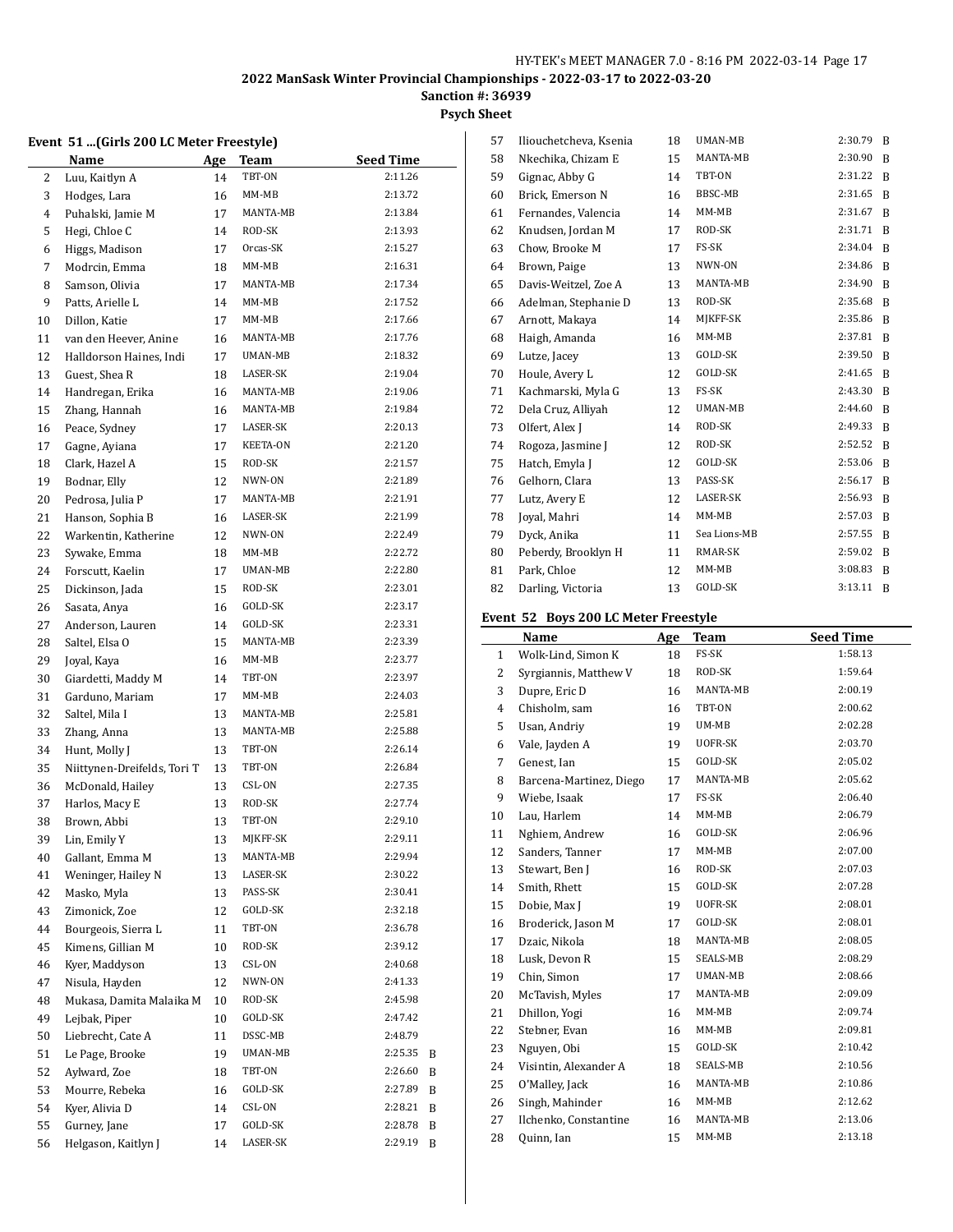## 2022 ManSask Winter Provincial Championships - 2022-03-17 to 2022-03-20

**Sanction #: 36939**

**Psych Sheet**

### Event 51 ...(Girls 200 LC Meter Freestyle)

| | Name | Age | Team | Seed Time | |
|---|---|---|---|---|---|
| 2 | Luu, Kaitlyn A | 14 | TBT-ON | 2:11.26 | |
| 3 | Hodges, Lara | 16 | MM-MB | 2:13.72 | |
| 4 | Puhalski, Jamie M | 17 | MANTA-MB | 2:13.84 | |
| 5 | Hegi, Chloe C | 14 | ROD-SK | 2:13.93 | |
| 6 | Higgs, Madison | 17 | Orcas-SK | 2:15.27 | |
| 7 | Modrcin, Emma | 18 | MM-MB | 2:16.31 | |
| 8 | Samson, Olivia | 17 | MANTA-MB | 2:17.34 | |
| 9 | Patts, Arielle L | 14 | MM-MB | 2:17.52 | |
| 10 | Dillon, Katie | 17 | MM-MB | 2:17.66 | |
| 11 | van den Heever, Anine | 16 | MANTA-MB | 2:17.76 | |
| 12 | Halldorson Haines, Indi | 17 | UMAN-MB | 2:18.32 | |
| 13 | Guest, Shea R | 18 | LASER-SK | 2:19.04 | |
| 14 | Handregan, Erika | 16 | MANTA-MB | 2:19.06 | |
| 15 | Zhang, Hannah | 16 | MANTA-MB | 2:19.84 | |
| 16 | Peace, Sydney | 17 | LASER-SK | 2:20.13 | |
| 17 | Gagne, Ayiana | 17 | KEETA-ON | 2:21.20 | |
| 18 | Clark, Hazel A | 15 | ROD-SK | 2:21.57 | |
| 19 | Bodnar, Elly | 12 | NWN-ON | 2:21.89 | |
| 20 | Pedrosa, Julia P | 17 | MANTA-MB | 2:21.91 | |
| 21 | Hanson, Sophia B | 16 | LASER-SK | 2:21.99 | |
| 22 | Warkentin, Katherine | 12 | NWN-ON | 2:22.49 | |
| 23 | Sywake, Emma | 18 | MM-MB | 2:22.72 | |
| 24 | Forscutt, Kaelin | 17 | UMAN-MB | 2:22.80 | |
| 25 | Dickinson, Jada | 15 | ROD-SK | 2:23.01 | |
| 26 | Sasata, Anya | 16 | GOLD-SK | 2:23.17 | |
| 27 | Anderson, Lauren | 14 | GOLD-SK | 2:23.31 | |
| 28 | Saltel, Elsa O | 15 | MANTA-MB | 2:23.39 | |
| 29 | Joyal, Kaya | 16 | MM-MB | 2:23.77 | |
| 30 | Giardetti, Maddy M | 14 | TBT-ON | 2:23.97 | |
| 31 | Garduno, Mariam | 17 | MM-MB | 2:24.03 | |
| 32 | Saltel, Mila I | 13 | MANTA-MB | 2:25.81 | |
| 33 | Zhang, Anna | 13 | MANTA-MB | 2:25.88 | |
| 34 | Hunt, Molly J | 13 | TBT-ON | 2:26.14 | |
| 35 | Niittynen-Dreifelds, Tori T | 13 | TBT-ON | 2:26.84 | |
| 36 | McDonald, Hailey | 13 | CSL-ON | 2:27.35 | |
| 37 | Harlos, Macy E | 13 | ROD-SK | 2:27.74 | |
| 38 | Brown, Abbi | 13 | TBT-ON | 2:29.10 | |
| 39 | Lin, Emily Y | 13 | MJKFF-SK | 2:29.11 | |
| 40 | Gallant, Emma M | 13 | MANTA-MB | 2:29.94 | |
| 41 | Weninger, Hailey N | 13 | LASER-SK | 2:30.22 | |
| 42 | Masko, Myla | 13 | PASS-SK | 2:30.41 | |
| 43 | Zimonick, Zoe | 12 | GOLD-SK | 2:32.18 | |
| 44 | Bourgeois, Sierra L | 11 | TBT-ON | 2:36.78 | |
| 45 | Kimens, Gillian M | 10 | ROD-SK | 2:39.12 | |
| 46 | Kyer, Maddyson | 13 | CSL-ON | 2:40.68 | |
| 47 | Nisula, Hayden | 12 | NWN-ON | 2:41.33 | |
| 48 | Mukasa, Damita Malaika M | 10 | ROD-SK | 2:45.98 | |
| 49 | Lejbak, Piper | 10 | GOLD-SK | 2:47.42 | |
| 50 | Liebrecht, Cate A | 11 | DSSC-MB | 2:48.79 | |
| 51 | Le Page, Brooke | 19 | UMAN-MB | 2:25.35 | B |
| 52 | Aylward, Zoe | 18 | TBT-ON | 2:26.60 | B |
| 53 | Mourre, Rebeka | 16 | GOLD-SK | 2:27.89 | B |
| 54 | Kyer, Alivia D | 14 | CSL-ON | 2:28.21 | B |
| 55 | Gurney, Jane | 17 | GOLD-SK | 2:28.78 | B |
| 56 | Helgason, Kaitlyn J | 14 | LASER-SK | 2:29.19 | B |
| 57 | Iliouchetcheva, Ksenia | 18 | UMAN-MB | 2:30.79 | B |
| 58 | Nkechika, Chizam E | 15 | MANTA-MB | 2:30.90 | B |
| 59 | Gignac, Abby G | 14 | TBT-ON | 2:31.22 | B |
| 60 | Brick, Emerson N | 16 | BBSC-MB | 2:31.65 | B |
| 61 | Fernandes, Valencia | 14 | MM-MB | 2:31.67 | B |
| 62 | Knudsen, Jordan M | 17 | ROD-SK | 2:31.71 | B |
| 63 | Chow, Brooke M | 17 | FS-SK | 2:34.04 | B |
| 64 | Brown, Paige | 13 | NWN-ON | 2:34.86 | B |
| 65 | Davis-Weitzel, Zoe A | 13 | MANTA-MB | 2:34.90 | B |
| 66 | Adelman, Stephanie D | 13 | ROD-SK | 2:35.68 | B |
| 67 | Arnott, Makaya | 14 | MJKFF-SK | 2:35.86 | B |
| 68 | Haigh, Amanda | 16 | MM-MB | 2:37.81 | B |
| 69 | Lutze, Jacey | 13 | GOLD-SK | 2:39.50 | B |
| 70 | Houle, Avery L | 12 | GOLD-SK | 2:41.65 | B |
| 71 | Kachmarski, Myla G | 13 | FS-SK | 2:43.30 | B |
| 72 | Dela Cruz, Alliyah | 12 | UMAN-MB | 2:44.60 | B |
| 73 | Olfert, Alex J | 14 | ROD-SK | 2:49.33 | B |
| 74 | Rogoza, Jasmine J | 12 | ROD-SK | 2:52.52 | B |
| 75 | Hatch, Emyla J | 12 | GOLD-SK | 2:53.06 | B |
| 76 | Gelhorn, Clara | 13 | PASS-SK | 2:56.17 | B |
| 77 | Lutz, Avery E | 12 | LASER-SK | 2:56.93 | B |
| 78 | Joyal, Mahri | 14 | MM-MB | 2:57.03 | B |
| 79 | Dyck, Anika | 11 | Sea Lions-MB | 2:57.55 | B |
| 80 | Peberdy, Brooklyn H | 11 | RMAR-SK | 2:59.02 | B |
| 81 | Park, Chloe | 12 | MM-MB | 3:08.83 | B |
| 82 | Darling, Victoria | 13 | GOLD-SK | 3:13.11 | B |

### Event 52 Boys 200 LC Meter Freestyle

| | Name | Age | Team | Seed Time |
|---|---|---|---|---|
| 1 | Wolk-Lind, Simon K | 18 | FS-SK | 1:58.13 |
| 2 | Syrgiannis, Matthew V | 18 | ROD-SK | 1:59.64 |
| 3 | Dupre, Eric D | 16 | MANTA-MB | 2:00.19 |
| 4 | Chisholm, sam | 16 | TBT-ON | 2:00.62 |
| 5 | Usan, Andriy | 19 | UM-MB | 2:02.28 |
| 6 | Vale, Jayden A | 19 | UOFR-SK | 2:03.70 |
| 7 | Genest, Ian | 15 | GOLD-SK | 2:05.02 |
| 8 | Barcena-Martinez, Diego | 17 | MANTA-MB | 2:05.62 |
| 9 | Wiebe, Isaak | 17 | FS-SK | 2:06.40 |
| 10 | Lau, Harlem | 14 | MM-MB | 2:06.79 |
| 11 | Nghiem, Andrew | 16 | GOLD-SK | 2:06.96 |
| 12 | Sanders, Tanner | 17 | MM-MB | 2:07.00 |
| 13 | Stewart, Ben J | 16 | ROD-SK | 2:07.03 |
| 14 | Smith, Rhett | 15 | GOLD-SK | 2:07.28 |
| 15 | Dobie, Max J | 19 | UOFR-SK | 2:08.01 |
| 16 | Broderick, Jason M | 17 | GOLD-SK | 2:08.01 |
| 17 | Dzaic, Nikola | 18 | MANTA-MB | 2:08.05 |
| 18 | Lusk, Devon R | 15 | SEALS-MB | 2:08.29 |
| 19 | Chin, Simon | 17 | UMAN-MB | 2:08.66 |
| 20 | McTavish, Myles | 17 | MANTA-MB | 2:09.09 |
| 21 | Dhillon, Yogi | 16 | MM-MB | 2:09.74 |
| 22 | Stebner, Evan | 16 | MM-MB | 2:09.81 |
| 23 | Nguyen, Obi | 15 | GOLD-SK | 2:10.42 |
| 24 | Visintin, Alexander A | 18 | SEALS-MB | 2:10.56 |
| 25 | O'Malley, Jack | 16 | MANTA-MB | 2:10.86 |
| 26 | Singh, Mahinder | 16 | MM-MB | 2:12.62 |
| 27 | Ilchenko, Constantine | 16 | MANTA-MB | 2:13.06 |
| 28 | Quinn, Ian | 15 | MM-MB | 2:13.18 |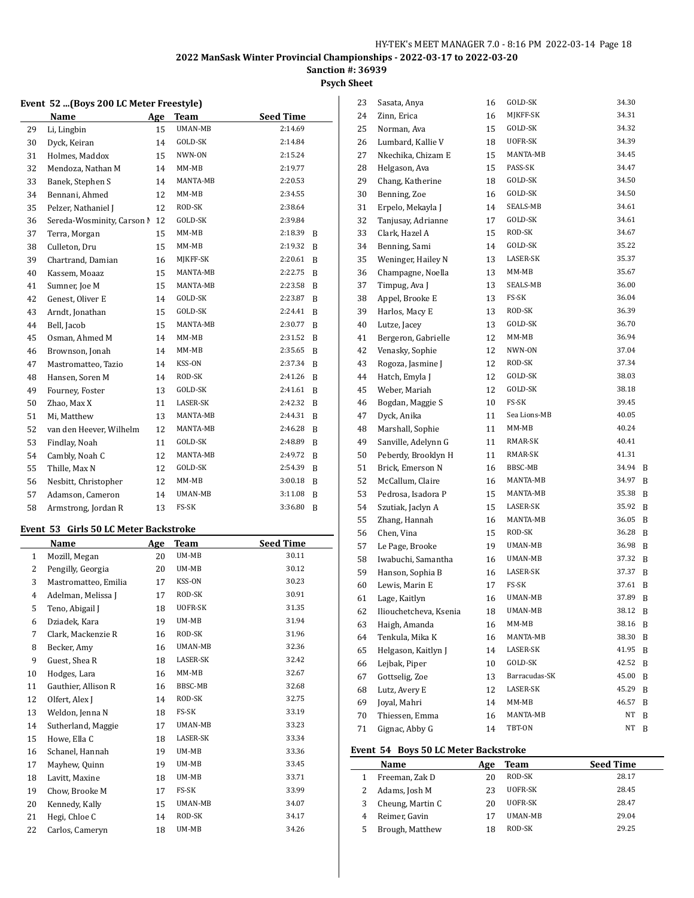## 2022 ManSask Winter Provincial Championships - 2022-03-17 to 2022-03-20

**Sanction #: 36939**

**Psych Sheet**

### Event 52 ...(Boys 200 LC Meter Freestyle)

| | Name | Age | Team | Seed Time | |
|---|---|---|---|---|---|
| 29 | Li, Lingbin | 15 | UMAN-MB | 2:14.69 | |
| 30 | Dyck, Keiran | 14 | GOLD-SK | 2:14.84 | |
| 31 | Holmes, Maddox | 15 | NWN-ON | 2:15.24 | |
| 32 | Mendoza, Nathan M | 14 | MM-MB | 2:19.77 | |
| 33 | Banek, Stephen S | 14 | MANTA-MB | 2:20.53 | |
| 34 | Bennani, Ahmed | 12 | MM-MB | 2:34.55 | |
| 35 | Pelzer, Nathaniel J | 12 | ROD-SK | 2:38.64 | |
| 36 | Sereda-Wosminity, Carson M | 12 | GOLD-SK | 2:39.84 | |
| 37 | Terra, Morgan | 15 | MM-MB | 2:18.39 | B |
| 38 | Culleton, Dru | 15 | MM-MB | 2:19.32 | B |
| 39 | Chartrand, Damian | 16 | MJKFF-SK | 2:20.61 | B |
| 40 | Kassem, Moaaz | 15 | MANTA-MB | 2:22.75 | B |
| 41 | Sumner, Joe M | 15 | MANTA-MB | 2:23.58 | B |
| 42 | Genest, Oliver E | 14 | GOLD-SK | 2:23.87 | B |
| 43 | Arndt, Jonathan | 15 | GOLD-SK | 2:24.41 | B |
| 44 | Bell, Jacob | 15 | MANTA-MB | 2:30.77 | B |
| 45 | Osman, Ahmed M | 14 | MM-MB | 2:31.52 | B |
| 46 | Brownson, Jonah | 14 | MM-MB | 2:35.65 | B |
| 47 | Mastromatteo, Tazio | 14 | KSS-ON | 2:37.34 | B |
| 48 | Hansen, Soren M | 14 | ROD-SK | 2:41.26 | B |
| 49 | Fourney, Foster | 13 | GOLD-SK | 2:41.61 | B |
| 50 | Zhao, Max X | 11 | LASER-SK | 2:42.32 | B |
| 51 | Mi, Matthew | 13 | MANTA-MB | 2:44.31 | B |
| 52 | van den Heever, Wilhelm | 12 | MANTA-MB | 2:46.28 | B |
| 53 | Findlay, Noah | 11 | GOLD-SK | 2:48.89 | B |
| 54 | Cambly, Noah C | 12 | MANTA-MB | 2:49.72 | B |
| 55 | Thille, Max N | 12 | GOLD-SK | 2:54.39 | B |
| 56 | Nesbitt, Christopher | 12 | MM-MB | 3:00.18 | B |
| 57 | Adamson, Cameron | 14 | UMAN-MB | 3:11.08 | B |
| 58 | Armstrong, Jordan R | 13 | FS-SK | 3:36.80 | B |

### Event 53 Girls 50 LC Meter Backstroke

| | Name | Age | Team | Seed Time | |
|---|---|---|---|---|---|
| 1 | Mozill, Megan | 20 | UM-MB | 30.11 | |
| 2 | Pengilly, Georgia | 20 | UM-MB | 30.12 | |
| 3 | Mastromatteo, Emilia | 17 | KSS-ON | 30.23 | |
| 4 | Adelman, Melissa J | 17 | ROD-SK | 30.91 | |
| 5 | Teno, Abigail J | 18 | UOFR-SK | 31.35 | |
| 6 | Dziadek, Kara | 19 | UM-MB | 31.94 | |
| 7 | Clark, Mackenzie R | 16 | ROD-SK | 31.96 | |
| 8 | Becker, Amy | 16 | UMAN-MB | 32.36 | |
| 9 | Guest, Shea R | 18 | LASER-SK | 32.42 | |
| 10 | Hodges, Lara | 16 | MM-MB | 32.67 | |
| 11 | Gauthier, Allison R | 16 | BBSC-MB | 32.68 | |
| 12 | Olfert, Alex J | 14 | ROD-SK | 32.75 | |
| 13 | Weldon, Jenna N | 18 | FS-SK | 33.19 | |
| 14 | Sutherland, Maggie | 17 | UMAN-MB | 33.23 | |
| 15 | Howe, Ella C | 18 | LASER-SK | 33.34 | |
| 16 | Schanel, Hannah | 19 | UM-MB | 33.36 | |
| 17 | Mayhew, Quinn | 19 | UM-MB | 33.45 | |
| 18 | Lavitt, Maxine | 18 | UM-MB | 33.71 | |
| 19 | Chow, Brooke M | 17 | FS-SK | 33.99 | |
| 20 | Kennedy, Kally | 15 | UMAN-MB | 34.07 | |
| 21 | Hegi, Chloe C | 14 | ROD-SK | 34.17 | |
| 22 | Carlos, Cameryn | 18 | UM-MB | 34.26 | |
| 23 | Sasata, Anya | 16 | GOLD-SK | 34.30 | |
| 24 | Zinn, Erica | 16 | MJKFF-SK | 34.31 | |
| 25 | Norman, Ava | 15 | GOLD-SK | 34.32 | |
| 26 | Lumbard, Kallie V | 18 | UOFR-SK | 34.39 | |
| 27 | Nkechika, Chizam E | 15 | MANTA-MB | 34.45 | |
| 28 | Helgason, Ava | 15 | PASS-SK | 34.47 | |
| 29 | Chang, Katherine | 18 | GOLD-SK | 34.50 | |
| 30 | Benning, Zoe | 16 | GOLD-SK | 34.50 | |
| 31 | Erpelo, Mekayla J | 14 | SEALS-MB | 34.61 | |
| 32 | Tanjusay, Adrianne | 17 | GOLD-SK | 34.61 | |
| 33 | Clark, Hazel A | 15 | ROD-SK | 34.67 | |
| 34 | Benning, Sami | 14 | GOLD-SK | 35.22 | |
| 35 | Weninger, Hailey N | 13 | LASER-SK | 35.37 | |
| 36 | Champagne, Noella | 13 | MM-MB | 35.67 | |
| 37 | Timpug, Ava J | 13 | SEALS-MB | 36.00 | |
| 38 | Appel, Brooke E | 13 | FS-SK | 36.04 | |
| 39 | Harlos, Macy E | 13 | ROD-SK | 36.39 | |
| 40 | Lutze, Jacey | 13 | GOLD-SK | 36.70 | |
| 41 | Bergeron, Gabrielle | 12 | MM-MB | 36.94 | |
| 42 | Venasky, Sophie | 12 | NWN-ON | 37.04 | |
| 43 | Rogoza, Jasmine J | 12 | ROD-SK | 37.34 | |
| 44 | Hatch, Emyla J | 12 | GOLD-SK | 38.03 | |
| 45 | Weber, Mariah | 12 | GOLD-SK | 38.18 | |
| 46 | Bogdan, Maggie S | 10 | FS-SK | 39.45 | |
| 47 | Dyck, Anika | 11 | Sea Lions-MB | 40.05 | |
| 48 | Marshall, Sophie | 11 | MM-MB | 40.24 | |
| 49 | Sanville, Adelynn G | 11 | RMAR-SK | 40.41 | |
| 50 | Peberdy, Brooklyn H | 11 | RMAR-SK | 41.31 | |
| 51 | Brick, Emerson N | 16 | BBSC-MB | 34.94 | B |
| 52 | McCallum, Claire | 16 | MANTA-MB | 34.97 | B |
| 53 | Pedrosa, Isadora P | 15 | MANTA-MB | 35.38 | B |
| 54 | Szutiak, Jaclyn A | 15 | LASER-SK | 35.92 | B |
| 55 | Zhang, Hannah | 16 | MANTA-MB | 36.05 | B |
| 56 | Chen, Vina | 15 | ROD-SK | 36.28 | B |
| 57 | Le Page, Brooke | 19 | UMAN-MB | 36.98 | B |
| 58 | Iwabuchi, Samantha | 16 | UMAN-MB | 37.32 | B |
| 59 | Hanson, Sophia B | 16 | LASER-SK | 37.37 | B |
| 60 | Lewis, Marin E | 17 | FS-SK | 37.61 | B |
| 61 | Lage, Kaitlyn | 16 | UMAN-MB | 37.89 | B |
| 62 | Iliouchetcheva, Ksenia | 18 | UMAN-MB | 38.12 | B |
| 63 | Haigh, Amanda | 16 | MM-MB | 38.16 | B |
| 64 | Tenkula, Mika K | 16 | MANTA-MB | 38.30 | B |
| 65 | Helgason, Kaitlyn J | 14 | LASER-SK | 41.95 | B |
| 66 | Lejbak, Piper | 10 | GOLD-SK | 42.52 | B |
| 67 | Gottselig, Zoe | 13 | Barracudas-SK | 45.00 | B |
| 68 | Lutz, Avery E | 12 | LASER-SK | 45.29 | B |
| 69 | Joyal, Mahri | 14 | MM-MB | 46.57 | B |
| 70 | Thiessen, Emma | 16 | MANTA-MB | NT | B |
| 71 | Gignac, Abby G | 14 | TBT-ON | NT | B |

### Event 54 Boys 50 LC Meter Backstroke

| | Name | Age | Team | Seed Time |
|---|---|---|---|---|
| 1 | Freeman, Zak D | 20 | ROD-SK | 28.17 |
| 2 | Adams, Josh M | 23 | UOFR-SK | 28.45 |
| 3 | Cheung, Martin C | 20 | UOFR-SK | 28.47 |
| 4 | Reimer, Gavin | 17 | UMAN-MB | 29.04 |
| 5 | Brough, Matthew | 18 | ROD-SK | 29.25 |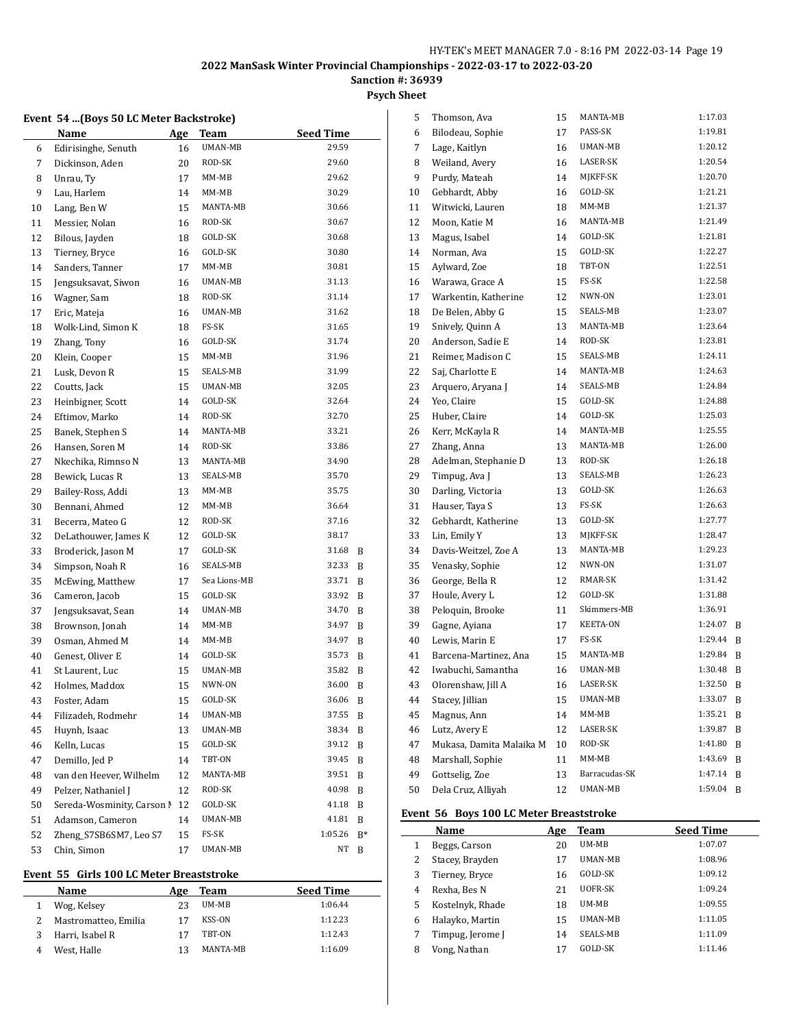## 2022 ManSask Winter Provincial Championships - 2022-03-17 to 2022-03-20

**Sanction #: 36939**

**Psych Sheet**

### Event 54 ...(Boys 50 LC Meter Backstroke)

| | Name | Age | Team | Seed Time | |
|---|---|---|---|---|---|
| 6 | Edirisinghe, Senuth | 16 | UMAN-MB | 29.59 | |
| 7 | Dickinson, Aden | 20 | ROD-SK | 29.60 | |
| 8 | Unrau, Ty | 17 | MM-MB | 29.62 | |
| 9 | Lau, Harlem | 14 | MM-MB | 30.29 | |
| 10 | Lang, Ben W | 15 | MANTA-MB | 30.66 | |
| 11 | Messier, Nolan | 16 | ROD-SK | 30.67 | |
| 12 | Bilous, Jayden | 18 | GOLD-SK | 30.68 | |
| 13 | Tierney, Bryce | 16 | GOLD-SK | 30.80 | |
| 14 | Sanders, Tanner | 17 | MM-MB | 30.81 | |
| 15 | Jengsuksavat, Siwon | 16 | UMAN-MB | 31.13 | |
| 16 | Wagner, Sam | 18 | ROD-SK | 31.14 | |
| 17 | Eric, Mateja | 16 | UMAN-MB | 31.62 | |
| 18 | Wolk-Lind, Simon K | 18 | FS-SK | 31.65 | |
| 19 | Zhang, Tony | 16 | GOLD-SK | 31.74 | |
| 20 | Klein, Cooper | 15 | MM-MB | 31.96 | |
| 21 | Lusk, Devon R | 15 | SEALS-MB | 31.99 | |
| 22 | Coutts, Jack | 15 | UMAN-MB | 32.05 | |
| 23 | Heinbigner, Scott | 14 | GOLD-SK | 32.64 | |
| 24 | Eftimov, Marko | 14 | ROD-SK | 32.70 | |
| 25 | Banek, Stephen S | 14 | MANTA-MB | 33.21 | |
| 26 | Hansen, Soren M | 14 | ROD-SK | 33.86 | |
| 27 | Nkechika, Rimnso N | 13 | MANTA-MB | 34.90 | |
| 28 | Bewick, Lucas R | 13 | SEALS-MB | 35.70 | |
| 29 | Bailey-Ross, Addi | 13 | MM-MB | 35.75 | |
| 30 | Bennani, Ahmed | 12 | MM-MB | 36.64 | |
| 31 | Becerra, Mateo G | 12 | ROD-SK | 37.16 | |
| 32 | DeLathouwer, James K | 12 | GOLD-SK | 38.17 | |
| 33 | Broderick, Jason M | 17 | GOLD-SK | 31.68 | B |
| 34 | Simpson, Noah R | 16 | SEALS-MB | 32.33 | B |
| 35 | McEwing, Matthew | 17 | Sea Lions-MB | 33.71 | B |
| 36 | Cameron, Jacob | 15 | GOLD-SK | 33.92 | B |
| 37 | Jengsuksavat, Sean | 14 | UMAN-MB | 34.70 | B |
| 38 | Brownson, Jonah | 14 | MM-MB | 34.97 | B |
| 39 | Osman, Ahmed M | 14 | MM-MB | 34.97 | B |
| 40 | Genest, Oliver E | 14 | GOLD-SK | 35.73 | B |
| 41 | St Laurent, Luc | 15 | UMAN-MB | 35.82 | B |
| 42 | Holmes, Maddox | 15 | NWN-ON | 36.00 | B |
| 43 | Foster, Adam | 15 | GOLD-SK | 36.06 | B |
| 44 | Filizadeh, Rodmehr | 14 | UMAN-MB | 37.55 | B |
| 45 | Huynh, Isaac | 13 | UMAN-MB | 38.34 | B |
| 46 | Kelln, Lucas | 15 | GOLD-SK | 39.12 | B |
| 47 | Demillo, Jed P | 14 | TBT-ON | 39.45 | B |
| 48 | van den Heever, Wilhelm | 12 | MANTA-MB | 39.51 | B |
| 49 | Pelzer, Nathaniel J | 12 | ROD-SK | 40.98 | B |
| 50 | Sereda-Wosminity, Carson M | 12 | GOLD-SK | 41.18 | B |
| 51 | Adamson, Cameron | 14 | UMAN-MB | 41.81 | B |
| 52 | Zheng_S7SB6SM7, Leo S7 | 15 | FS-SK | 1:05.26 | B* |
| 53 | Chin, Simon | 17 | UMAN-MB | NT | B |

### Event 55 Girls 100 LC Meter Breaststroke

| | Name | Age | Team | Seed Time | |
|---|---|---|---|---|---|
| 1 | Wog, Kelsey | 23 | UM-MB | 1:06.44 | |
| 2 | Mastromatteo, Emilia | 17 | KSS-ON | 1:12.23 | |
| 3 | Harri, Isabel R | 17 | TBT-ON | 1:12.43 | |
| 4 | West, Halle | 13 | MANTA-MB | 1:16.09 | |
| 5 | Thomson, Ava | 15 | MANTA-MB | 1:17.03 | |
| 6 | Bilodeau, Sophie | 17 | PASS-SK | 1:19.81 | |
| 7 | Lage, Kaitlyn | 16 | UMAN-MB | 1:20.12 | |
| 8 | Weiland, Avery | 16 | LASER-SK | 1:20.54 | |
| 9 | Purdy, Mateah | 14 | MJKFF-SK | 1:20.70 | |
| 10 | Gebhardt, Abby | 16 | GOLD-SK | 1:21.21 | |
| 11 | Witwicki, Lauren | 18 | MM-MB | 1:21.37 | |
| 12 | Moon, Katie M | 16 | MANTA-MB | 1:21.49 | |
| 13 | Magus, Isabel | 14 | GOLD-SK | 1:21.81 | |
| 14 | Norman, Ava | 15 | GOLD-SK | 1:22.27 | |
| 15 | Aylward, Zoe | 18 | TBT-ON | 1:22.51 | |
| 16 | Warawa, Grace A | 15 | FS-SK | 1:22.58 | |
| 17 | Warkentin, Katherine | 12 | NWN-ON | 1:23.01 | |
| 18 | De Belen, Abby G | 15 | SEALS-MB | 1:23.07 | |
| 19 | Snively, Quinn A | 13 | MANTA-MB | 1:23.64 | |
| 20 | Anderson, Sadie E | 14 | ROD-SK | 1:23.81 | |
| 21 | Reimer, Madison C | 15 | SEALS-MB | 1:24.11 | |
| 22 | Saj, Charlotte E | 14 | MANTA-MB | 1:24.63 | |
| 23 | Arquero, Aryana J | 14 | SEALS-MB | 1:24.84 | |
| 24 | Yeo, Claire | 15 | GOLD-SK | 1:24.88 | |
| 25 | Huber, Claire | 14 | GOLD-SK | 1:25.03 | |
| 26 | Kerr, McKayla R | 14 | MANTA-MB | 1:25.55 | |
| 27 | Zhang, Anna | 13 | MANTA-MB | 1:26.00 | |
| 28 | Adelman, Stephanie D | 13 | ROD-SK | 1:26.18 | |
| 29 | Timpug, Ava J | 13 | SEALS-MB | 1:26.23 | |
| 30 | Darling, Victoria | 13 | GOLD-SK | 1:26.63 | |
| 31 | Hauser, Taya S | 13 | FS-SK | 1:26.63 | |
| 32 | Gebhardt, Katherine | 13 | GOLD-SK | 1:27.77 | |
| 33 | Lin, Emily Y | 13 | MJKFF-SK | 1:28.47 | |
| 34 | Davis-Weitzel, Zoe A | 13 | MANTA-MB | 1:29.23 | |
| 35 | Venasky, Sophie | 12 | NWN-ON | 1:31.07 | |
| 36 | George, Bella R | 12 | RMAR-SK | 1:31.42 | |
| 37 | Houle, Avery L | 12 | GOLD-SK | 1:31.88 | |
| 38 | Peloquin, Brooke | 11 | Skimmers-MB | 1:36.91 | |
| 39 | Gagne, Ayiana | 17 | KEETA-ON | 1:24.07 | B |
| 40 | Lewis, Marin E | 17 | FS-SK | 1:29.44 | B |
| 41 | Barcena-Martinez, Ana | 15 | MANTA-MB | 1:29.84 | B |
| 42 | Iwabuchi, Samantha | 16 | UMAN-MB | 1:30.48 | B |
| 43 | Olorenshaw, Jill A | 16 | LASER-SK | 1:32.50 | B |
| 44 | Stacey, Jillian | 15 | UMAN-MB | 1:33.07 | B |
| 45 | Magnus, Ann | 14 | MM-MB | 1:35.21 | B |
| 46 | Lutz, Avery E | 12 | LASER-SK | 1:39.87 | B |
| 47 | Mukasa, Damita Malaika M | 10 | ROD-SK | 1:41.80 | B |
| 48 | Marshall, Sophie | 11 | MM-MB | 1:43.69 | B |
| 49 | Gottselig, Zoe | 13 | Barracudas-SK | 1:47.14 | B |
| 50 | Dela Cruz, Alliyah | 12 | UMAN-MB | 1:59.04 | B |

### Event 56 Boys 100 LC Meter Breaststroke

| | Name | Age | Team | Seed Time |
|---|---|---|---|---|
| 1 | Beggs, Carson | 20 | UM-MB | 1:07.07 |
| 2 | Stacey, Brayden | 17 | UMAN-MB | 1:08.96 |
| 3 | Tierney, Bryce | 16 | GOLD-SK | 1:09.12 |
| 4 | Rexha, Bes N | 21 | UOFR-SK | 1:09.24 |
| 5 | Kostelnyk, Rhade | 18 | UM-MB | 1:09.55 |
| 6 | Halayko, Martin | 15 | UMAN-MB | 1:11.05 |
| 7 | Timpug, Jerome J | 14 | SEALS-MB | 1:11.09 |
| 8 | Vong, Nathan | 17 | GOLD-SK | 1:11.46 |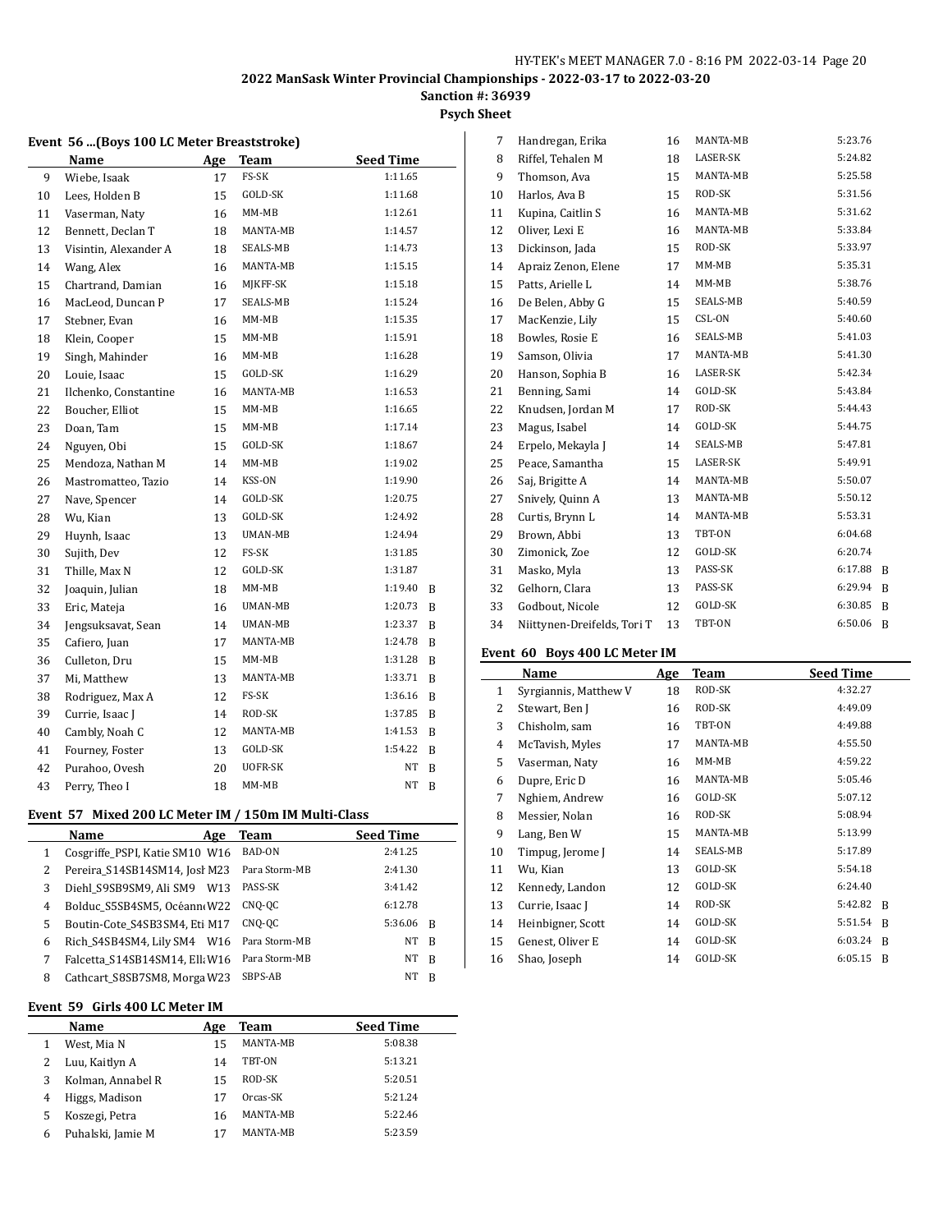# 2022 ManSask Winter Provincial Championships - 2022-03-17 to 2022-03-20

**Sanction #: 36939**

**Psych Sheet**

### Event 56 ...(Boys 100 LC Meter Breaststroke)

| | Name | Age | Team | Seed Time | |
|---|---|---|---|---|---|
| 9 | Wiebe, Isaak | 17 | FS-SK | 1:11.65 | |
| 10 | Lees, Holden B | 15 | GOLD-SK | 1:11.68 | |
| 11 | Vaserman, Naty | 16 | MM-MB | 1:12.61 | |
| 12 | Bennett, Declan T | 18 | MANTA-MB | 1:14.57 | |
| 13 | Visintin, Alexander A | 18 | SEALS-MB | 1:14.73 | |
| 14 | Wang, Alex | 16 | MANTA-MB | 1:15.15 | |
| 15 | Chartrand, Damian | 16 | MJKFF-SK | 1:15.18 | |
| 16 | MacLeod, Duncan P | 17 | SEALS-MB | 1:15.24 | |
| 17 | Stebner, Evan | 16 | MM-MB | 1:15.35 | |
| 18 | Klein, Cooper | 15 | MM-MB | 1:15.91 | |
| 19 | Singh, Mahinder | 16 | MM-MB | 1:16.28 | |
| 20 | Louie, Isaac | 15 | GOLD-SK | 1:16.29 | |
| 21 | Ilchenko, Constantine | 16 | MANTA-MB | 1:16.53 | |
| 22 | Boucher, Elliot | 15 | MM-MB | 1:16.65 | |
| 23 | Doan, Tam | 15 | MM-MB | 1:17.14 | |
| 24 | Nguyen, Obi | 15 | GOLD-SK | 1:18.67 | |
| 25 | Mendoza, Nathan M | 14 | MM-MB | 1:19.02 | |
| 26 | Mastromatteo, Tazio | 14 | KSS-ON | 1:19.90 | |
| 27 | Nave, Spencer | 14 | GOLD-SK | 1:20.75 | |
| 28 | Wu, Kian | 13 | GOLD-SK | 1:24.92 | |
| 29 | Huynh, Isaac | 13 | UMAN-MB | 1:24.94 | |
| 30 | Sujith, Dev | 12 | FS-SK | 1:31.85 | |
| 31 | Thille, Max N | 12 | GOLD-SK | 1:31.87 | |
| 32 | Joaquin, Julian | 18 | MM-MB | 1:19.40 | B |
| 33 | Eric, Mateja | 16 | UMAN-MB | 1:20.73 | B |
| 34 | Jengsuksavat, Sean | 14 | UMAN-MB | 1:23.37 | B |
| 35 | Cafiero, Juan | 17 | MANTA-MB | 1:24.78 | B |
| 36 | Culleton, Dru | 15 | MM-MB | 1:31.28 | B |
| 37 | Mi, Matthew | 13 | MANTA-MB | 1:33.71 | B |
| 38 | Rodriguez, Max A | 12 | FS-SK | 1:36.16 | B |
| 39 | Currie, Isaac J | 14 | ROD-SK | 1:37.85 | B |
| 40 | Cambly, Noah C | 12 | MANTA-MB | 1:41.53 | B |
| 41 | Fourney, Foster | 13 | GOLD-SK | 1:54.22 | B |
| 42 | Purahoo, Ovesh | 20 | UOFR-SK | NT | B |
| 43 | Perry, Theo I | 18 | MM-MB | NT | B |

### Event 57 Mixed 200 LC Meter IM / 150m IM Multi-Class

| | Name | Age | Team | Seed Time | |
|---|---|---|---|---|---|
| 1 | Cosgriffe_PSPI, Katie SM10 | W16 | BAD-ON | 2:41.25 | |
| 2 | Pereira_S14SB14SM14, Josh | M23 | Para Storm-MB | 2:41.30 | |
| 3 | Diehl_S9SB9SM9, Ali SM9 | W13 | PASS-SK | 3:41.42 | |
| 4 | Bolduc_S5SB4SM5, Océann | W22 | CNQ-QC | 6:12.78 | |
| 5 | Boutin-Cote_S4SB3SM4, Eti | M17 | CNQ-QC | 5:36.06 | B |
| 6 | Rich_S4SB4SM4, Lily SM4 | W16 | Para Storm-MB | NT | B |
| 7 | Falcetta_S14SB14SM14, Ell | W16 | Para Storm-MB | NT | B |
| 8 | Cathcart_S8SB7SM8, Morga | W23 | SBPS-AB | NT | B |

### Event 59 Girls 400 LC Meter IM

| | Name | Age | Team | Seed Time | |
|---|---|---|---|---|---|
| 1 | West, Mia N | 15 | MANTA-MB | 5:08.38 | |
| 2 | Luu, Kaitlyn A | 14 | TBT-ON | 5:13.21 | |
| 3 | Kolman, Annabel R | 15 | ROD-SK | 5:20.51 | |
| 4 | Higgs, Madison | 17 | Orcas-SK | 5:21.24 | |
| 5 | Koszegi, Petra | 16 | MANTA-MB | 5:22.46 | |
| 6 | Puhalski, Jamie M | 17 | MANTA-MB | 5:23.59 | |
| 7 | Handregan, Erika | 16 | MANTA-MB | 5:23.76 | |
| 8 | Riffel, Tehalen M | 18 | LASER-SK | 5:24.82 | |
| 9 | Thomson, Ava | 15 | MANTA-MB | 5:25.58 | |
| 10 | Harlos, Ava B | 15 | ROD-SK | 5:31.56 | |
| 11 | Kupina, Caitlin S | 16 | MANTA-MB | 5:31.62 | |
| 12 | Oliver, Lexi E | 16 | MANTA-MB | 5:33.84 | |
| 13 | Dickinson, Jada | 15 | ROD-SK | 5:33.97 | |
| 14 | Apraiz Zenon, Elene | 17 | MM-MB | 5:35.31 | |
| 15 | Patts, Arielle L | 14 | MM-MB | 5:38.76 | |
| 16 | De Belen, Abby G | 15 | SEALS-MB | 5:40.59 | |
| 17 | MacKenzie, Lily | 15 | CSL-ON | 5:40.60 | |
| 18 | Bowles, Rosie E | 16 | SEALS-MB | 5:41.03 | |
| 19 | Samson, Olivia | 17 | MANTA-MB | 5:41.30 | |
| 20 | Hanson, Sophia B | 16 | LASER-SK | 5:42.34 | |
| 21 | Benning, Sami | 14 | GOLD-SK | 5:43.84 | |
| 22 | Knudsen, Jordan M | 17 | ROD-SK | 5:44.43 | |
| 23 | Magus, Isabel | 14 | GOLD-SK | 5:44.75 | |
| 24 | Erpelo, Mekayla J | 14 | SEALS-MB | 5:47.81 | |
| 25 | Peace, Samantha | 15 | LASER-SK | 5:49.91 | |
| 26 | Saj, Brigitte A | 14 | MANTA-MB | 5:50.07 | |
| 27 | Snively, Quinn A | 13 | MANTA-MB | 5:50.12 | |
| 28 | Curtis, Brynn L | 14 | MANTA-MB | 5:53.31 | |
| 29 | Brown, Abbi | 13 | TBT-ON | 6:04.68 | |
| 30 | Zimonick, Zoe | 12 | GOLD-SK | 6:20.74 | |
| 31 | Masko, Myla | 13 | PASS-SK | 6:17.88 | B |
| 32 | Gelhorn, Clara | 13 | PASS-SK | 6:29.94 | B |
| 33 | Godbout, Nicole | 12 | GOLD-SK | 6:30.85 | B |
| 34 | Niittynen-Dreifelds, Tori T | 13 | TBT-ON | 6:50.06 | B |

### Event 60 Boys 400 LC Meter IM

| | Name | Age | Team | Seed Time | |
|---|---|---|---|---|---|
| 1 | Syrgiannis, Matthew V | 18 | ROD-SK | 4:32.27 | |
| 2 | Stewart, Ben J | 16 | ROD-SK | 4:49.09 | |
| 3 | Chisholm, sam | 16 | TBT-ON | 4:49.88 | |
| 4 | McTavish, Myles | 17 | MANTA-MB | 4:55.50 | |
| 5 | Vaserman, Naty | 16 | MM-MB | 4:59.22 | |
| 6 | Dupre, Eric D | 16 | MANTA-MB | 5:05.46 | |
| 7 | Nghiem, Andrew | 16 | GOLD-SK | 5:07.12 | |
| 8 | Messier, Nolan | 16 | ROD-SK | 5:08.94 | |
| 9 | Lang, Ben W | 15 | MANTA-MB | 5:13.99 | |
| 10 | Timpug, Jerome J | 14 | SEALS-MB | 5:17.89 | |
| 11 | Wu, Kian | 13 | GOLD-SK | 5:54.18 | |
| 12 | Kennedy, Landon | 12 | GOLD-SK | 6:24.40 | |
| 13 | Currie, Isaac J | 14 | ROD-SK | 5:42.82 | B |
| 14 | Heinbigner, Scott | 14 | GOLD-SK | 5:51.54 | B |
| 15 | Genest, Oliver E | 14 | GOLD-SK | 6:03.24 | B |
| 16 | Shao, Joseph | 14 | GOLD-SK | 6:05.15 | B |